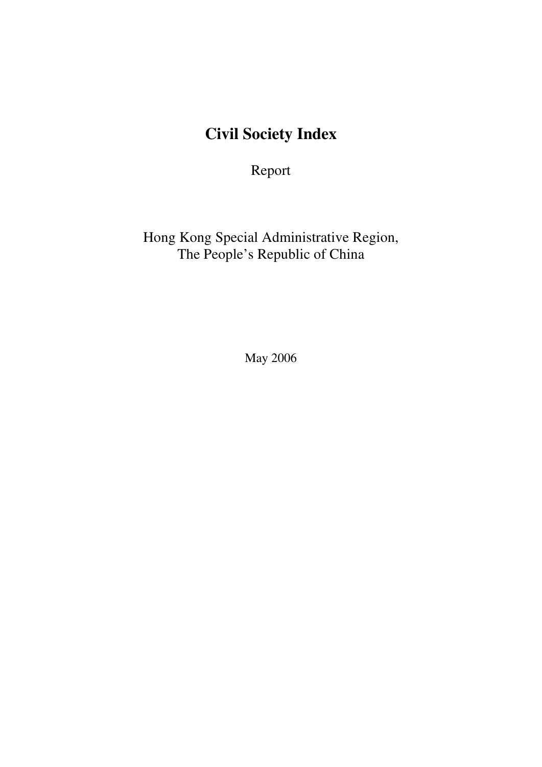# Civil Society Index

Report

Hong Kong Special Administrative Region,
The People's Republic of China

May 2006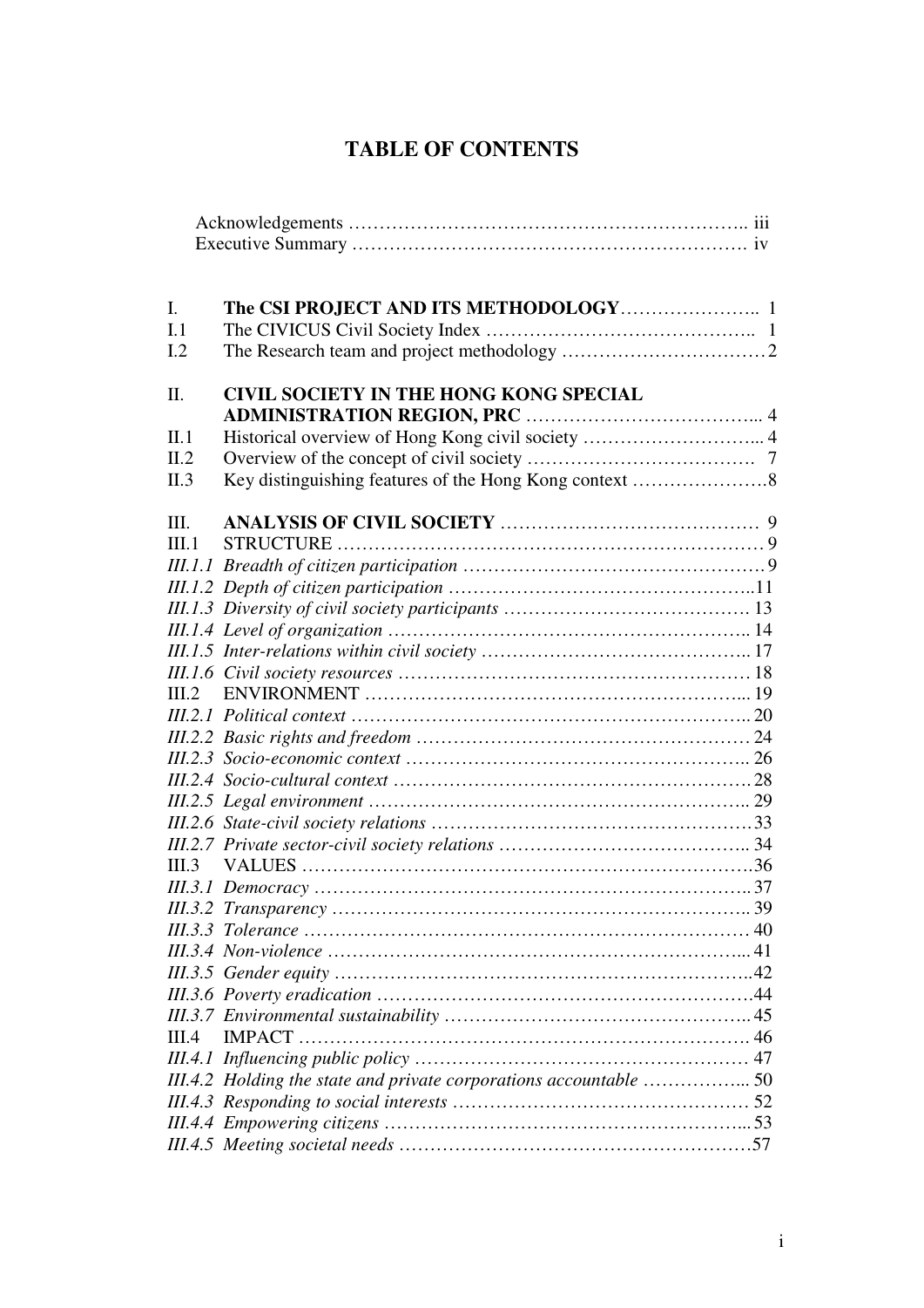# TABLE OF CONTENTS

Acknowledgements …………………………………………………………. iii
Executive Summary ……………………………………………………… iv

I. **The CSI PROJECT AND ITS METHODOLOGY**………………….. 1
I.1 The CIVICUS Civil Society Index …………………………………….. 1
I.2 The Research team and project methodology ……………………………2

II. **CIVIL SOCIETY IN THE HONG KONG SPECIAL ADMINISTRATION REGION, PRC** ………………………………... 4
II.1 Historical overview of Hong Kong civil society ………………………... 4
II.2 Overview of the concept of civil society ………………………………. 7
II.3 Key distinguishing features of the Hong Kong context ………………….8

III. **ANALYSIS OF CIVIL SOCIETY** …………………………………… 9
III.1 STRUCTURE …………………………………………………………… 9
*III.1.1 Breadth of citizen participation* ………………………………………… 9
*III.1.2 Depth of citizen participation* …………………………………………..11
*III.1.3 Diversity of civil society participants* ………………………………… 13
*III.1.4 Level of organization* ………………………………………………….. 14
*III.1.5 Inter-relations within civil society* …………………………………….. 17
*III.1.6 Civil society resources* ………………………………………………… 18
III.2 ENVIRONMENT ……………………………………………………... 19
*III.2.1 Political context* ……………………………………………………….. 20
*III.2.2 Basic rights and freedom* ……………………………………………… 24
*III.2.3 Socio-economic context* ……………………………………………….. 26
*III.2.4 Socio-cultural context* …………………………………………………. 28
*III.2.5 Legal environment* …………………………………………………….. 29
*III.2.6 State-civil society relations* ……………………………………………33
*III.2.7 Private sector-civil society relations* ………………………………….. 34
III.3 VALUES ……………………………………………………………….36
*III.3.1 Democracy* …………………………………………………………….. 37
*III.3.2 Transparency* ………………………………………………………….. 39
*III.3.3 Tolerance* ……………………………………………………………… 40
*III.3.4 Non-violence* …………………………………………………………... 41
*III.3.5 Gender equity* …………………………………………………………..42
*III.3.6 Poverty eradication* …………………………………………………….44
*III.3.7 Environmental sustainability* ………………………………………….. 45
III.4 IMPACT ………………………………………………………………. 46
*III.4.1 Influencing public policy* ……………………………………………… 47
*III.4.2 Holding the state and private corporations accountable* ……………... 50
*III.4.3 Responding to social interests* ………………………………………… 52
*III.4.4 Empowering citizens* …………………………………………………... 53
*III.4.5 Meeting societal needs* …………………………………………………57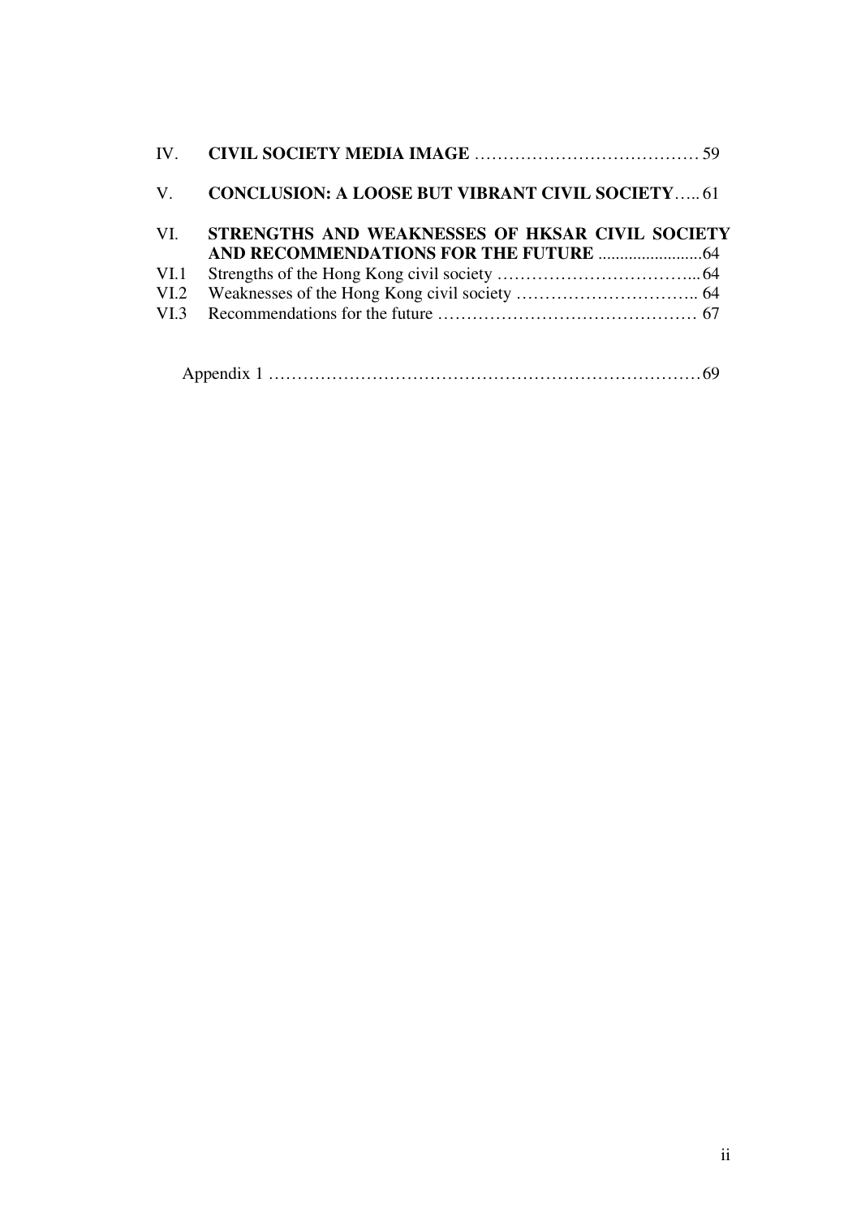IV. **CIVIL SOCIETY MEDIA IMAGE** …………………………………… 59

V. **CONCLUSION: A LOOSE BUT VIBRANT CIVIL SOCIETY**….. 61

VI. **STRENGTHS AND WEAKNESSES OF HKSAR CIVIL SOCIETY AND RECOMMENDATIONS FOR THE FUTURE** ........................64

VI.1 Strengths of the Hong Kong civil society ……………………………... 64

VI.2 Weaknesses of the Hong Kong civil society ………………………….. 64

VI.3 Recommendations for the future ……………………………………… 67

Appendix 1 …………………………………………………………………69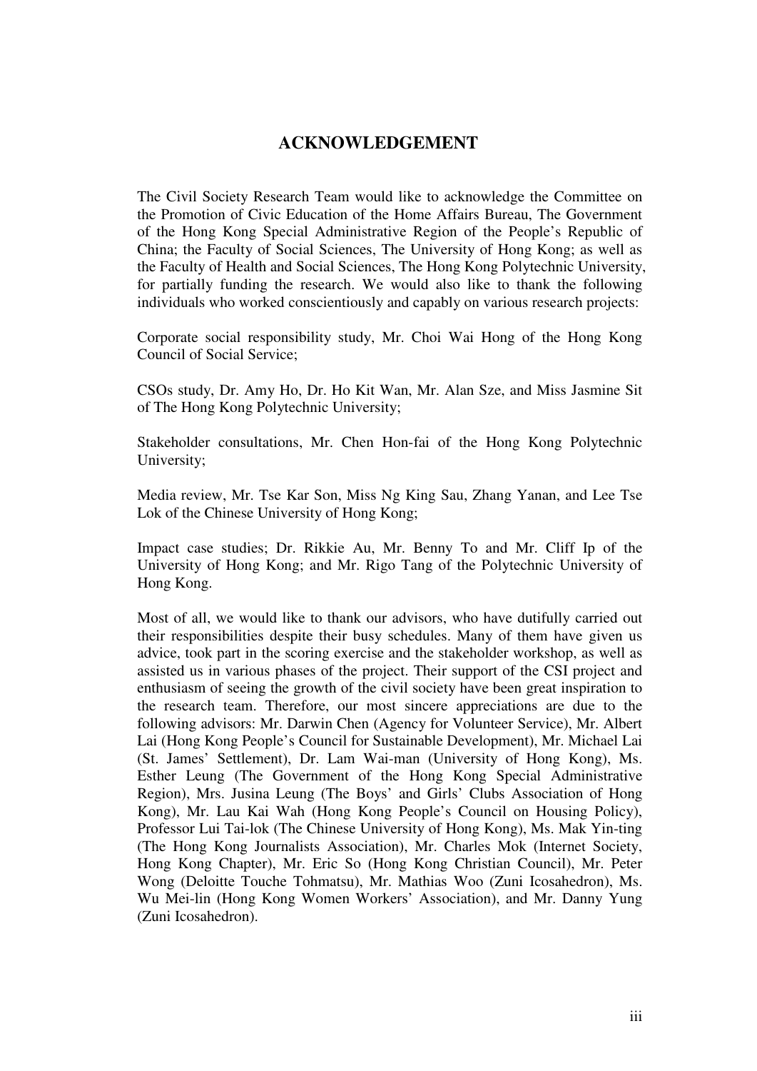## ACKNOWLEDGEMENT

The Civil Society Research Team would like to acknowledge the Committee on the Promotion of Civic Education of the Home Affairs Bureau, The Government of the Hong Kong Special Administrative Region of the People's Republic of China; the Faculty of Social Sciences, The University of Hong Kong; as well as the Faculty of Health and Social Sciences, The Hong Kong Polytechnic University, for partially funding the research. We would also like to thank the following individuals who worked conscientiously and capably on various research projects:

Corporate social responsibility study, Mr. Choi Wai Hong of the Hong Kong Council of Social Service;

CSOs study, Dr. Amy Ho, Dr. Ho Kit Wan, Mr. Alan Sze, and Miss Jasmine Sit of The Hong Kong Polytechnic University;

Stakeholder consultations, Mr. Chen Hon-fai of the Hong Kong Polytechnic University;

Media review, Mr. Tse Kar Son, Miss Ng King Sau, Zhang Yanan, and Lee Tse Lok of the Chinese University of Hong Kong;

Impact case studies; Dr. Rikkie Au, Mr. Benny To and Mr. Cliff Ip of the University of Hong Kong; and Mr. Rigo Tang of the Polytechnic University of Hong Kong.

Most of all, we would like to thank our advisors, who have dutifully carried out their responsibilities despite their busy schedules. Many of them have given us advice, took part in the scoring exercise and the stakeholder workshop, as well as assisted us in various phases of the project. Their support of the CSI project and enthusiasm of seeing the growth of the civil society have been great inspiration to the research team. Therefore, our most sincere appreciations are due to the following advisors: Mr. Darwin Chen (Agency for Volunteer Service), Mr. Albert Lai (Hong Kong People's Council for Sustainable Development), Mr. Michael Lai (St. James' Settlement), Dr. Lam Wai-man (University of Hong Kong), Ms. Esther Leung (The Government of the Hong Kong Special Administrative Region), Mrs. Jusina Leung (The Boys' and Girls' Clubs Association of Hong Kong), Mr. Lau Kai Wah (Hong Kong People's Council on Housing Policy), Professor Lui Tai-lok (The Chinese University of Hong Kong), Ms. Mak Yin-ting (The Hong Kong Journalists Association), Mr. Charles Mok (Internet Society, Hong Kong Chapter), Mr. Eric So (Hong Kong Christian Council), Mr. Peter Wong (Deloitte Touche Tohmatsu), Mr. Mathias Woo (Zuni Icosahedron), Ms. Wu Mei-lin (Hong Kong Women Workers' Association), and Mr. Danny Yung (Zuni Icosahedron).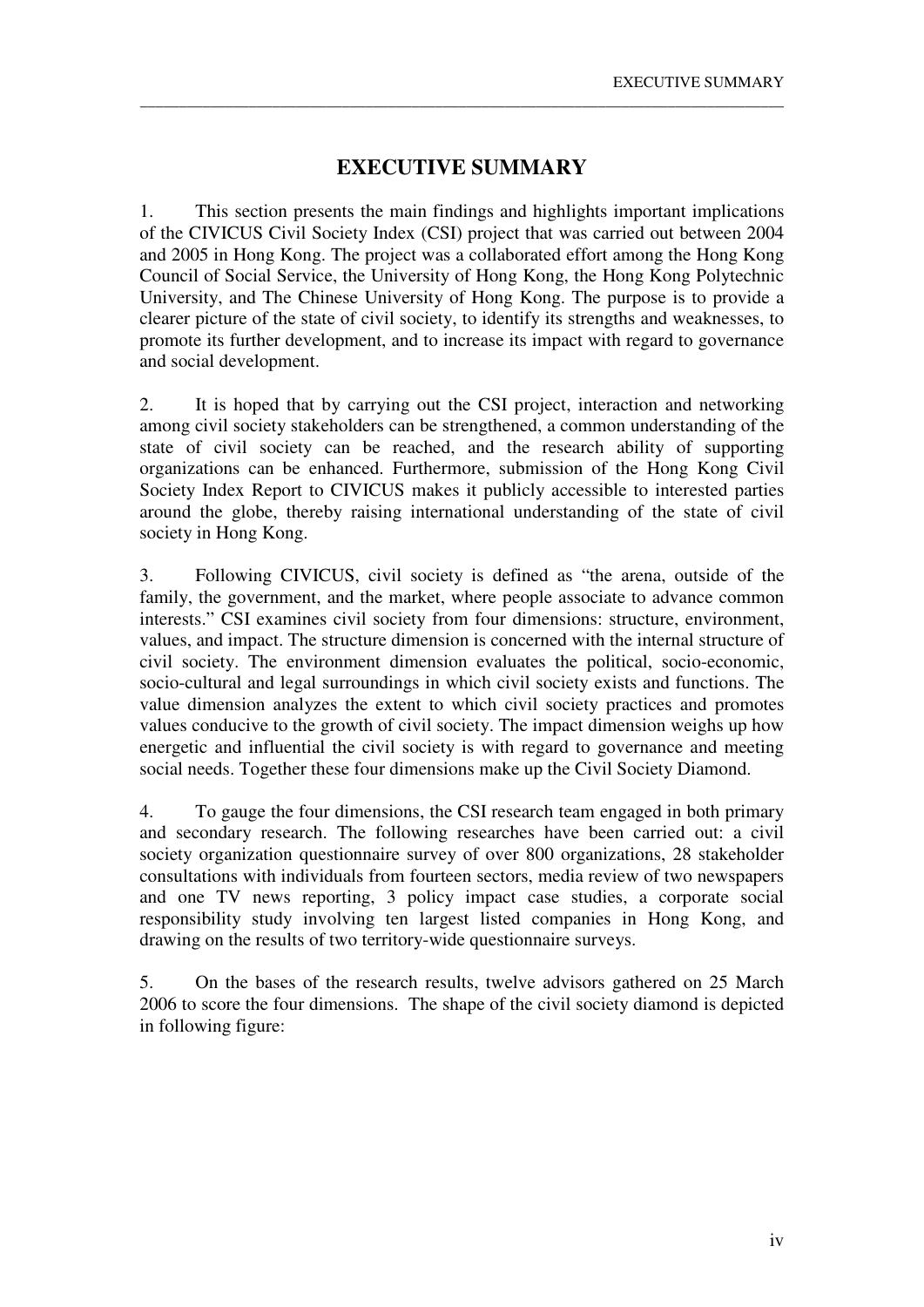# EXECUTIVE SUMMARY

1. This section presents the main findings and highlights important implications of the CIVICUS Civil Society Index (CSI) project that was carried out between 2004 and 2005 in Hong Kong. The project was a collaborated effort among the Hong Kong Council of Social Service, the University of Hong Kong, the Hong Kong Polytechnic University, and The Chinese University of Hong Kong. The purpose is to provide a clearer picture of the state of civil society, to identify its strengths and weaknesses, to promote its further development, and to increase its impact with regard to governance and social development.

2. It is hoped that by carrying out the CSI project, interaction and networking among civil society stakeholders can be strengthened, a common understanding of the state of civil society can be reached, and the research ability of supporting organizations can be enhanced. Furthermore, submission of the Hong Kong Civil Society Index Report to CIVICUS makes it publicly accessible to interested parties around the globe, thereby raising international understanding of the state of civil society in Hong Kong.

3. Following CIVICUS, civil society is defined as "the arena, outside of the family, the government, and the market, where people associate to advance common interests." CSI examines civil society from four dimensions: structure, environment, values, and impact. The structure dimension is concerned with the internal structure of civil society. The environment dimension evaluates the political, socio-economic, socio-cultural and legal surroundings in which civil society exists and functions. The value dimension analyzes the extent to which civil society practices and promotes values conducive to the growth of civil society. The impact dimension weighs up how energetic and influential the civil society is with regard to governance and meeting social needs. Together these four dimensions make up the Civil Society Diamond.

4. To gauge the four dimensions, the CSI research team engaged in both primary and secondary research. The following researches have been carried out: a civil society organization questionnaire survey of over 800 organizations, 28 stakeholder consultations with individuals from fourteen sectors, media review of two newspapers and one TV news reporting, 3 policy impact case studies, a corporate social responsibility study involving ten largest listed companies in Hong Kong, and drawing on the results of two territory-wide questionnaire surveys.

5. On the bases of the research results, twelve advisors gathered on 25 March 2006 to score the four dimensions. The shape of the civil society diamond is depicted in following figure: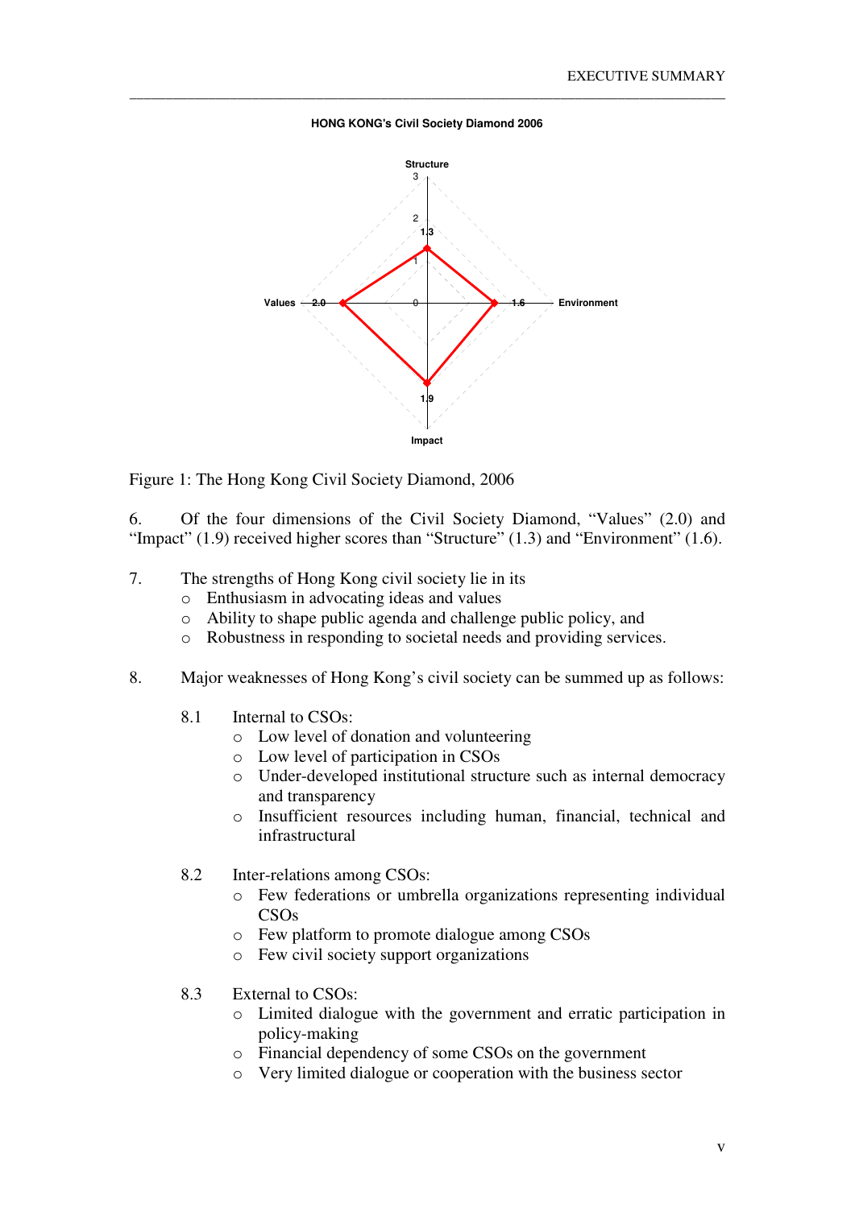HONG KONG's Civil Society Diamond 2006

Figure 1: The Hong Kong Civil Society Diamond, 2006

6. Of the four dimensions of the Civil Society Diamond, "Values" (2.0) and "Impact" (1.9) received higher scores than "Structure" (1.3) and "Environment" (1.6).

7. The strengths of Hong Kong civil society lie in its
   - Enthusiasm in advocating ideas and values
   - Ability to shape public agenda and challenge public policy, and
   - Robustness in responding to societal needs and providing services.

8. Major weaknesses of Hong Kong's civil society can be summed up as follows:

   8.1 Internal to CSOs:
   - Low level of donation and volunteering
   - Low level of participation in CSOs
   - Under-developed institutional structure such as internal democracy and transparency
   - Insufficient resources including human, financial, technical and infrastructural

   8.2 Inter-relations among CSOs:
   - Few federations or umbrella organizations representing individual CSOs
   - Few platform to promote dialogue among CSOs
   - Few civil society support organizations

   8.3 External to CSOs:
   - Limited dialogue with the government and erratic participation in policy-making
   - Financial dependency of some CSOs on the government
   - Very limited dialogue or cooperation with the business sector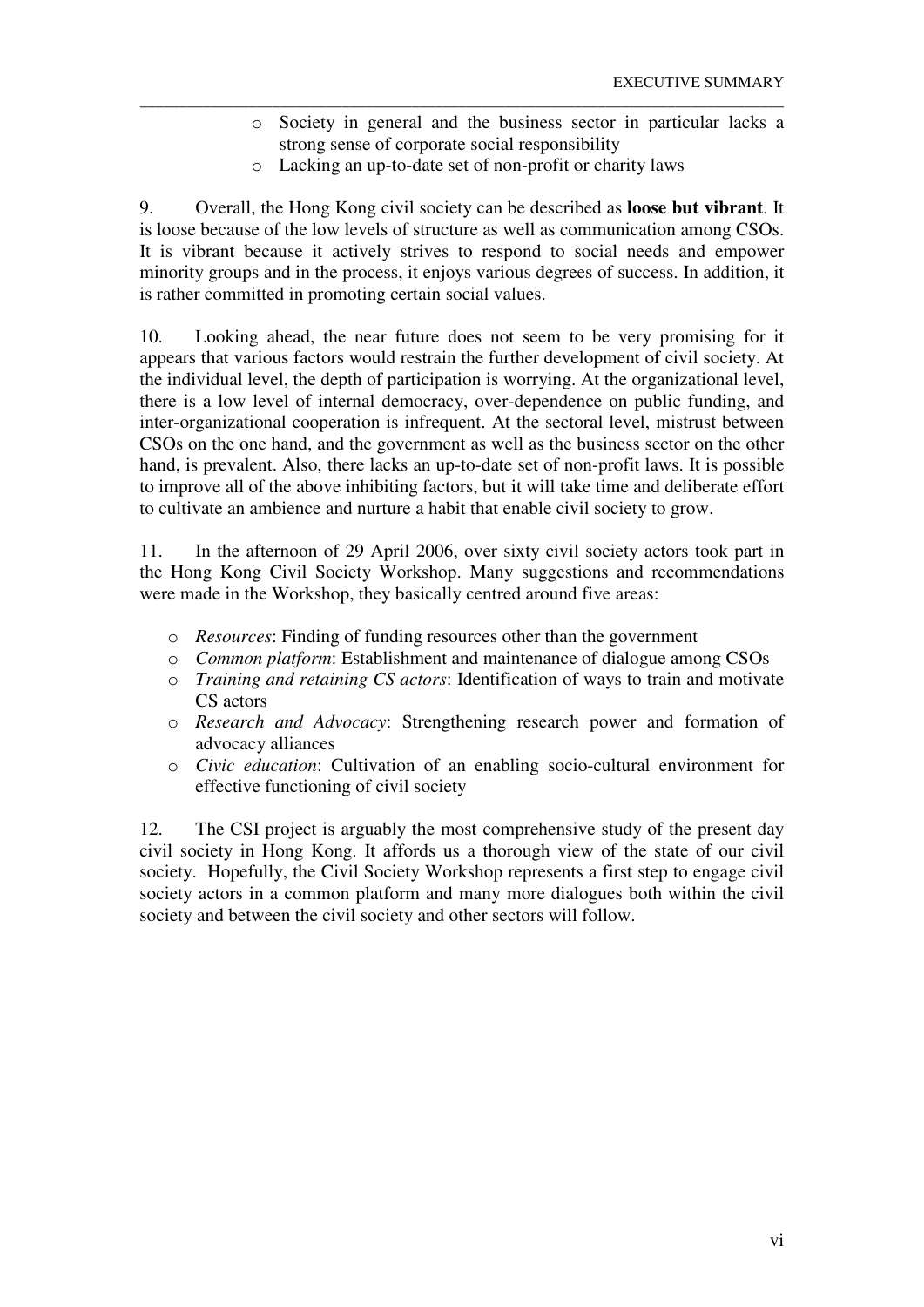- Society in general and the business sector in particular lacks a strong sense of corporate social responsibility
- Lacking an up-to-date set of non-profit or charity laws

9. Overall, the Hong Kong civil society can be described as **loose but vibrant**. It is loose because of the low levels of structure as well as communication among CSOs. It is vibrant because it actively strives to respond to social needs and empower minority groups and in the process, it enjoys various degrees of success. In addition, it is rather committed in promoting certain social values.

10. Looking ahead, the near future does not seem to be very promising for it appears that various factors would restrain the further development of civil society. At the individual level, the depth of participation is worrying. At the organizational level, there is a low level of internal democracy, over-dependence on public funding, and inter-organizational cooperation is infrequent. At the sectoral level, mistrust between CSOs on the one hand, and the government as well as the business sector on the other hand, is prevalent. Also, there lacks an up-to-date set of non-profit laws. It is possible to improve all of the above inhibiting factors, but it will take time and deliberate effort to cultivate an ambience and nurture a habit that enable civil society to grow.

11. In the afternoon of 29 April 2006, over sixty civil society actors took part in the Hong Kong Civil Society Workshop. Many suggestions and recommendations were made in the Workshop, they basically centred around five areas:

- *Resources*: Finding of funding resources other than the government
- *Common platform*: Establishment and maintenance of dialogue among CSOs
- *Training and retaining CS actors*: Identification of ways to train and motivate CS actors
- *Research and Advocacy*: Strengthening research power and formation of advocacy alliances
- *Civic education*: Cultivation of an enabling socio-cultural environment for effective functioning of civil society

12. The CSI project is arguably the most comprehensive study of the present day civil society in Hong Kong. It affords us a thorough view of the state of our civil society. Hopefully, the Civil Society Workshop represents a first step to engage civil society actors in a common platform and many more dialogues both within the civil society and between the civil society and other sectors will follow.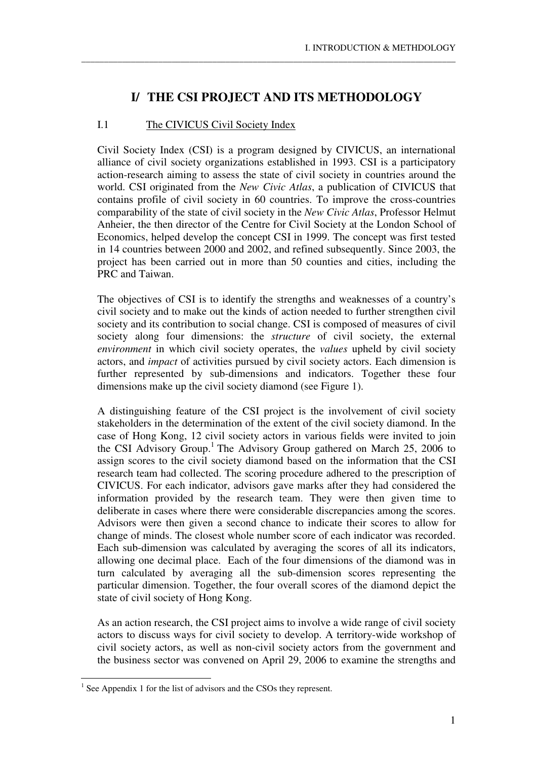# I/ THE CSI PROJECT AND ITS METHODOLOGY

## I.1 The CIVICUS Civil Society Index

Civil Society Index (CSI) is a program designed by CIVICUS, an international alliance of civil society organizations established in 1993. CSI is a participatory action-research aiming to assess the state of civil society in countries around the world. CSI originated from the *New Civic Atlas*, a publication of CIVICUS that contains profile of civil society in 60 countries. To improve the cross-countries comparability of the state of civil society in the *New Civic Atlas*, Professor Helmut Anheier, the then director of the Centre for Civil Society at the London School of Economics, helped develop the concept CSI in 1999. The concept was first tested in 14 countries between 2000 and 2002, and refined subsequently. Since 2003, the project has been carried out in more than 50 counties and cities, including the PRC and Taiwan.

The objectives of CSI is to identify the strengths and weaknesses of a country's civil society and to make out the kinds of action needed to further strengthen civil society and its contribution to social change. CSI is composed of measures of civil society along four dimensions: the *structure* of civil society, the external *environment* in which civil society operates, the *values* upheld by civil society actors, and *impact* of activities pursued by civil society actors. Each dimension is further represented by sub-dimensions and indicators. Together these four dimensions make up the civil society diamond (see Figure 1).

A distinguishing feature of the CSI project is the involvement of civil society stakeholders in the determination of the extent of the civil society diamond. In the case of Hong Kong, 12 civil society actors in various fields were invited to join the CSI Advisory Group.[1] The Advisory Group gathered on March 25, 2006 to assign scores to the civil society diamond based on the information that the CSI research team had collected. The scoring procedure adhered to the prescription of CIVICUS. For each indicator, advisors gave marks after they had considered the information provided by the research team. They were then given time to deliberate in cases where there were considerable discrepancies among the scores. Advisors were then given a second chance to indicate their scores to allow for change of minds. The closest whole number score of each indicator was recorded. Each sub-dimension was calculated by averaging the scores of all its indicators, allowing one decimal place. Each of the four dimensions of the diamond was in turn calculated by averaging all the sub-dimension scores representing the particular dimension. Together, the four overall scores of the diamond depict the state of civil society of Hong Kong.

As an action research, the CSI project aims to involve a wide range of civil society actors to discuss ways for civil society to develop. A territory-wide workshop of civil society actors, as well as non-civil society actors from the government and the business sector was convened on April 29, 2006 to examine the strengths and

[1] See Appendix 1 for the list of advisors and the CSOs they represent.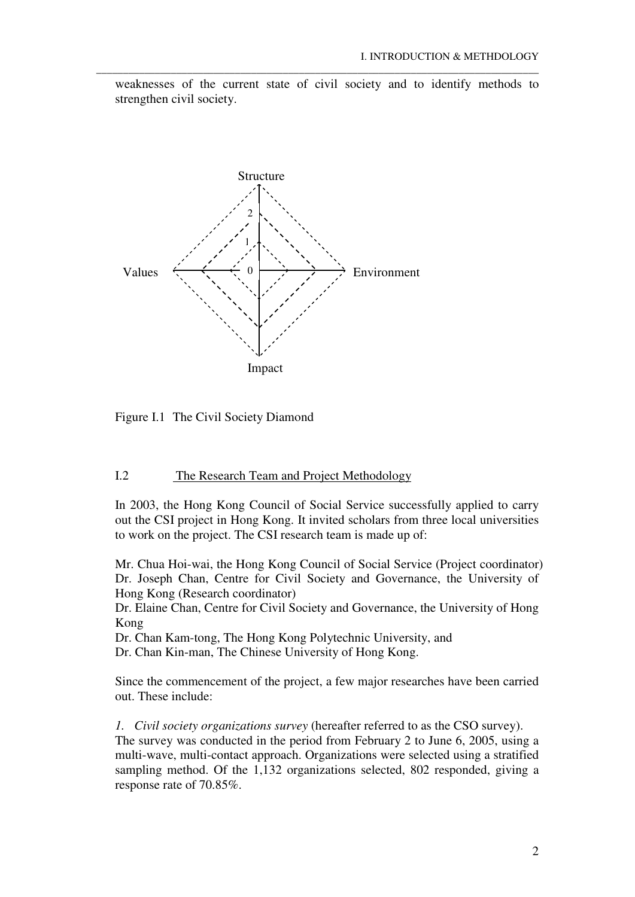weaknesses of the current state of civil society and to identify methods to strengthen civil society.

Structure

2

1

Values 0 Environment

Impact

Figure I.1 The Civil Society Diamond

## I.2 The Research Team and Project Methodology

In 2003, the Hong Kong Council of Social Service successfully applied to carry out the CSI project in Hong Kong. It invited scholars from three local universities to work on the project. The CSI research team is made up of:

Mr. Chua Hoi-wai, the Hong Kong Council of Social Service (Project coordinator)
Dr. Joseph Chan, Centre for Civil Society and Governance, the University of Hong Kong (Research coordinator)
Dr. Elaine Chan, Centre for Civil Society and Governance, the University of Hong Kong
Dr. Chan Kam-tong, The Hong Kong Polytechnic University, and
Dr. Chan Kin-man, The Chinese University of Hong Kong.

Since the commencement of the project, a few major researches have been carried out. These include:

*1. Civil society organizations survey* (hereafter referred to as the CSO survey). The survey was conducted in the period from February 2 to June 6, 2005, using a multi-wave, multi-contact approach. Organizations were selected using a stratified sampling method. Of the 1,132 organizations selected, 802 responded, giving a response rate of 70.85%.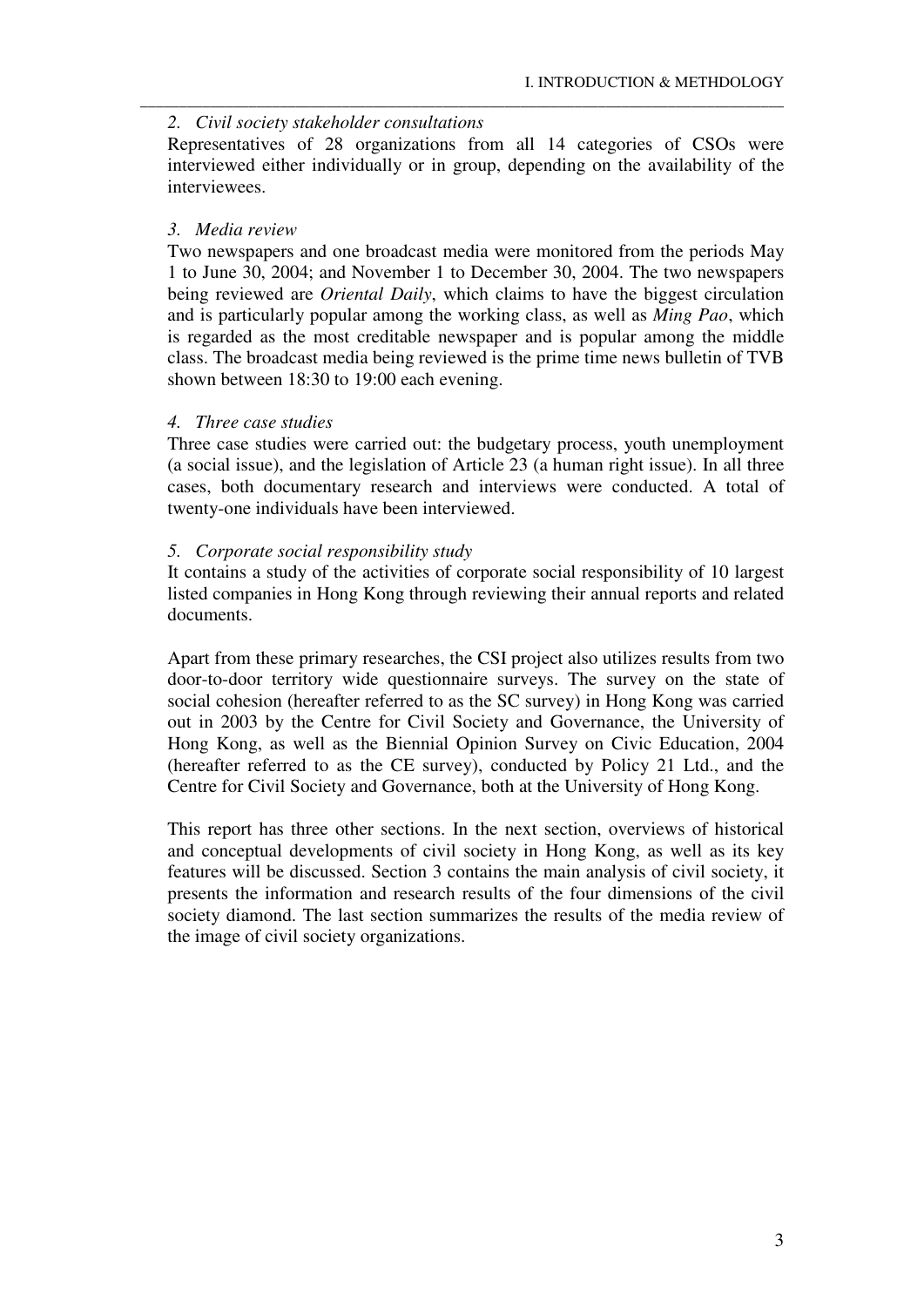*2. Civil society stakeholder consultations*

Representatives of 28 organizations from all 14 categories of CSOs were interviewed either individually or in group, depending on the availability of the interviewees.

*3. Media review*

Two newspapers and one broadcast media were monitored from the periods May 1 to June 30, 2004; and November 1 to December 30, 2004. The two newspapers being reviewed are *Oriental Daily*, which claims to have the biggest circulation and is particularly popular among the working class, as well as *Ming Pao*, which is regarded as the most creditable newspaper and is popular among the middle class. The broadcast media being reviewed is the prime time news bulletin of TVB shown between 18:30 to 19:00 each evening.

*4. Three case studies*

Three case studies were carried out: the budgetary process, youth unemployment (a social issue), and the legislation of Article 23 (a human right issue). In all three cases, both documentary research and interviews were conducted. A total of twenty-one individuals have been interviewed.

*5. Corporate social responsibility study*

It contains a study of the activities of corporate social responsibility of 10 largest listed companies in Hong Kong through reviewing their annual reports and related documents.

Apart from these primary researches, the CSI project also utilizes results from two door-to-door territory wide questionnaire surveys. The survey on the state of social cohesion (hereafter referred to as the SC survey) in Hong Kong was carried out in 2003 by the Centre for Civil Society and Governance, the University of Hong Kong, as well as the Biennial Opinion Survey on Civic Education, 2004 (hereafter referred to as the CE survey), conducted by Policy 21 Ltd., and the Centre for Civil Society and Governance, both at the University of Hong Kong.

This report has three other sections. In the next section, overviews of historical and conceptual developments of civil society in Hong Kong, as well as its key features will be discussed. Section 3 contains the main analysis of civil society, it presents the information and research results of the four dimensions of the civil society diamond. The last section summarizes the results of the media review of the image of civil society organizations.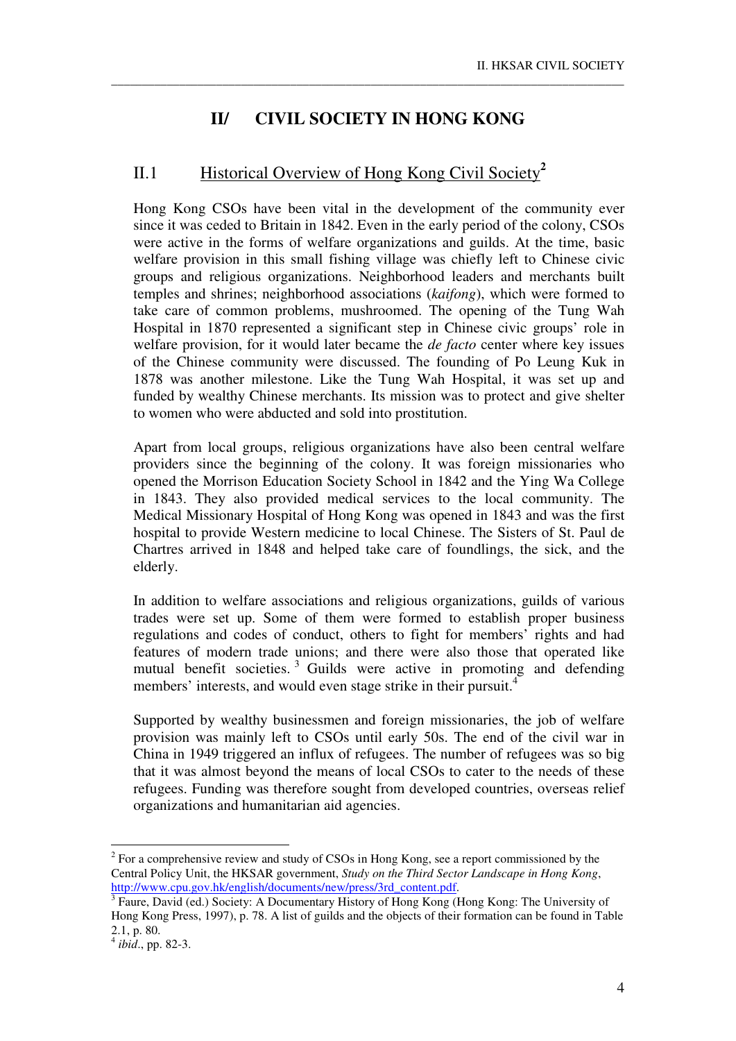# II/ CIVIL SOCIETY IN HONG KONG

## II.1 Historical Overview of Hong Kong Civil Society[2]

Hong Kong CSOs have been vital in the development of the community ever since it was ceded to Britain in 1842. Even in the early period of the colony, CSOs were active in the forms of welfare organizations and guilds. At the time, basic welfare provision in this small fishing village was chiefly left to Chinese civic groups and religious organizations. Neighborhood leaders and merchants built temples and shrines; neighborhood associations (*kaifong*), which were formed to take care of common problems, mushroomed. The opening of the Tung Wah Hospital in 1870 represented a significant step in Chinese civic groups' role in welfare provision, for it would later became the *de facto* center where key issues of the Chinese community were discussed. The founding of Po Leung Kuk in 1878 was another milestone. Like the Tung Wah Hospital, it was set up and funded by wealthy Chinese merchants. Its mission was to protect and give shelter to women who were abducted and sold into prostitution.

Apart from local groups, religious organizations have also been central welfare providers since the beginning of the colony. It was foreign missionaries who opened the Morrison Education Society School in 1842 and the Ying Wa College in 1843. They also provided medical services to the local community. The Medical Missionary Hospital of Hong Kong was opened in 1843 and was the first hospital to provide Western medicine to local Chinese. The Sisters of St. Paul de Chartres arrived in 1848 and helped take care of foundlings, the sick, and the elderly.

In addition to welfare associations and religious organizations, guilds of various trades were set up. Some of them were formed to establish proper business regulations and codes of conduct, others to fight for members' rights and had features of modern trade unions; and there were also those that operated like mutual benefit societies.[3] Guilds were active in promoting and defending members' interests, and would even stage strike in their pursuit.[4]

Supported by wealthy businessmen and foreign missionaries, the job of welfare provision was mainly left to CSOs until early 50s. The end of the civil war in China in 1949 triggered an influx of refugees. The number of refugees was so big that it was almost beyond the means of local CSOs to cater to the needs of these refugees. Funding was therefore sought from developed countries, overseas relief organizations and humanitarian aid agencies.

---

[2] For a comprehensive review and study of CSOs in Hong Kong, see a report commissioned by the Central Policy Unit, the HKSAR government, *Study on the Third Sector Landscape in Hong Kong*, http://www.cpu.gov.hk/english/documents/new/press/3rd_content.pdf.

[3] Faure, David (ed.) Society: A Documentary History of Hong Kong (Hong Kong: The University of Hong Kong Press, 1997), p. 78. A list of guilds and the objects of their formation can be found in Table 2.1, p. 80.

[4] *ibid*., pp. 82-3.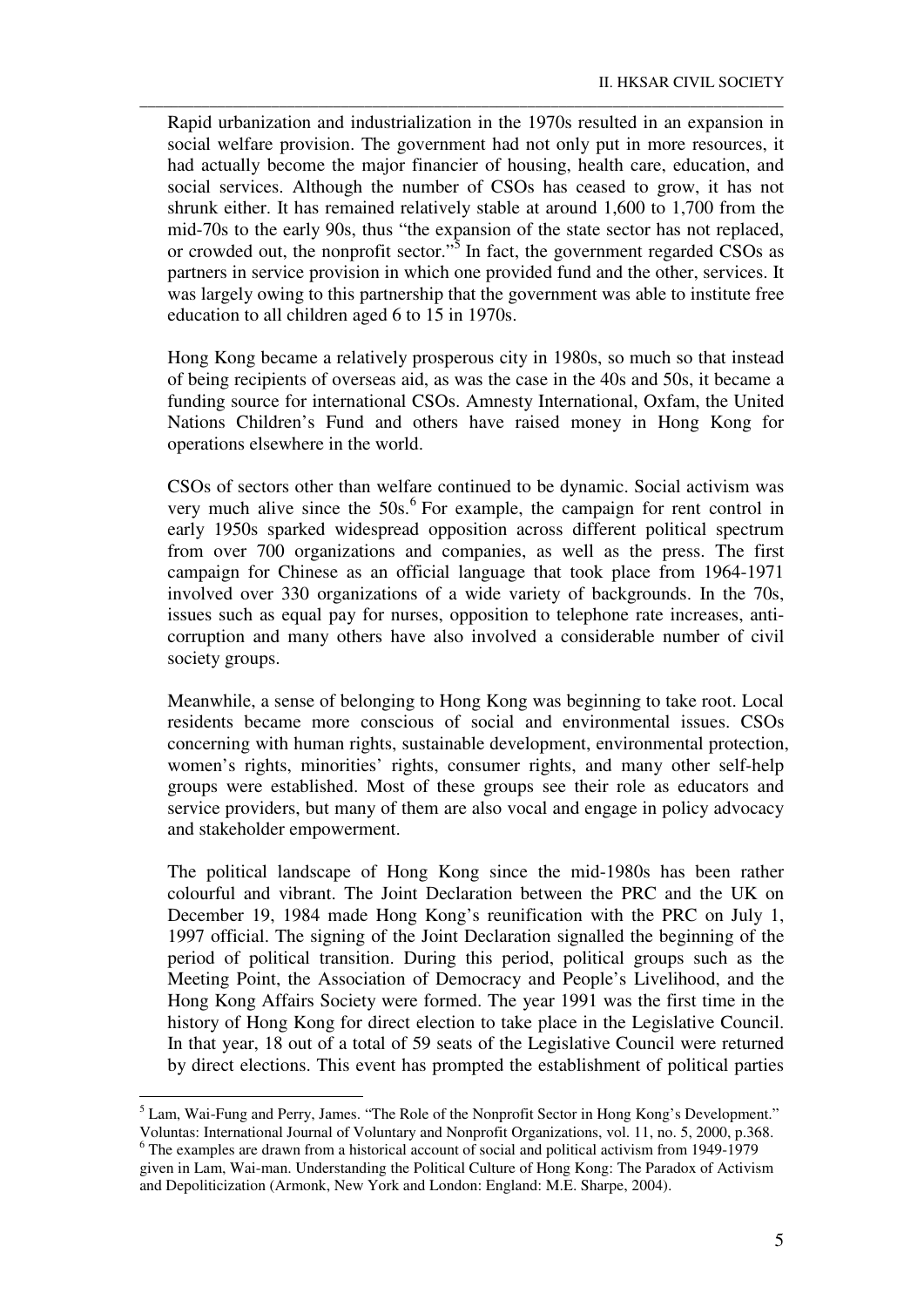Rapid urbanization and industrialization in the 1970s resulted in an expansion in social welfare provision. The government had not only put in more resources, it had actually become the major financier of housing, health care, education, and social services. Although the number of CSOs has ceased to grow, it has not shrunk either. It has remained relatively stable at around 1,600 to 1,700 from the mid-70s to the early 90s, thus "the expansion of the state sector has not replaced, or crowded out, the nonprofit sector."[5] In fact, the government regarded CSOs as partners in service provision in which one provided fund and the other, services. It was largely owing to this partnership that the government was able to institute free education to all children aged 6 to 15 in 1970s.

Hong Kong became a relatively prosperous city in 1980s, so much so that instead of being recipients of overseas aid, as was the case in the 40s and 50s, it became a funding source for international CSOs. Amnesty International, Oxfam, the United Nations Children's Fund and others have raised money in Hong Kong for operations elsewhere in the world.

CSOs of sectors other than welfare continued to be dynamic. Social activism was very much alive since the 50s.[6] For example, the campaign for rent control in early 1950s sparked widespread opposition across different political spectrum from over 700 organizations and companies, as well as the press. The first campaign for Chinese as an official language that took place from 1964-1971 involved over 330 organizations of a wide variety of backgrounds. In the 70s, issues such as equal pay for nurses, opposition to telephone rate increases, anti-corruption and many others have also involved a considerable number of civil society groups.

Meanwhile, a sense of belonging to Hong Kong was beginning to take root. Local residents became more conscious of social and environmental issues. CSOs concerning with human rights, sustainable development, environmental protection, women's rights, minorities' rights, consumer rights, and many other self-help groups were established. Most of these groups see their role as educators and service providers, but many of them are also vocal and engage in policy advocacy and stakeholder empowerment.

The political landscape of Hong Kong since the mid-1980s has been rather colourful and vibrant. The Joint Declaration between the PRC and the UK on December 19, 1984 made Hong Kong's reunification with the PRC on July 1, 1997 official. The signing of the Joint Declaration signalled the beginning of the period of political transition. During this period, political groups such as the Meeting Point, the Association of Democracy and People's Livelihood, and the Hong Kong Affairs Society were formed. The year 1991 was the first time in the history of Hong Kong for direct election to take place in the Legislative Council. In that year, 18 out of a total of 59 seats of the Legislative Council were returned by direct elections. This event has prompted the establishment of political parties

---

[5] Lam, Wai-Fung and Perry, James. "The Role of the Nonprofit Sector in Hong Kong's Development." Voluntas: International Journal of Voluntary and Nonprofit Organizations, vol. 11, no. 5, 2000, p.368.

[6] The examples are drawn from a historical account of social and political activism from 1949-1979 given in Lam, Wai-man. Understanding the Political Culture of Hong Kong: The Paradox of Activism and Depoliticization (Armonk, New York and London: England: M.E. Sharpe, 2004).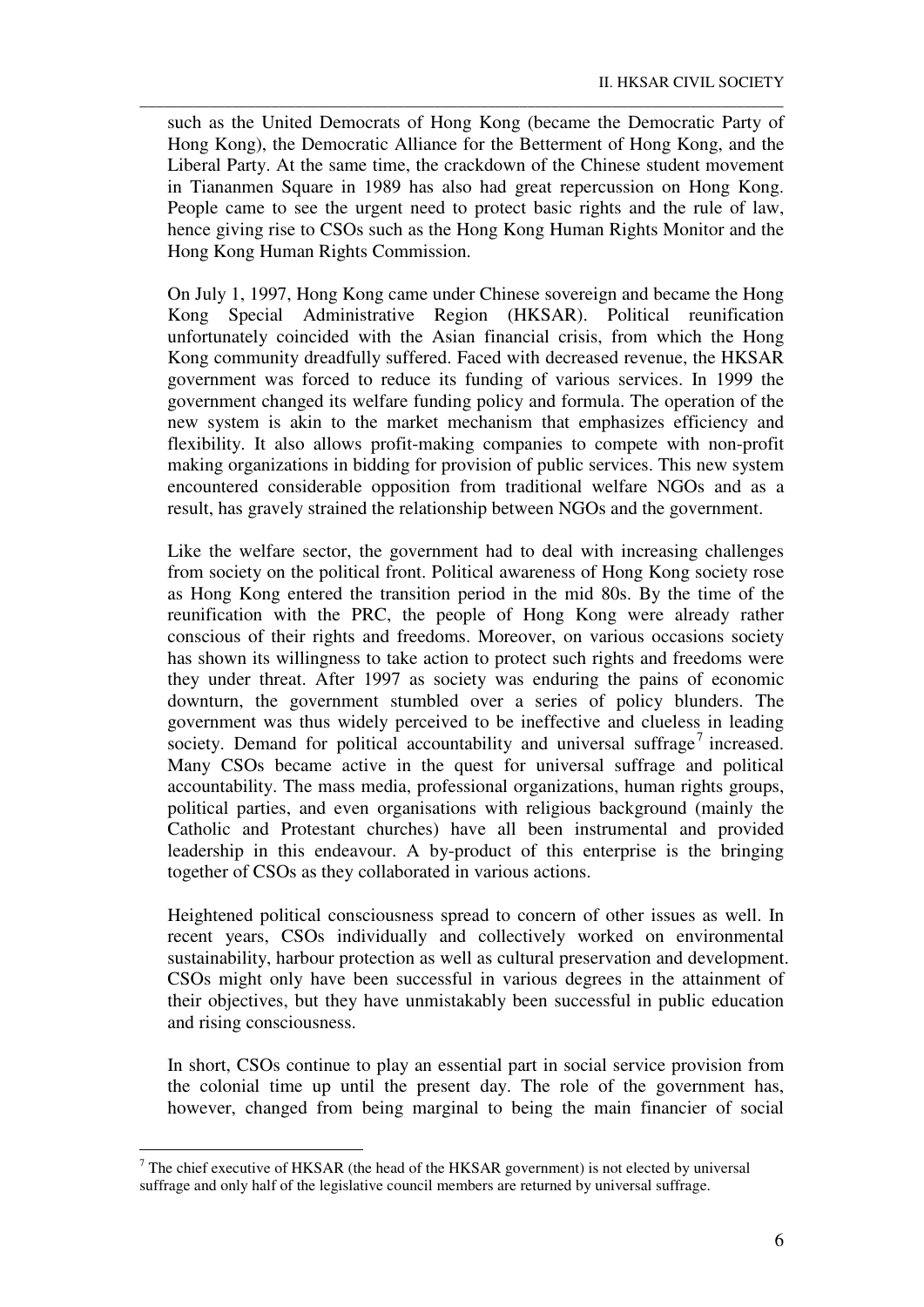such as the United Democrats of Hong Kong (became the Democratic Party of Hong Kong), the Democratic Alliance for the Betterment of Hong Kong, and the Liberal Party. At the same time, the crackdown of the Chinese student movement in Tiananmen Square in 1989 has also had great repercussion on Hong Kong. People came to see the urgent need to protect basic rights and the rule of law, hence giving rise to CSOs such as the Hong Kong Human Rights Monitor and the Hong Kong Human Rights Commission.

On July 1, 1997, Hong Kong came under Chinese sovereign and became the Hong Kong Special Administrative Region (HKSAR). Political reunification unfortunately coincided with the Asian financial crisis, from which the Hong Kong community dreadfully suffered. Faced with decreased revenue, the HKSAR government was forced to reduce its funding of various services. In 1999 the government changed its welfare funding policy and formula. The operation of the new system is akin to the market mechanism that emphasizes efficiency and flexibility. It also allows profit-making companies to compete with non-profit making organizations in bidding for provision of public services. This new system encountered considerable opposition from traditional welfare NGOs and as a result, has gravely strained the relationship between NGOs and the government.

Like the welfare sector, the government had to deal with increasing challenges from society on the political front. Political awareness of Hong Kong society rose as Hong Kong entered the transition period in the mid 80s. By the time of the reunification with the PRC, the people of Hong Kong were already rather conscious of their rights and freedoms. Moreover, on various occasions society has shown its willingness to take action to protect such rights and freedoms were they under threat. After 1997 as society was enduring the pains of economic downturn, the government stumbled over a series of policy blunders. The government was thus widely perceived to be ineffective and clueless in leading society. Demand for political accountability and universal suffrage[7] increased. Many CSOs became active in the quest for universal suffrage and political accountability. The mass media, professional organizations, human rights groups, political parties, and even organisations with religious background (mainly the Catholic and Protestant churches) have all been instrumental and provided leadership in this endeavour. A by-product of this enterprise is the bringing together of CSOs as they collaborated in various actions.

Heightened political consciousness spread to concern of other issues as well. In recent years, CSOs individually and collectively worked on environmental sustainability, harbour protection as well as cultural preservation and development. CSOs might only have been successful in various degrees in the attainment of their objectives, but they have unmistakably been successful in public education and rising consciousness.

In short, CSOs continue to play an essential part in social service provision from the colonial time up until the present day. The role of the government has, however, changed from being marginal to being the main financier of social

---

[7] The chief executive of HKSAR (the head of the HKSAR government) is not elected by universal suffrage and only half of the legislative council members are returned by universal suffrage.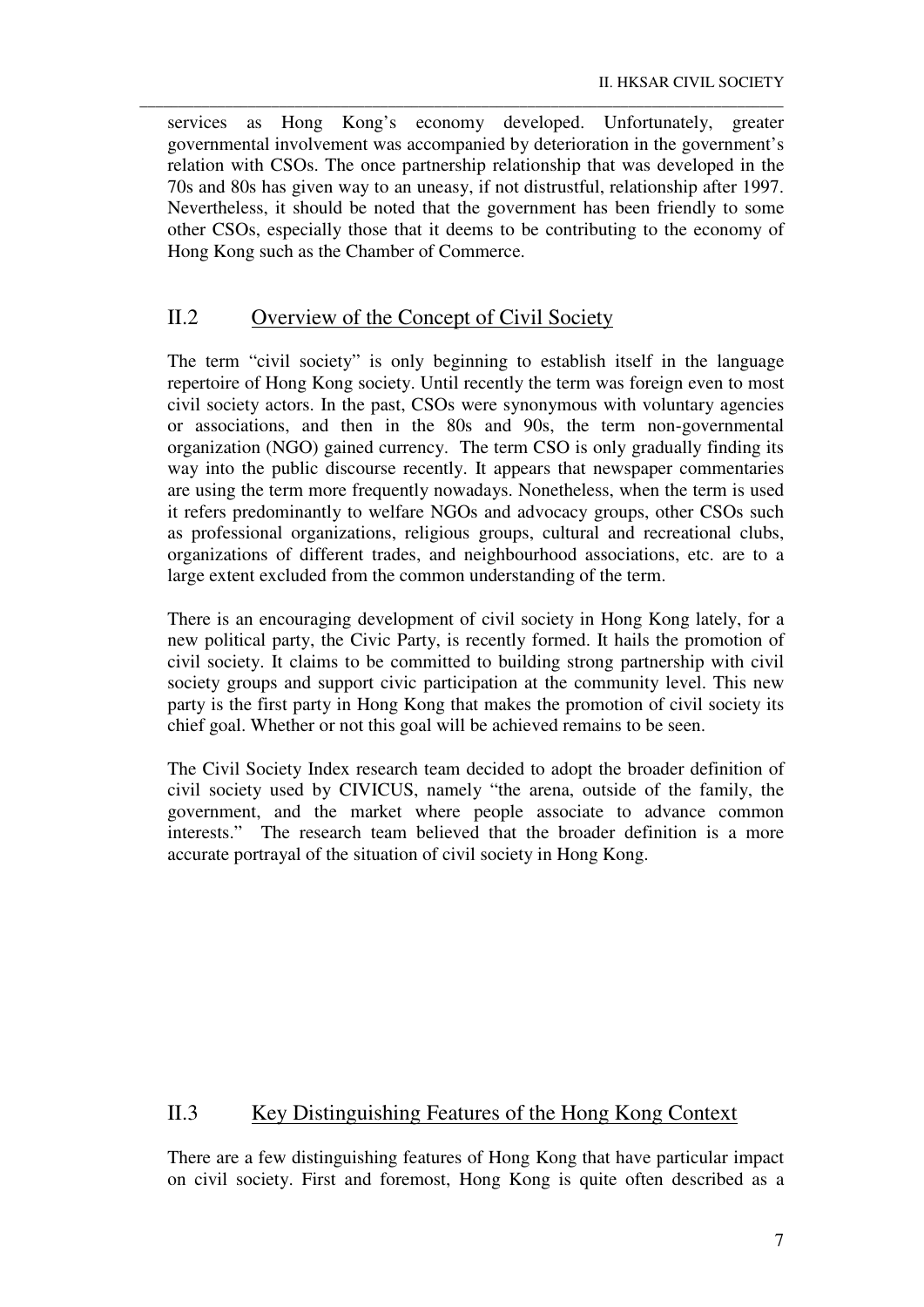services as Hong Kong's economy developed. Unfortunately, greater governmental involvement was accompanied by deterioration in the government's relation with CSOs. The once partnership relationship that was developed in the 70s and 80s has given way to an uneasy, if not distrustful, relationship after 1997. Nevertheless, it should be noted that the government has been friendly to some other CSOs, especially those that it deems to be contributing to the economy of Hong Kong such as the Chamber of Commerce.

## II.2 Overview of the Concept of Civil Society

The term "civil society" is only beginning to establish itself in the language repertoire of Hong Kong society. Until recently the term was foreign even to most civil society actors. In the past, CSOs were synonymous with voluntary agencies or associations, and then in the 80s and 90s, the term non-governmental organization (NGO) gained currency. The term CSO is only gradually finding its way into the public discourse recently. It appears that newspaper commentaries are using the term more frequently nowadays. Nonetheless, when the term is used it refers predominantly to welfare NGOs and advocacy groups, other CSOs such as professional organizations, religious groups, cultural and recreational clubs, organizations of different trades, and neighbourhood associations, etc. are to a large extent excluded from the common understanding of the term.

There is an encouraging development of civil society in Hong Kong lately, for a new political party, the Civic Party, is recently formed. It hails the promotion of civil society. It claims to be committed to building strong partnership with civil society groups and support civic participation at the community level. This new party is the first party in Hong Kong that makes the promotion of civil society its chief goal. Whether or not this goal will be achieved remains to be seen.

The Civil Society Index research team decided to adopt the broader definition of civil society used by CIVICUS, namely "the arena, outside of the family, the government, and the market where people associate to advance common interests." The research team believed that the broader definition is a more accurate portrayal of the situation of civil society in Hong Kong.

## II.3 Key Distinguishing Features of the Hong Kong Context

There are a few distinguishing features of Hong Kong that have particular impact on civil society. First and foremost, Hong Kong is quite often described as a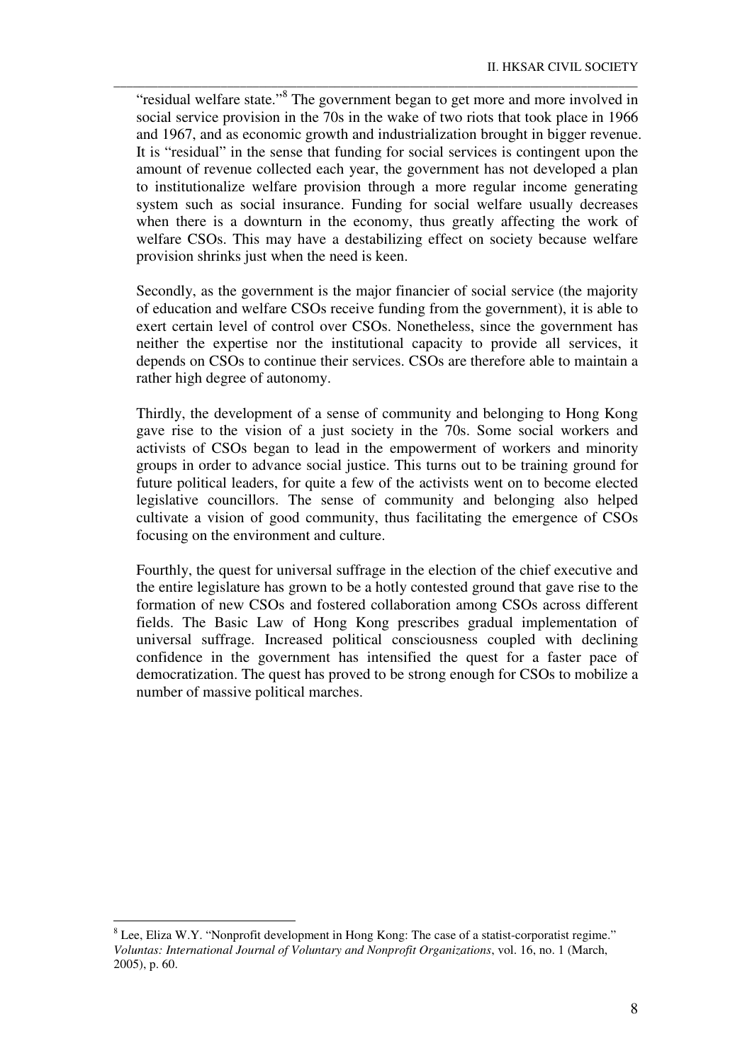"residual welfare state."[8] The government began to get more and more involved in social service provision in the 70s in the wake of two riots that took place in 1966 and 1967, and as economic growth and industrialization brought in bigger revenue. It is "residual" in the sense that funding for social services is contingent upon the amount of revenue collected each year, the government has not developed a plan to institutionalize welfare provision through a more regular income generating system such as social insurance. Funding for social welfare usually decreases when there is a downturn in the economy, thus greatly affecting the work of welfare CSOs. This may have a destabilizing effect on society because welfare provision shrinks just when the need is keen.

Secondly, as the government is the major financier of social service (the majority of education and welfare CSOs receive funding from the government), it is able to exert certain level of control over CSOs. Nonetheless, since the government has neither the expertise nor the institutional capacity to provide all services, it depends on CSOs to continue their services. CSOs are therefore able to maintain a rather high degree of autonomy.

Thirdly, the development of a sense of community and belonging to Hong Kong gave rise to the vision of a just society in the 70s. Some social workers and activists of CSOs began to lead in the empowerment of workers and minority groups in order to advance social justice. This turns out to be training ground for future political leaders, for quite a few of the activists went on to become elected legislative councillors. The sense of community and belonging also helped cultivate a vision of good community, thus facilitating the emergence of CSOs focusing on the environment and culture.

Fourthly, the quest for universal suffrage in the election of the chief executive and the entire legislature has grown to be a hotly contested ground that gave rise to the formation of new CSOs and fostered collaboration among CSOs across different fields. The Basic Law of Hong Kong prescribes gradual implementation of universal suffrage. Increased political consciousness coupled with declining confidence in the government has intensified the quest for a faster pace of democratization. The quest has proved to be strong enough for CSOs to mobilize a number of massive political marches.

---

[8] Lee, Eliza W.Y. "Nonprofit development in Hong Kong: The case of a statist-corporatist regime." *Voluntas: International Journal of Voluntary and Nonprofit Organizations*, vol. 16, no. 1 (March, 2005), p. 60.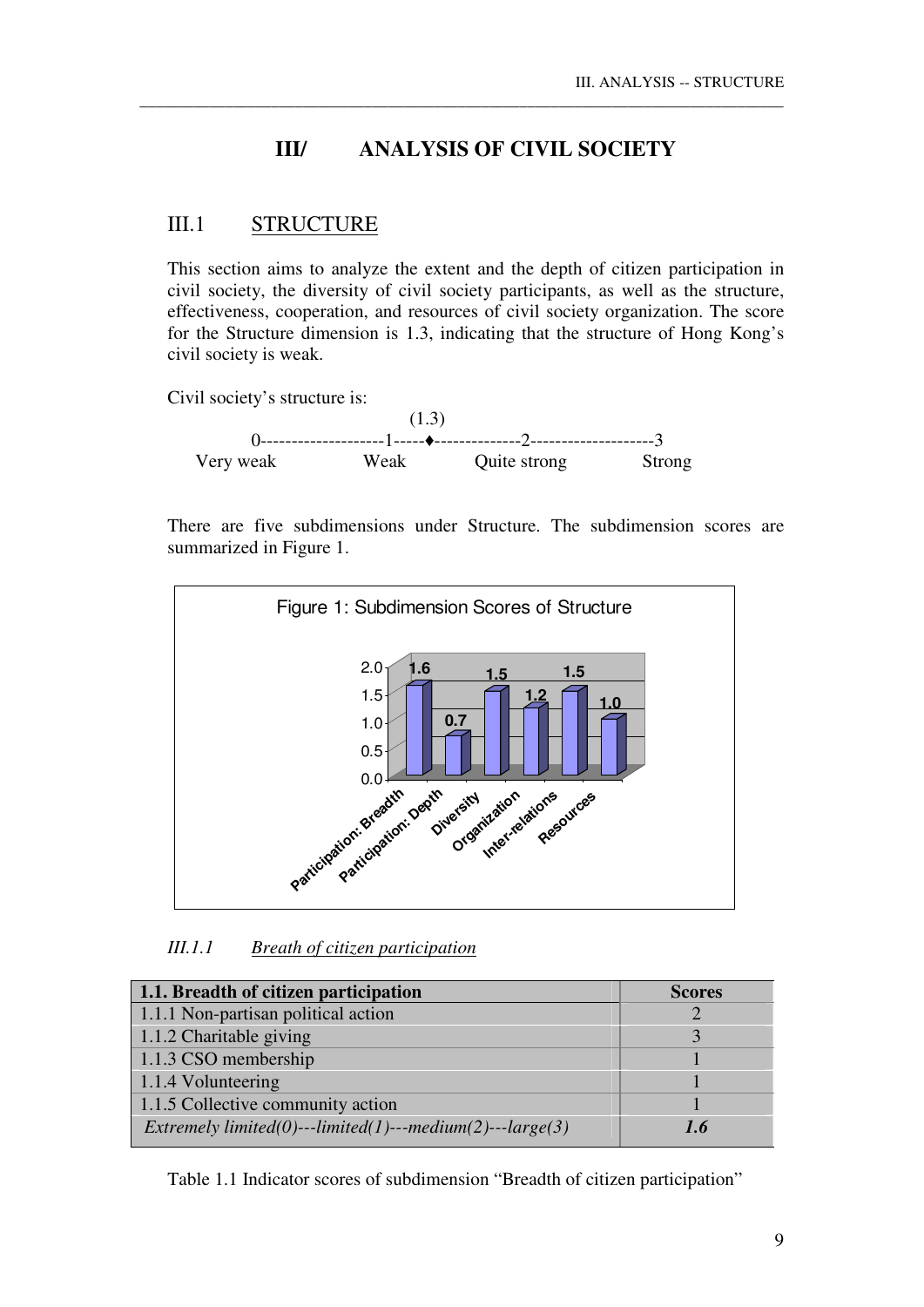# III/ ANALYSIS OF CIVIL SOCIETY

## III.1 STRUCTURE

This section aims to analyze the extent and the depth of citizen participation in civil society, the diversity of civil society participants, as well as the structure, effectiveness, cooperation, and resources of civil society organization. The score for the Structure dimension is 1.3, indicating that the structure of Hong Kong's civil society is weak.

Civil society's structure is:

```
                          (1.3)
0--------------------1-----♦--------------2--------------------3
Very weak              Weak          Quite strong              Strong
```

There are five subdimensions under Structure. The subdimension scores are summarized in Figure 1.

Figure 1: Subdimension Scores of Structure

| Subdimension | Score |
|---|---|
| Participation: Breadth | 1.6 |
| Participation: Depth | 0.7 |
| Diversity | 1.5 |
| Organization | 1.2 |
| Inter-relations | 1.5 |
| Resources | 1.0 |

### *III.1.1 Breath of citizen participation*

| 1.1. Breadth of citizen participation | Scores |
|---|---|
| 1.1.1 Non-partisan political action | 2 |
| 1.1.2 Charitable giving | 3 |
| 1.1.3 CSO membership | 1 |
| 1.1.4 Volunteering | 1 |
| 1.1.5 Collective community action | 1 |
| *Extremely limited(0)---limited(1)---medium(2)---large(3)* | ***1.6*** |

Table 1.1 Indicator scores of subdimension "Breadth of citizen participation"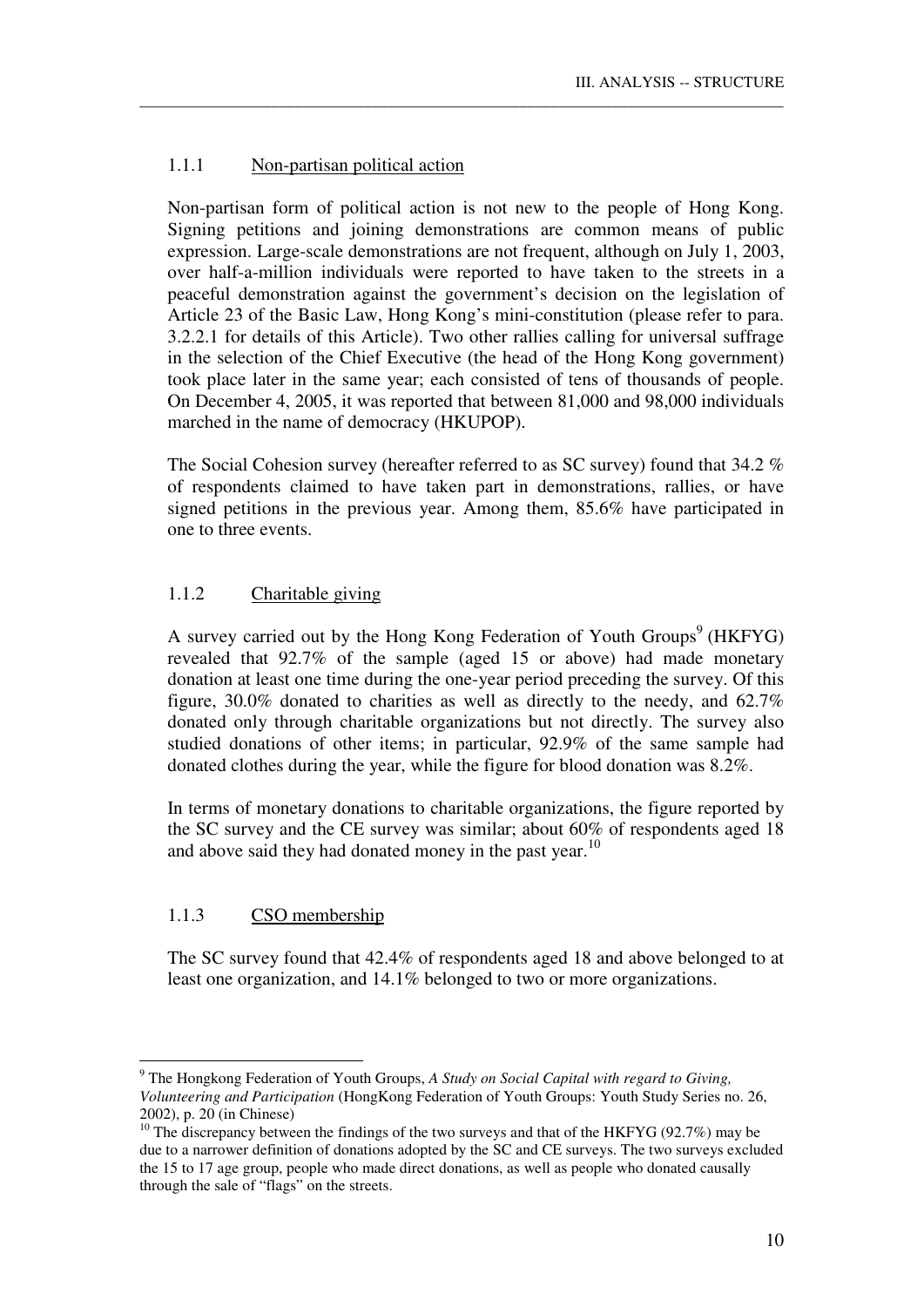### 1.1.1 Non-partisan political action

Non-partisan form of political action is not new to the people of Hong Kong. Signing petitions and joining demonstrations are common means of public expression. Large-scale demonstrations are not frequent, although on July 1, 2003, over half-a-million individuals were reported to have taken to the streets in a peaceful demonstration against the government's decision on the legislation of Article 23 of the Basic Law, Hong Kong's mini-constitution (please refer to para. 3.2.2.1 for details of this Article). Two other rallies calling for universal suffrage in the selection of the Chief Executive (the head of the Hong Kong government) took place later in the same year; each consisted of tens of thousands of people. On December 4, 2005, it was reported that between 81,000 and 98,000 individuals marched in the name of democracy (HKUPOP).

The Social Cohesion survey (hereafter referred to as SC survey) found that 34.2 % of respondents claimed to have taken part in demonstrations, rallies, or have signed petitions in the previous year. Among them, 85.6% have participated in one to three events.

### 1.1.2 Charitable giving

A survey carried out by the Hong Kong Federation of Youth Groups[9] (HKFYG) revealed that 92.7% of the sample (aged 15 or above) had made monetary donation at least one time during the one-year period preceding the survey. Of this figure, 30.0% donated to charities as well as directly to the needy, and 62.7% donated only through charitable organizations but not directly. The survey also studied donations of other items; in particular, 92.9% of the same sample had donated clothes during the year, while the figure for blood donation was 8.2%.

In terms of monetary donations to charitable organizations, the figure reported by the SC survey and the CE survey was similar; about 60% of respondents aged 18 and above said they had donated money in the past year.[10]

### 1.1.3 CSO membership

The SC survey found that 42.4% of respondents aged 18 and above belonged to at least one organization, and 14.1% belonged to two or more organizations.

---

[9] The Hongkong Federation of Youth Groups, *A Study on Social Capital with regard to Giving, Volunteering and Participation* (HongKong Federation of Youth Groups: Youth Study Series no. 26, 2002), p. 20 (in Chinese)

[10] The discrepancy between the findings of the two surveys and that of the HKFYG (92.7%) may be due to a narrower definition of donations adopted by the SC and CE surveys. The two surveys excluded the 15 to 17 age group, people who made direct donations, as well as people who donated causally through the sale of "flags" on the streets.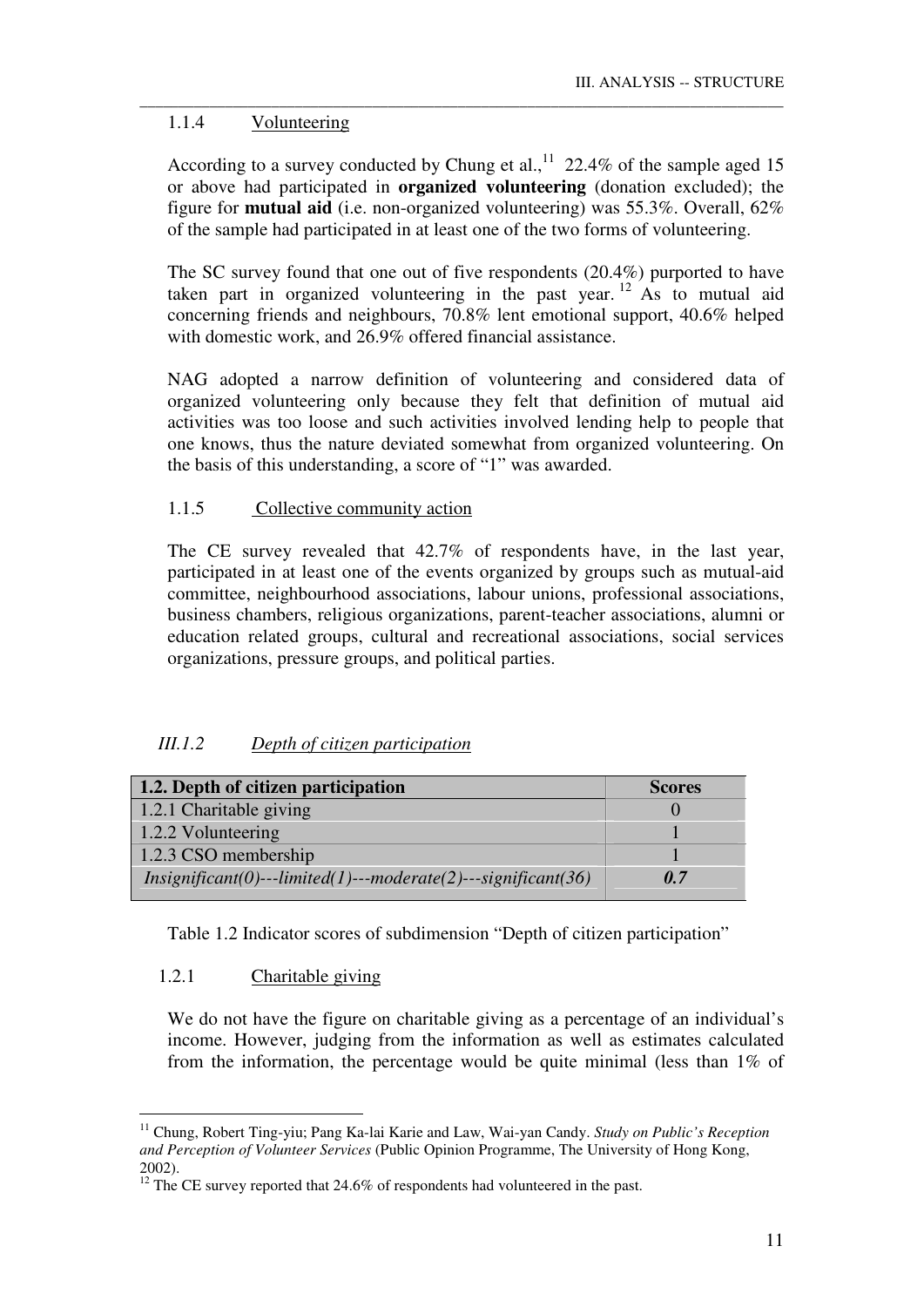#### 1.1.4 Volunteering

According to a survey conducted by Chung et al.,[11] 22.4% of the sample aged 15 or above had participated in **organized volunteering** (donation excluded); the figure for **mutual aid** (i.e. non-organized volunteering) was 55.3%. Overall, 62% of the sample had participated in at least one of the two forms of volunteering.

The SC survey found that one out of five respondents (20.4%) purported to have taken part in organized volunteering in the past year.[12] As to mutual aid concerning friends and neighbours, 70.8% lent emotional support, 40.6% helped with domestic work, and 26.9% offered financial assistance.

NAG adopted a narrow definition of volunteering and considered data of organized volunteering only because they felt that definition of mutual aid activities was too loose and such activities involved lending help to people that one knows, thus the nature deviated somewhat from organized volunteering. On the basis of this understanding, a score of "1" was awarded.

#### 1.1.5 Collective community action

The CE survey revealed that 42.7% of respondents have, in the last year, participated in at least one of the events organized by groups such as mutual-aid committee, neighbourhood associations, labour unions, professional associations, business chambers, religious organizations, parent-teacher associations, alumni or education related groups, cultural and recreational associations, social services organizations, pressure groups, and political parties.

### *III.1.2 Depth of citizen participation*

| **1.2. Depth of citizen participation** | **Scores** |
|---|---|
| 1.2.1 Charitable giving | 0 |
| 1.2.2 Volunteering | 1 |
| 1.2.3 CSO membership | 1 |
| *Insignificant(0)---limited(1)---moderate(2)---significant(36)* | ***0.7*** |

Table 1.2 Indicator scores of subdimension "Depth of citizen participation"

#### 1.2.1 Charitable giving

We do not have the figure on charitable giving as a percentage of an individual's income. However, judging from the information as well as estimates calculated from the information, the percentage would be quite minimal (less than 1% of

[11] Chung, Robert Ting-yiu; Pang Ka-lai Karie and Law, Wai-yan Candy. *Study on Public's Reception and Perception of Volunteer Services* (Public Opinion Programme, The University of Hong Kong, 2002).

[12] The CE survey reported that 24.6% of respondents had volunteered in the past.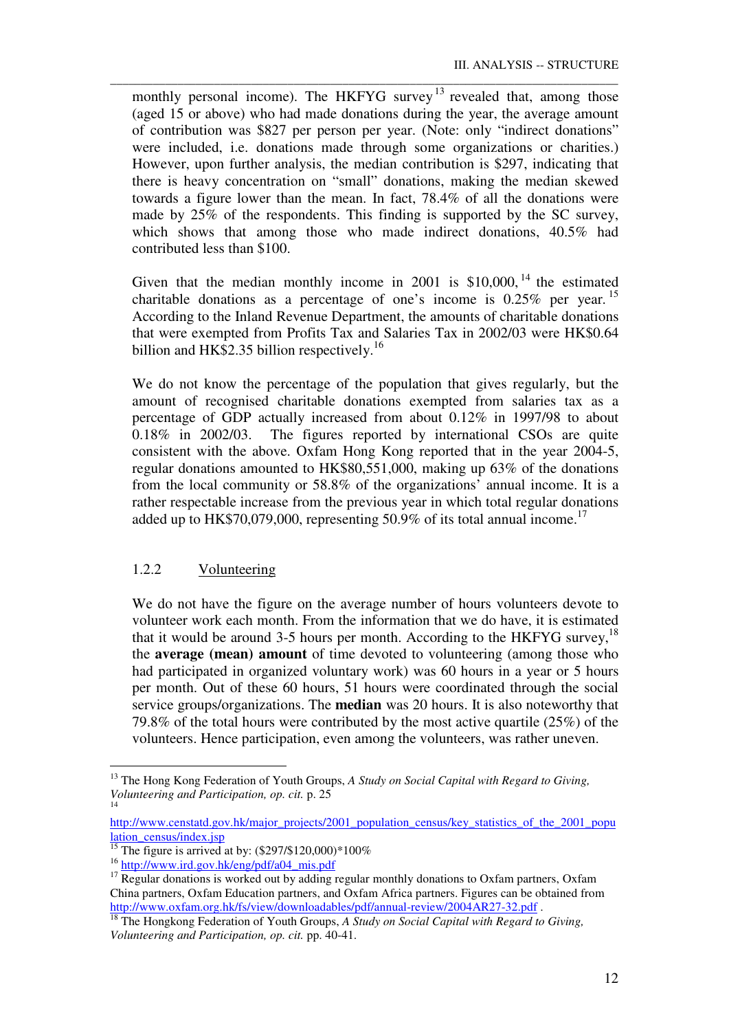monthly personal income). The HKFYG survey[13] revealed that, among those (aged 15 or above) who had made donations during the year, the average amount of contribution was $827 per person per year. (Note: only "indirect donations" were included, i.e. donations made through some organizations or charities.) However, upon further analysis, the median contribution is $297, indicating that there is heavy concentration on "small" donations, making the median skewed towards a figure lower than the mean. In fact, 78.4% of all the donations were made by 25% of the respondents. This finding is supported by the SC survey, which shows that among those who made indirect donations, 40.5% had contributed less than $100.

Given that the median monthly income in 2001 is $10,000,[14] the estimated charitable donations as a percentage of one's income is 0.25% per year.[15] According to the Inland Revenue Department, the amounts of charitable donations that were exempted from Profits Tax and Salaries Tax in 2002/03 were HK$0.64 billion and HK$2.35 billion respectively.[16]

We do not know the percentage of the population that gives regularly, but the amount of recognised charitable donations exempted from salaries tax as a percentage of GDP actually increased from about 0.12% in 1997/98 to about 0.18% in 2002/03. The figures reported by international CSOs are quite consistent with the above. Oxfam Hong Kong reported that in the year 2004-5, regular donations amounted to HK$80,551,000, making up 63% of the donations from the local community or 58.8% of the organizations' annual income. It is a rather respectable increase from the previous year in which total regular donations added up to HK$70,079,000, representing 50.9% of its total annual income.[17]

### 1.2.2 Volunteering

We do not have the figure on the average number of hours volunteers devote to volunteer work each month. From the information that we do have, it is estimated that it would be around 3-5 hours per month. According to the HKFYG survey,[18] the **average (mean) amount** of time devoted to volunteering (among those who had participated in organized voluntary work) was 60 hours in a year or 5 hours per month. Out of these 60 hours, 51 hours were coordinated through the social service groups/organizations. The **median** was 20 hours. It is also noteworthy that 79.8% of the total hours were contributed by the most active quartile (25%) of the volunteers. Hence participation, even among the volunteers, was rather uneven.

---

[13] The Hong Kong Federation of Youth Groups, *A Study on Social Capital with Regard to Giving, Volunteering and Participation, op. cit.* p. 25

[14] http://www.censtatd.gov.hk/major_projects/2001_population_census/key_statistics_of_the_2001_population_census/index.jsp

[15] The figure is arrived at by: ($297/$120,000)*100%

[16] http://www.ird.gov.hk/eng/pdf/a04_mis.pdf

[17] Regular donations is worked out by adding regular monthly donations to Oxfam partners, Oxfam China partners, Oxfam Education partners, and Oxfam Africa partners. Figures can be obtained from http://www.oxfam.org.hk/fs/view/downloadables/pdf/annual-review/2004AR27-32.pdf .

[18] The Hongkong Federation of Youth Groups, *A Study on Social Capital with Regard to Giving, Volunteering and Participation, op. cit.* pp. 40-41.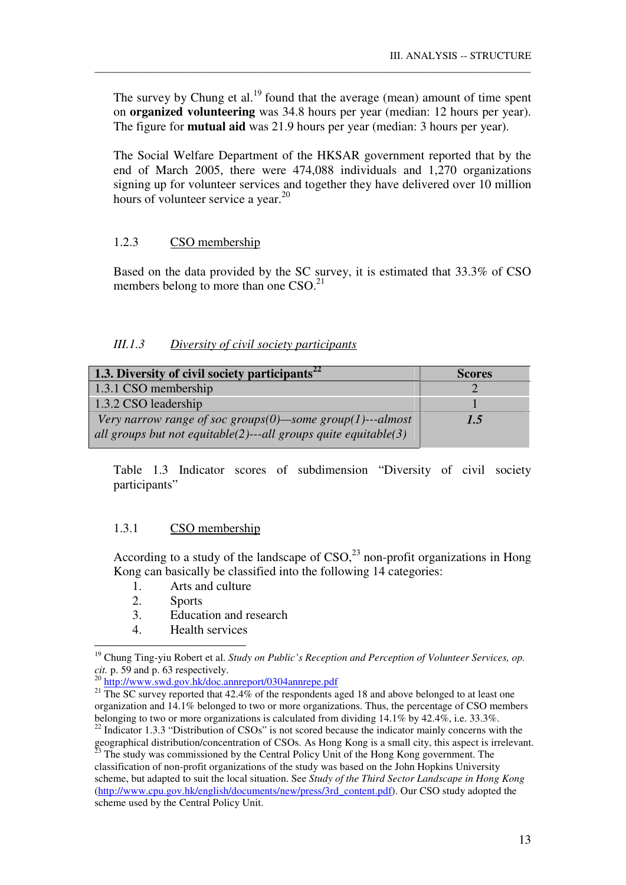The survey by Chung et al.[19] found that the average (mean) amount of time spent on **organized volunteering** was 34.8 hours per year (median: 12 hours per year). The figure for **mutual aid** was 21.9 hours per year (median: 3 hours per year).

The Social Welfare Department of the HKSAR government reported that by the end of March 2005, there were 474,088 individuals and 1,270 organizations signing up for volunteer services and together they have delivered over 10 million hours of volunteer service a year.[20]

1.2.3 CSO membership

Based on the data provided by the SC survey, it is estimated that 33.3% of CSO members belong to more than one CSO.[21]

### *III.1.3 Diversity of civil society participants*

| 1.3. Diversity of civil society participants[22] | Scores |
|---|---|
| 1.3.1 CSO membership | 2 |
| 1.3.2 CSO leadership | 1 |
| *Very narrow range of soc groups(0)—some group(1)---almost all groups but not equitable(2)---all groups quite equitable(3)* | ***1.5*** |

Table 1.3 Indicator scores of subdimension "Diversity of civil society participants"

1.3.1 CSO membership

According to a study of the landscape of CSO,[23] non-profit organizations in Hong Kong can basically be classified into the following 14 categories:

1. Arts and culture
2. Sports
3. Education and research
4. Health services

---

[19] Chung Ting-yiu Robert et al. *Study on Public's Reception and Perception of Volunteer Services, op. cit.* p. 59 and p. 63 respectively.

[20] http://www.swd.gov.hk/doc.annreport/0304annrepe.pdf

[21] The SC survey reported that 42.4% of the respondents aged 18 and above belonged to at least one organization and 14.1% belonged to two or more organizations. Thus, the percentage of CSO members belonging to two or more organizations is calculated from dividing 14.1% by 42.4%, i.e. 33.3%.

[22] Indicator 1.3.3 "Distribution of CSOs" is not scored because the indicator mainly concerns with the geographical distribution/concentration of CSOs. As Hong Kong is a small city, this aspect is irrelevant.

[23] The study was commissioned by the Central Policy Unit of the Hong Kong government. The classification of non-profit organizations of the study was based on the John Hopkins University scheme, but adapted to suit the local situation. See *Study of the Third Sector Landscape in Hong Kong* (http://www.cpu.gov.hk/english/documents/new/press/3rd_content.pdf). Our CSO study adopted the scheme used by the Central Policy Unit.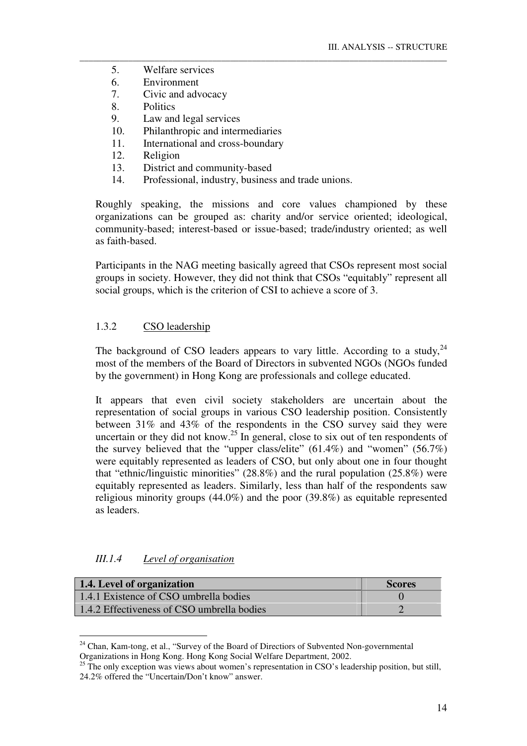5. Welfare services
6. Environment
7. Civic and advocacy
8. Politics
9. Law and legal services
10. Philanthropic and intermediaries
11. International and cross-boundary
12. Religion
13. District and community-based
14. Professional, industry, business and trade unions.

Roughly speaking, the missions and core values championed by these organizations can be grouped as: charity and/or service oriented; ideological, community-based; interest-based or issue-based; trade/industry oriented; as well as faith-based.

Participants in the NAG meeting basically agreed that CSOs represent most social groups in society. However, they did not think that CSOs "equitably" represent all social groups, which is the criterion of CSI to achieve a score of 3.

#### 1.3.2 CSO leadership

The background of CSO leaders appears to vary little. According to a study,[24] most of the members of the Board of Directors in subvented NGOs (NGOs funded by the government) in Hong Kong are professionals and college educated.

It appears that even civil society stakeholders are uncertain about the representation of social groups in various CSO leadership position. Consistently between 31% and 43% of the respondents in the CSO survey said they were uncertain or they did not know.[25] In general, close to six out of ten respondents of the survey believed that the "upper class/elite" (61.4%) and "women" (56.7%) were equitably represented as leaders of CSO, but only about one in four thought that "ethnic/linguistic minorities" (28.8%) and the rural population (25.8%) were equitably represented as leaders. Similarly, less than half of the respondents saw religious minority groups (44.0%) and the poor (39.8%) as equitable represented as leaders.

### *III.1.4 Level of organisation*

| 1.4. Level of organization | Scores |
|---|---|
| 1.4.1 Existence of CSO umbrella bodies | 0 |
| 1.4.2 Effectiveness of CSO umbrella bodies | 2 |

---

[24] Chan, Kam-tong, et al., "Survey of the Board of Directiors of Subvented Non-governmental Organizations in Hong Kong. Hong Kong Social Welfare Department, 2002.

[25] The only exception was views about women's representation in CSO's leadership position, but still, 24.2% offered the "Uncertain/Don't know" answer.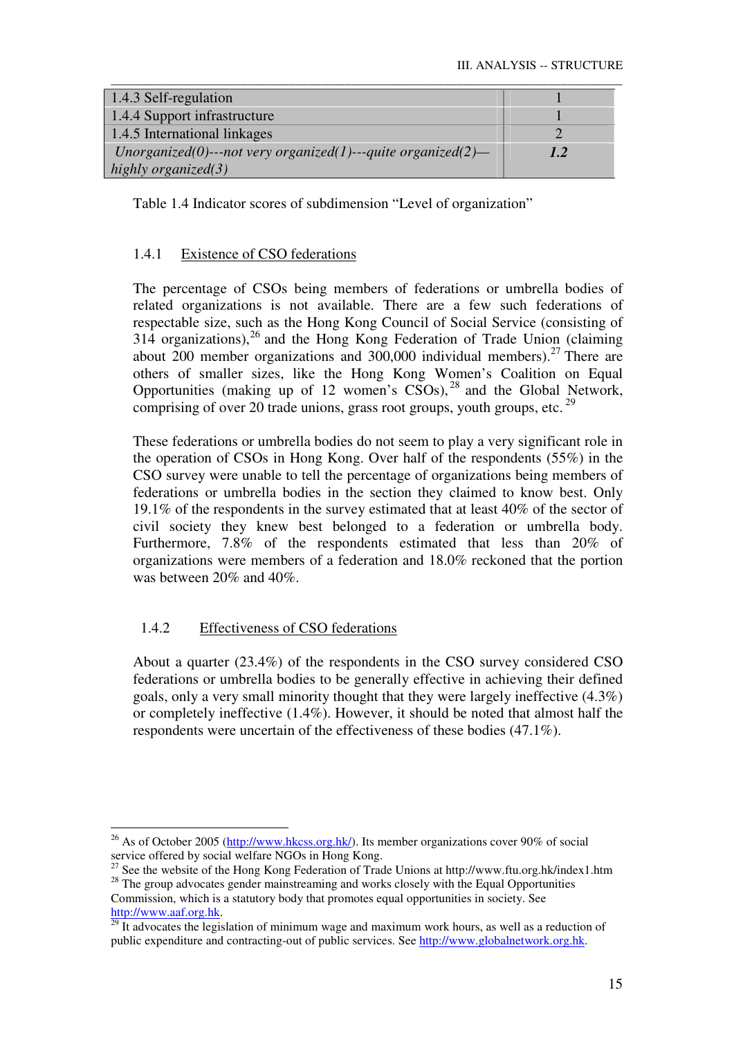| | |
|---|---|
| 1.4.3 Self-regulation | 1 |
| 1.4.4 Support infrastructure | 1 |
| 1.4.5 International linkages | 2 |
| *Unorganized(0)---not very organized(1)---quite organized(2)—highly organized(3)* | ***1.2*** |

Table 1.4 Indicator scores of subdimension "Level of organization"

### 1.4.1 Existence of CSO federations

The percentage of CSOs being members of federations or umbrella bodies of related organizations is not available. There are a few such federations of respectable size, such as the Hong Kong Council of Social Service (consisting of 314 organizations),[26] and the Hong Kong Federation of Trade Union (claiming about 200 member organizations and 300,000 individual members).[27] There are others of smaller sizes, like the Hong Kong Women's Coalition on Equal Opportunities (making up of 12 women's CSOs),[28] and the Global Network, comprising of over 20 trade unions, grass root groups, youth groups, etc.[29]

These federations or umbrella bodies do not seem to play a very significant role in the operation of CSOs in Hong Kong. Over half of the respondents (55%) in the CSO survey were unable to tell the percentage of organizations being members of federations or umbrella bodies in the section they claimed to know best. Only 19.1% of the respondents in the survey estimated that at least 40% of the sector of civil society they knew best belonged to a federation or umbrella body. Furthermore, 7.8% of the respondents estimated that less than 20% of organizations were members of a federation and 18.0% reckoned that the portion was between 20% and 40%.

### 1.4.2 Effectiveness of CSO federations

About a quarter (23.4%) of the respondents in the CSO survey considered CSO federations or umbrella bodies to be generally effective in achieving their defined goals, only a very small minority thought that they were largely ineffective (4.3%) or completely ineffective (1.4%). However, it should be noted that almost half the respondents were uncertain of the effectiveness of these bodies (47.1%).

---

[26] As of October 2005 (http://www.hkcss.org.hk/). Its member organizations cover 90% of social service offered by social welfare NGOs in Hong Kong.

[27] See the website of the Hong Kong Federation of Trade Unions at http://www.ftu.org.hk/index1.htm

[28] The group advocates gender mainstreaming and works closely with the Equal Opportunities Commission, which is a statutory body that promotes equal opportunities in society. See http://www.aaf.org.hk.

[29] It advocates the legislation of minimum wage and maximum work hours, as well as a reduction of public expenditure and contracting-out of public services. See http://www.globalnetwork.org.hk.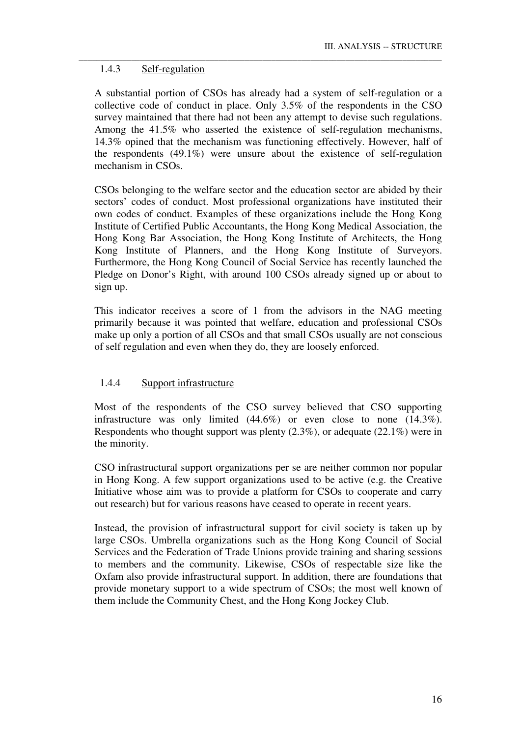### 1.4.3 Self-regulation

A substantial portion of CSOs has already had a system of self-regulation or a collective code of conduct in place. Only 3.5% of the respondents in the CSO survey maintained that there had not been any attempt to devise such regulations. Among the 41.5% who asserted the existence of self-regulation mechanisms, 14.3% opined that the mechanism was functioning effectively. However, half of the respondents (49.1%) were unsure about the existence of self-regulation mechanism in CSOs.

CSOs belonging to the welfare sector and the education sector are abided by their sectors' codes of conduct. Most professional organizations have instituted their own codes of conduct. Examples of these organizations include the Hong Kong Institute of Certified Public Accountants, the Hong Kong Medical Association, the Hong Kong Bar Association, the Hong Kong Institute of Architects, the Hong Kong Institute of Planners, and the Hong Kong Institute of Surveyors. Furthermore, the Hong Kong Council of Social Service has recently launched the Pledge on Donor's Right, with around 100 CSOs already signed up or about to sign up.

This indicator receives a score of 1 from the advisors in the NAG meeting primarily because it was pointed that welfare, education and professional CSOs make up only a portion of all CSOs and that small CSOs usually are not conscious of self regulation and even when they do, they are loosely enforced.

### 1.4.4 Support infrastructure

Most of the respondents of the CSO survey believed that CSO supporting infrastructure was only limited (44.6%) or even close to none (14.3%). Respondents who thought support was plenty (2.3%), or adequate (22.1%) were in the minority.

CSO infrastructural support organizations per se are neither common nor popular in Hong Kong. A few support organizations used to be active (e.g. the Creative Initiative whose aim was to provide a platform for CSOs to cooperate and carry out research) but for various reasons have ceased to operate in recent years.

Instead, the provision of infrastructural support for civil society is taken up by large CSOs. Umbrella organizations such as the Hong Kong Council of Social Services and the Federation of Trade Unions provide training and sharing sessions to members and the community. Likewise, CSOs of respectable size like the Oxfam also provide infrastructural support. In addition, there are foundations that provide monetary support to a wide spectrum of CSOs; the most well known of them include the Community Chest, and the Hong Kong Jockey Club.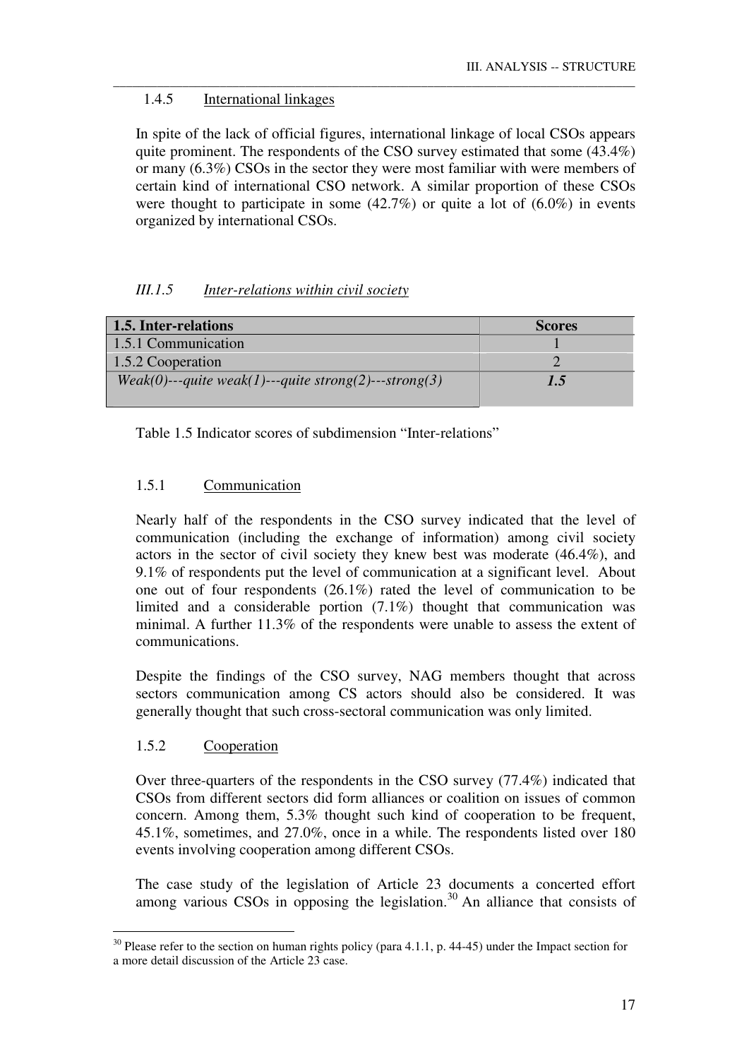#### 1.4.5 International linkages

In spite of the lack of official figures, international linkage of local CSOs appears quite prominent. The respondents of the CSO survey estimated that some (43.4%) or many (6.3%) CSOs in the sector they were most familiar with were members of certain kind of international CSO network. A similar proportion of these CSOs were thought to participate in some (42.7%) or quite a lot of (6.0%) in events organized by international CSOs.

### *III.1.5 Inter-relations within civil society*

| **1.5. Inter-relations** | **Scores** |
|---|---|
| 1.5.1 Communication | 1 |
| 1.5.2 Cooperation | 2 |
| *Weak(0)---quite weak(1)---quite strong(2)---strong(3)* | ***1.5*** |

Table 1.5 Indicator scores of subdimension "Inter-relations"

#### 1.5.1 Communication

Nearly half of the respondents in the CSO survey indicated that the level of communication (including the exchange of information) among civil society actors in the sector of civil society they knew best was moderate (46.4%), and 9.1% of respondents put the level of communication at a significant level. About one out of four respondents (26.1%) rated the level of communication to be limited and a considerable portion (7.1%) thought that communication was minimal. A further 11.3% of the respondents were unable to assess the extent of communications.

Despite the findings of the CSO survey, NAG members thought that across sectors communication among CS actors should also be considered. It was generally thought that such cross-sectoral communication was only limited.

#### 1.5.2 Cooperation

Over three-quarters of the respondents in the CSO survey (77.4%) indicated that CSOs from different sectors did form alliances or coalition on issues of common concern. Among them, 5.3% thought such kind of cooperation to be frequent, 45.1%, sometimes, and 27.0%, once in a while. The respondents listed over 180 events involving cooperation among different CSOs.

The case study of the legislation of Article 23 documents a concerted effort among various CSOs in opposing the legislation.[30] An alliance that consists of

[30] Please refer to the section on human rights policy (para 4.1.1, p. 44-45) under the Impact section for a more detail discussion of the Article 23 case.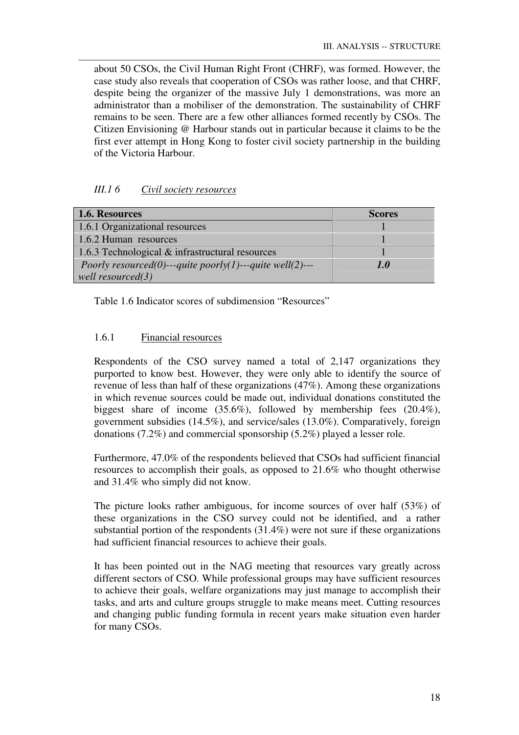about 50 CSOs, the Civil Human Right Front (CHRF), was formed. However, the case study also reveals that cooperation of CSOs was rather loose, and that CHRF, despite being the organizer of the massive July 1 demonstrations, was more an administrator than a mobiliser of the demonstration. The sustainability of CHRF remains to be seen. There are a few other alliances formed recently by CSOs. The Citizen Envisioning @ Harbour stands out in particular because it claims to be the first ever attempt in Hong Kong to foster civil society partnership in the building of the Victoria Harbour.

### *III.1 6 Civil society resources*

| **1.6. Resources** | **Scores** |
|---|---|
| 1.6.1 Organizational resources | 1 |
| 1.6.2 Human resources | 1 |
| 1.6.3 Technological & infrastructural resources | 1 |
| *Poorly resourced(0)---quite poorly(1)---quite well(2)---well resourced(3)* | ***1.0*** |

Table 1.6 Indicator scores of subdimension "Resources"

#### 1.6.1 Financial resources

Respondents of the CSO survey named a total of 2,147 organizations they purported to know best. However, they were only able to identify the source of revenue of less than half of these organizations (47%). Among these organizations in which revenue sources could be made out, individual donations constituted the biggest share of income (35.6%), followed by membership fees (20.4%), government subsidies (14.5%), and service/sales (13.0%). Comparatively, foreign donations (7.2%) and commercial sponsorship (5.2%) played a lesser role.

Furthermore, 47.0% of the respondents believed that CSOs had sufficient financial resources to accomplish their goals, as opposed to 21.6% who thought otherwise and 31.4% who simply did not know.

The picture looks rather ambiguous, for income sources of over half (53%) of these organizations in the CSO survey could not be identified, and a rather substantial portion of the respondents (31.4%) were not sure if these organizations had sufficient financial resources to achieve their goals.

It has been pointed out in the NAG meeting that resources vary greatly across different sectors of CSO. While professional groups may have sufficient resources to achieve their goals, welfare organizations may just manage to accomplish their tasks, and arts and culture groups struggle to make means meet. Cutting resources and changing public funding formula in recent years make situation even harder for many CSOs.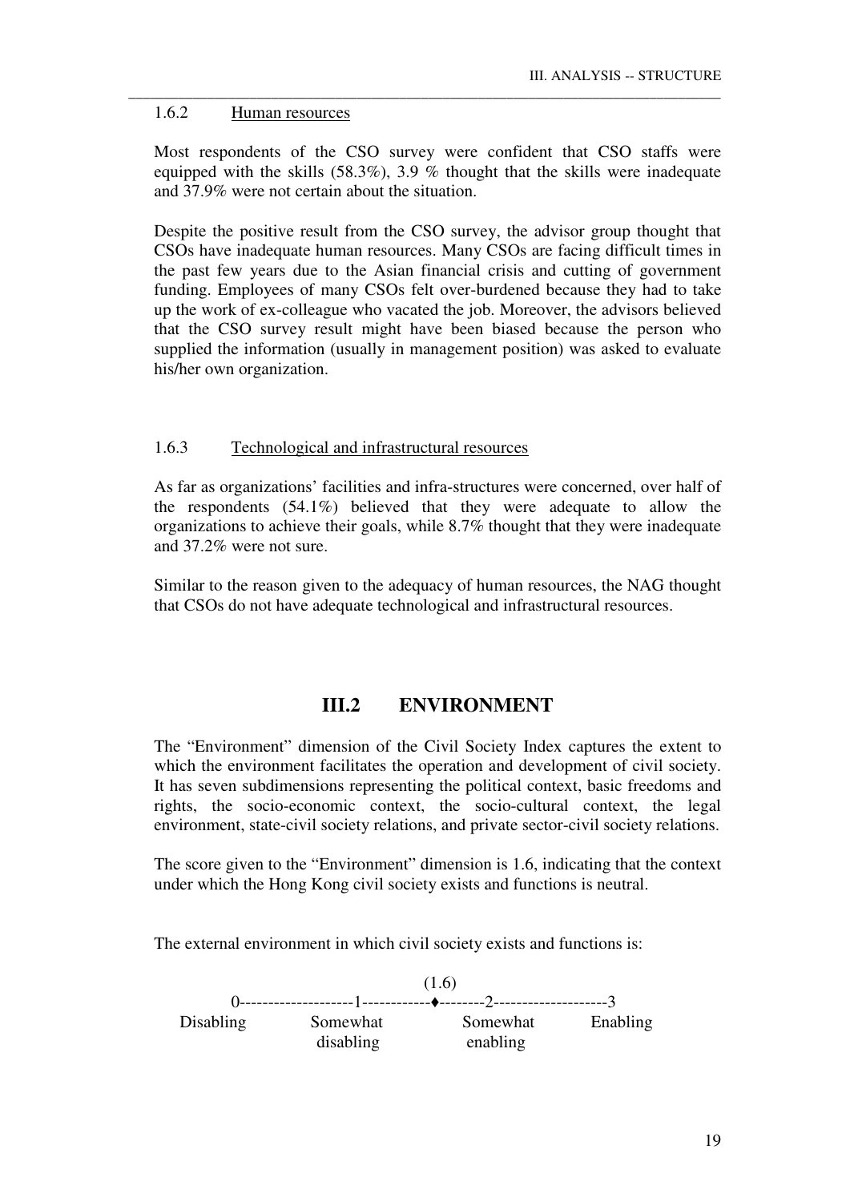#### 1.6.2 Human resources

Most respondents of the CSO survey were confident that CSO staffs were equipped with the skills (58.3%), 3.9 % thought that the skills were inadequate and 37.9% were not certain about the situation.

Despite the positive result from the CSO survey, the advisor group thought that CSOs have inadequate human resources. Many CSOs are facing difficult times in the past few years due to the Asian financial crisis and cutting of government funding. Employees of many CSOs felt over-burdened because they had to take up the work of ex-colleague who vacated the job. Moreover, the advisors believed that the CSO survey result might have been biased because the person who supplied the information (usually in management position) was asked to evaluate his/her own organization.

#### 1.6.3 Technological and infrastructural resources

As far as organizations' facilities and infra-structures were concerned, over half of the respondents (54.1%) believed that they were adequate to allow the organizations to achieve their goals, while 8.7% thought that they were inadequate and 37.2% were not sure.

Similar to the reason given to the adequacy of human resources, the NAG thought that CSOs do not have adequate technological and infrastructural resources.

## III.2 ENVIRONMENT

The "Environment" dimension of the Civil Society Index captures the extent to which the environment facilitates the operation and development of civil society. It has seven subdimensions representing the political context, basic freedoms and rights, the socio-economic context, the socio-cultural context, the legal environment, state-civil society relations, and private sector-civil society relations.

The score given to the "Environment" dimension is 1.6, indicating that the context under which the Hong Kong civil society exists and functions is neutral.

The external environment in which civil society exists and functions is:

```
                              (1.6)
     0--------------------1------------♦--------2--------------------3
Disabling          Somewhat              Somewhat          Enabling
                   disabling             enabling
```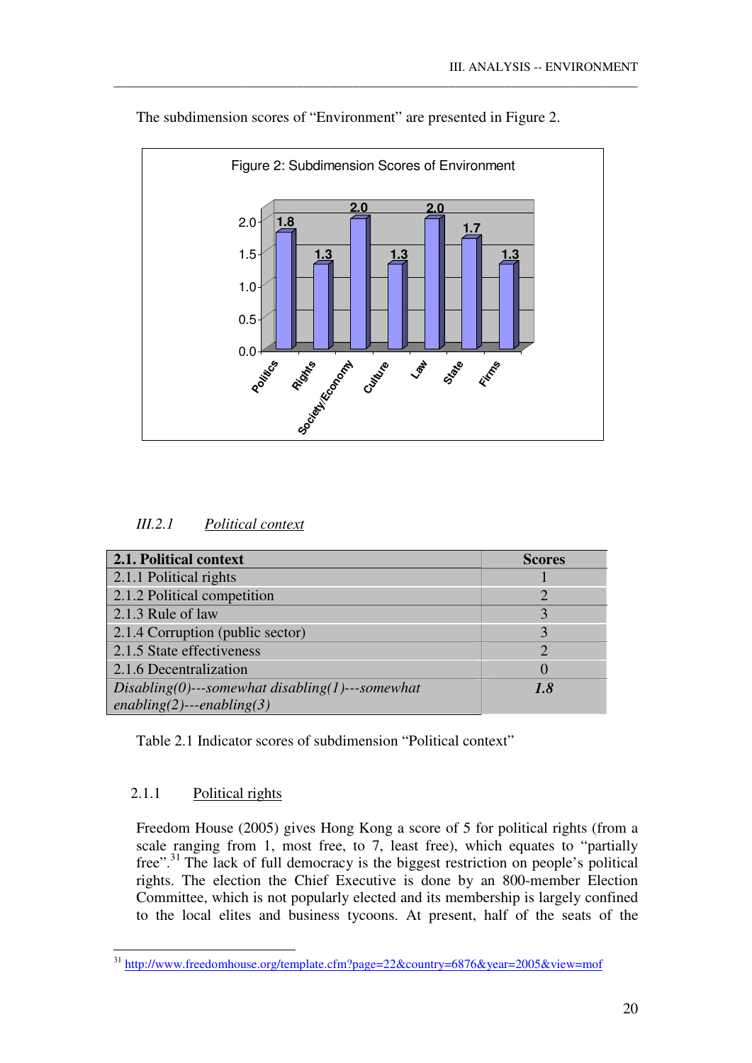The subdimension scores of "Environment" are presented in Figure 2.

Figure 2: Subdimension Scores of Environment

| Subdimension | Score |
|---|---|
| Politics | 1.8 |
| Rights | 1.3 |
| Society/Economy | 2.0 |
| Culture | 1.3 |
| Law | 2.0 |
| State | 1.7 |
| Firms | 1.3 |

### *III.2.1* *Political context*

| **2.1. Political context** | **Scores** |
|---|---|
| 2.1.1 Political rights | 1 |
| 2.1.2 Political competition | 2 |
| 2.1.3 Rule of law | 3 |
| 2.1.4 Corruption (public sector) | 3 |
| 2.1.5 State effectiveness | 2 |
| 2.1.6 Decentralization | 0 |
| *Disabling(0)---somewhat disabling(1)---somewhat enabling(2)---enabling(3)* | ***1.8*** |

Table 2.1 Indicator scores of subdimension "Political context"

#### 2.1.1 Political rights

Freedom House (2005) gives Hong Kong a score of 5 for political rights (from a scale ranging from 1, most free, to 7, least free), which equates to "partially free".[31] The lack of full democracy is the biggest restriction on people's political rights. The election the Chief Executive is done by an 800-member Election Committee, which is not popularly elected and its membership is largely confined to the local elites and business tycoons. At present, half of the seats of the

[31] http://www.freedomhouse.org/template.cfm?page=22&country=6876&year=2005&view=mof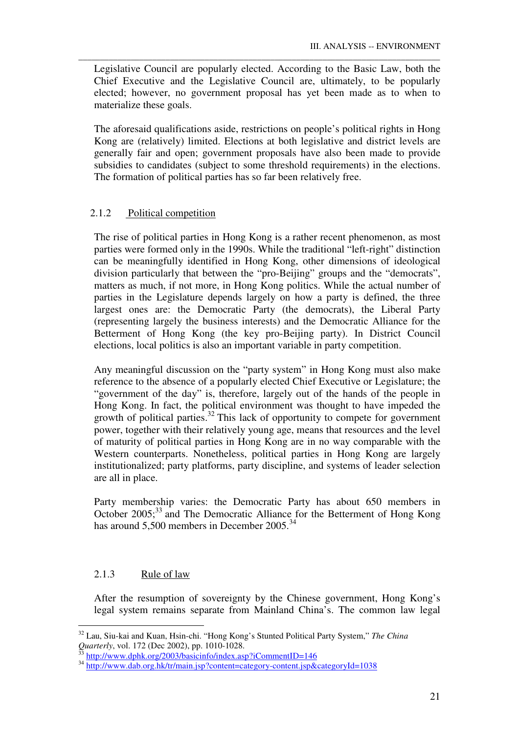Legislative Council are popularly elected. According to the Basic Law, both the Chief Executive and the Legislative Council are, ultimately, to be popularly elected; however, no government proposal has yet been made as to when to materialize these goals.

The aforesaid qualifications aside, restrictions on people's political rights in Hong Kong are (relatively) limited. Elections at both legislative and district levels are generally fair and open; government proposals have also been made to provide subsidies to candidates (subject to some threshold requirements) in the elections. The formation of political parties has so far been relatively free.

### 2.1.2 Political competition

The rise of political parties in Hong Kong is a rather recent phenomenon, as most parties were formed only in the 1990s. While the traditional "left-right" distinction can be meaningfully identified in Hong Kong, other dimensions of ideological division particularly that between the "pro-Beijing" groups and the "democrats", matters as much, if not more, in Hong Kong politics. While the actual number of parties in the Legislature depends largely on how a party is defined, the three largest ones are: the Democratic Party (the democrats), the Liberal Party (representing largely the business interests) and the Democratic Alliance for the Betterment of Hong Kong (the key pro-Beijing party). In District Council elections, local politics is also an important variable in party competition.

Any meaningful discussion on the "party system" in Hong Kong must also make reference to the absence of a popularly elected Chief Executive or Legislature; the "government of the day" is, therefore, largely out of the hands of the people in Hong Kong. In fact, the political environment was thought to have impeded the growth of political parties.[32] This lack of opportunity to compete for government power, together with their relatively young age, means that resources and the level of maturity of political parties in Hong Kong are in no way comparable with the Western counterparts. Nonetheless, political parties in Hong Kong are largely institutionalized; party platforms, party discipline, and systems of leader selection are all in place.

Party membership varies: the Democratic Party has about 650 members in October 2005;[33] and The Democratic Alliance for the Betterment of Hong Kong has around 5,500 members in December 2005.[34]

### 2.1.3 Rule of law

After the resumption of sovereignty by the Chinese government, Hong Kong's legal system remains separate from Mainland China's. The common law legal

---

[32] Lau, Siu-kai and Kuan, Hsin-chi. "Hong Kong's Stunted Political Party System," *The China Quarterly*, vol. 172 (Dec 2002), pp. 1010-1028.

[33] http://www.dphk.org/2003/basicinfo/index.asp?iCommentID=146

[34] http://www.dab.org.hk/tr/main.jsp?content=category-content.jsp&categoryId=1038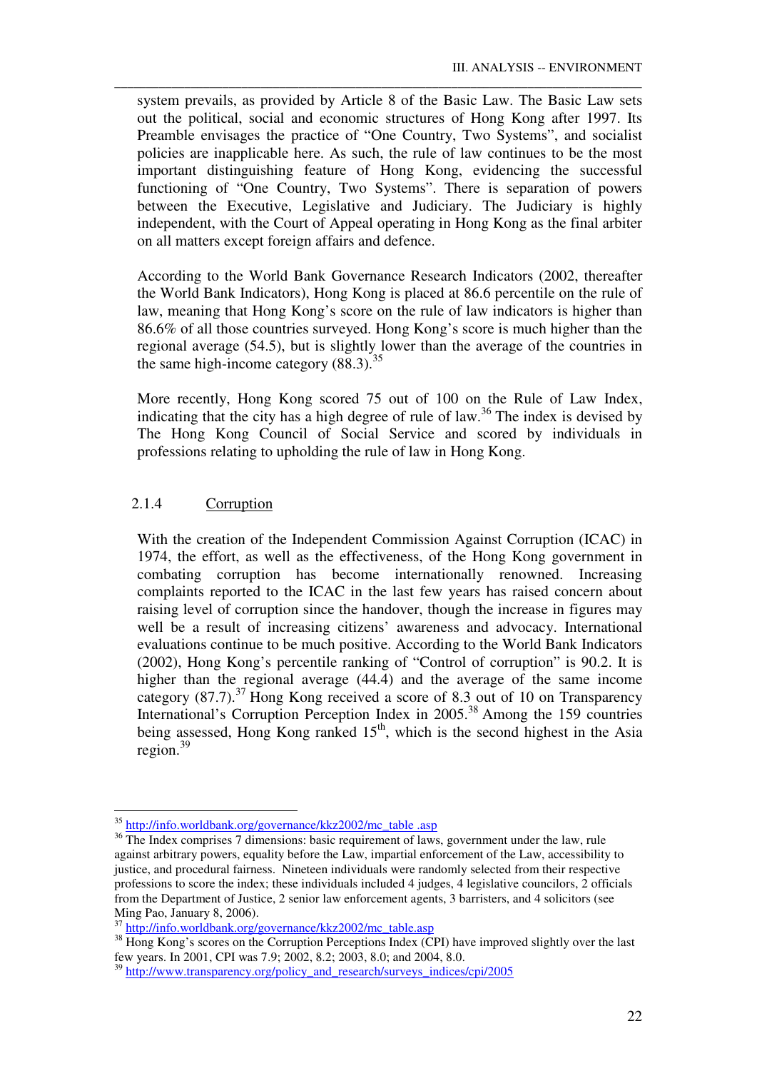system prevails, as provided by Article 8 of the Basic Law. The Basic Law sets out the political, social and economic structures of Hong Kong after 1997. Its Preamble envisages the practice of "One Country, Two Systems", and socialist policies are inapplicable here. As such, the rule of law continues to be the most important distinguishing feature of Hong Kong, evidencing the successful functioning of "One Country, Two Systems". There is separation of powers between the Executive, Legislative and Judiciary. The Judiciary is highly independent, with the Court of Appeal operating in Hong Kong as the final arbiter on all matters except foreign affairs and defence.

According to the World Bank Governance Research Indicators (2002, thereafter the World Bank Indicators), Hong Kong is placed at 86.6 percentile on the rule of law, meaning that Hong Kong's score on the rule of law indicators is higher than 86.6% of all those countries surveyed. Hong Kong's score is much higher than the regional average (54.5), but is slightly lower than the average of the countries in the same high-income category (88.3).[35]

More recently, Hong Kong scored 75 out of 100 on the Rule of Law Index, indicating that the city has a high degree of rule of law.[36] The index is devised by The Hong Kong Council of Social Service and scored by individuals in professions relating to upholding the rule of law in Hong Kong.

### 2.1.4 Corruption

With the creation of the Independent Commission Against Corruption (ICAC) in 1974, the effort, as well as the effectiveness, of the Hong Kong government in combating corruption has become internationally renowned. Increasing complaints reported to the ICAC in the last few years has raised concern about raising level of corruption since the handover, though the increase in figures may well be a result of increasing citizens' awareness and advocacy. International evaluations continue to be much positive. According to the World Bank Indicators (2002), Hong Kong's percentile ranking of "Control of corruption" is 90.2. It is higher than the regional average (44.4) and the average of the same income category (87.7).[37] Hong Kong received a score of 8.3 out of 10 on Transparency International's Corruption Perception Index in 2005.[38] Among the 159 countries being assessed, Hong Kong ranked 15th, which is the second highest in the Asia region.[39]

---

[35] http://info.worldbank.org/governance/kkz2002/mc_table .asp

[36] The Index comprises 7 dimensions: basic requirement of laws, government under the law, rule against arbitrary powers, equality before the Law, impartial enforcement of the Law, accessibility to justice, and procedural fairness. Nineteen individuals were randomly selected from their respective professions to score the index; these individuals included 4 judges, 4 legislative councilors, 2 officials from the Department of Justice, 2 senior law enforcement agents, 3 barristers, and 4 solicitors (see Ming Pao, January 8, 2006).

[37] http://info.worldbank.org/governance/kkz2002/mc_table.asp

[38] Hong Kong's scores on the Corruption Perceptions Index (CPI) have improved slightly over the last few years. In 2001, CPI was 7.9; 2002, 8.2; 2003, 8.0; and 2004, 8.0.

[39] http://www.transparency.org/policy_and_research/surveys_indices/cpi/2005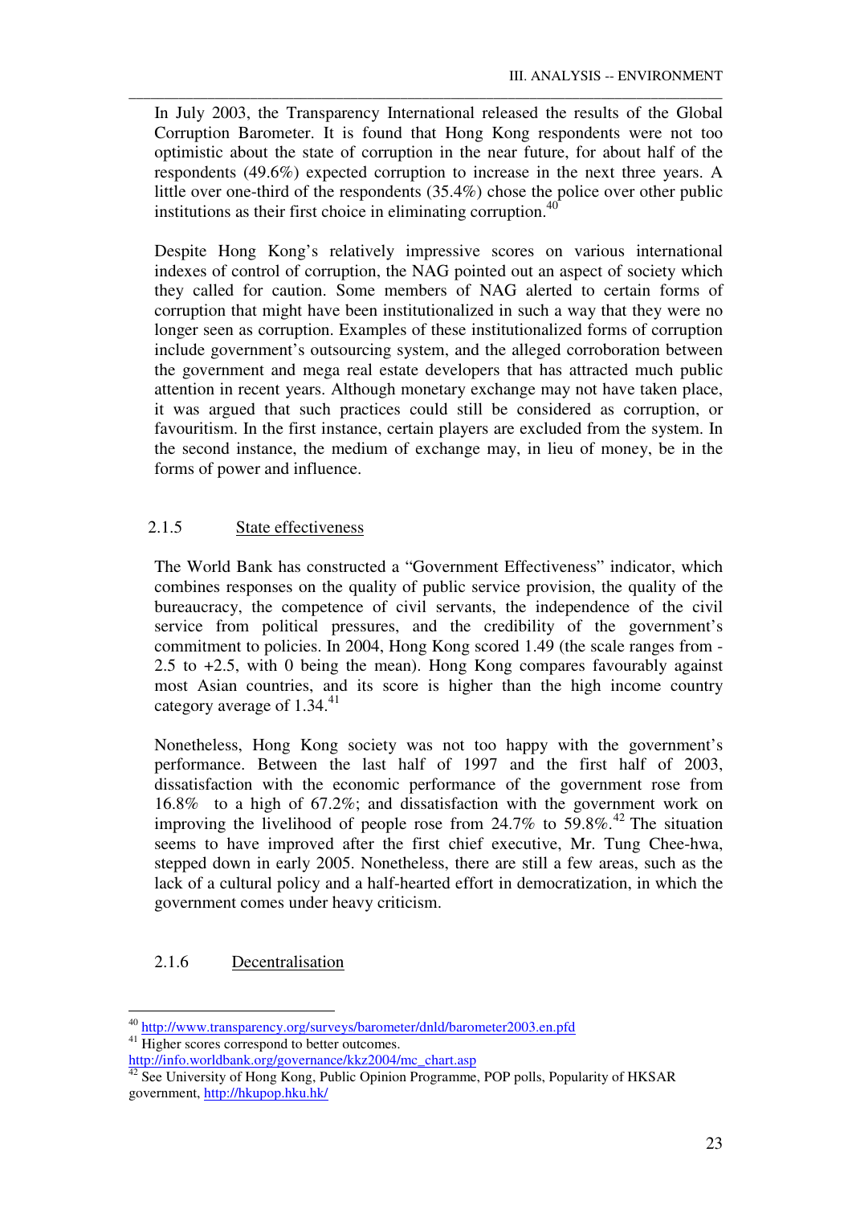In July 2003, the Transparency International released the results of the Global Corruption Barometer. It is found that Hong Kong respondents were not too optimistic about the state of corruption in the near future, for about half of the respondents (49.6%) expected corruption to increase in the next three years. A little over one-third of the respondents (35.4%) chose the police over other public institutions as their first choice in eliminating corruption.[40]

Despite Hong Kong's relatively impressive scores on various international indexes of control of corruption, the NAG pointed out an aspect of society which they called for caution. Some members of NAG alerted to certain forms of corruption that might have been institutionalized in such a way that they were no longer seen as corruption. Examples of these institutionalized forms of corruption include government's outsourcing system, and the alleged corroboration between the government and mega real estate developers that has attracted much public attention in recent years. Although monetary exchange may not have taken place, it was argued that such practices could still be considered as corruption, or favouritism. In the first instance, certain players are excluded from the system. In the second instance, the medium of exchange may, in lieu of money, be in the forms of power and influence.

### 2.1.5 State effectiveness

The World Bank has constructed a "Government Effectiveness" indicator, which combines responses on the quality of public service provision, the quality of the bureaucracy, the competence of civil servants, the independence of the civil service from political pressures, and the credibility of the government's commitment to policies. In 2004, Hong Kong scored 1.49 (the scale ranges from -2.5 to +2.5, with 0 being the mean). Hong Kong compares favourably against most Asian countries, and its score is higher than the high income country category average of 1.34.[41]

Nonetheless, Hong Kong society was not too happy with the government's performance. Between the last half of 1997 and the first half of 2003, dissatisfaction with the economic performance of the government rose from 16.8% to a high of 67.2%; and dissatisfaction with the government work on improving the livelihood of people rose from 24.7% to 59.8%.[42] The situation seems to have improved after the first chief executive, Mr. Tung Chee-hwa, stepped down in early 2005. Nonetheless, there are still a few areas, such as the lack of a cultural policy and a half-hearted effort in democratization, in which the government comes under heavy criticism.

### 2.1.6 Decentralisation

---

[40] http://www.transparency.org/surveys/barometer/dnld/barometer2003.en.pfd

[41] Higher scores correspond to better outcomes. http://info.worldbank.org/governance/kkz2004/mc_chart.asp

[42] See University of Hong Kong, Public Opinion Programme, POP polls, Popularity of HKSAR government, http://hkupop.hku.hk/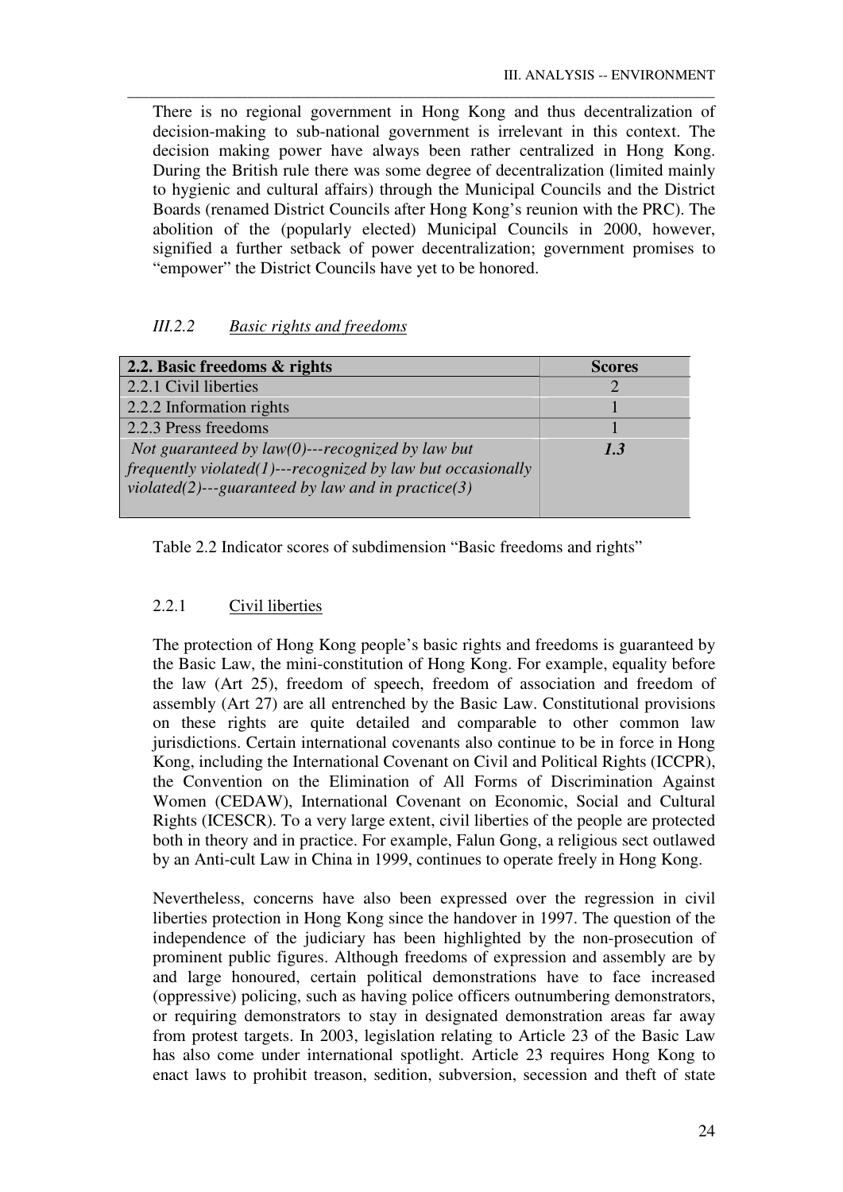There is no regional government in Hong Kong and thus decentralization of decision-making to sub-national government is irrelevant in this context. The decision making power have always been rather centralized in Hong Kong. During the British rule there was some degree of decentralization (limited mainly to hygienic and cultural affairs) through the Municipal Councils and the District Boards (renamed District Councils after Hong Kong's reunion with the PRC). The abolition of the (popularly elected) Municipal Councils in 2000, however, signified a further setback of power decentralization; government promises to "empower" the District Councils have yet to be honored.

### *III.2.2 Basic rights and freedoms*

| **2.2. Basic freedoms & rights** | **Scores** |
|---|---|
| 2.2.1 Civil liberties | 2 |
| 2.2.2 Information rights | 1 |
| 2.2.3 Press freedoms | 1 |
| *Not guaranteed by law(0)---recognized by law but frequently violated(1)---recognized by law but occasionally violated(2)---guaranteed by law and in practice(3)* | ***1.3*** |

Table 2.2 Indicator scores of subdimension "Basic freedoms and rights"

#### 2.2.1 Civil liberties

The protection of Hong Kong people's basic rights and freedoms is guaranteed by the Basic Law, the mini-constitution of Hong Kong. For example, equality before the law (Art 25), freedom of speech, freedom of association and freedom of assembly (Art 27) are all entrenched by the Basic Law. Constitutional provisions on these rights are quite detailed and comparable to other common law jurisdictions. Certain international covenants also continue to be in force in Hong Kong, including the International Covenant on Civil and Political Rights (ICCPR), the Convention on the Elimination of All Forms of Discrimination Against Women (CEDAW), International Covenant on Economic, Social and Cultural Rights (ICESCR). To a very large extent, civil liberties of the people are protected both in theory and in practice. For example, Falun Gong, a religious sect outlawed by an Anti-cult Law in China in 1999, continues to operate freely in Hong Kong.

Nevertheless, concerns have also been expressed over the regression in civil liberties protection in Hong Kong since the handover in 1997. The question of the independence of the judiciary has been highlighted by the non-prosecution of prominent public figures. Although freedoms of expression and assembly are by and large honoured, certain political demonstrations have to face increased (oppressive) policing, such as having police officers outnumbering demonstrators, or requiring demonstrators to stay in designated demonstration areas far away from protest targets. In 2003, legislation relating to Article 23 of the Basic Law has also come under international spotlight. Article 23 requires Hong Kong to enact laws to prohibit treason, sedition, subversion, secession and theft of state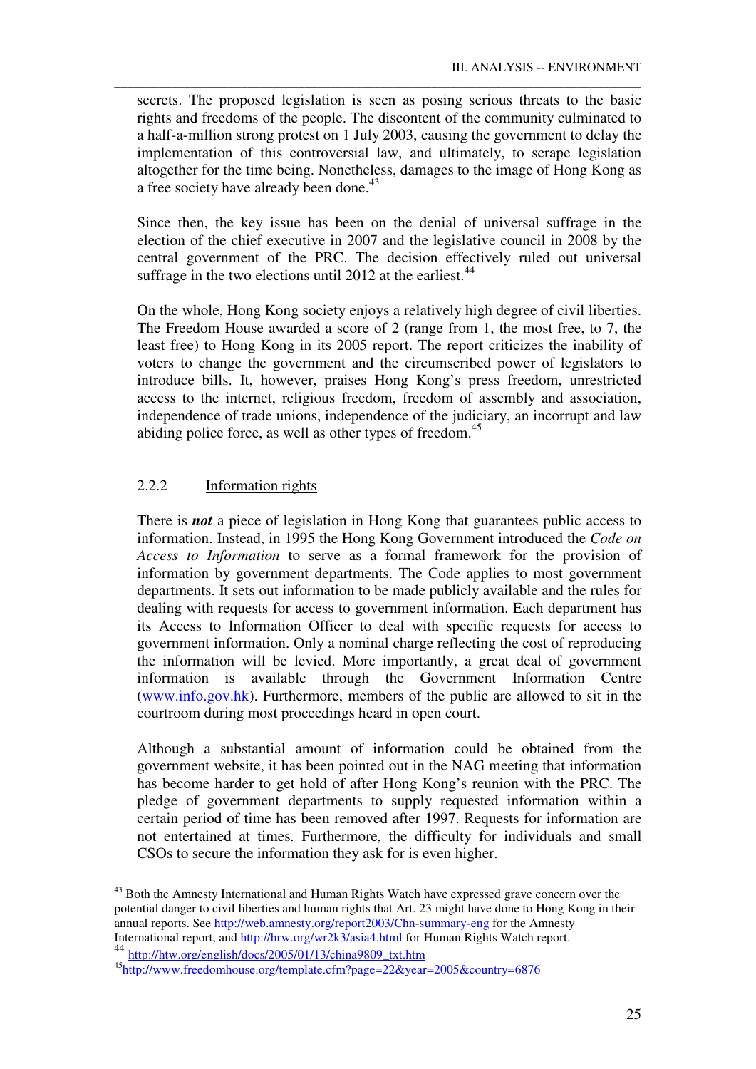secrets. The proposed legislation is seen as posing serious threats to the basic rights and freedoms of the people. The discontent of the community culminated to a half-a-million strong protest on 1 July 2003, causing the government to delay the implementation of this controversial law, and ultimately, to scrape legislation altogether for the time being. Nonetheless, damages to the image of Hong Kong as a free society have already been done.[43]

Since then, the key issue has been on the denial of universal suffrage in the election of the chief executive in 2007 and the legislative council in 2008 by the central government of the PRC. The decision effectively ruled out universal suffrage in the two elections until 2012 at the earliest.[44]

On the whole, Hong Kong society enjoys a relatively high degree of civil liberties. The Freedom House awarded a score of 2 (range from 1, the most free, to 7, the least free) to Hong Kong in its 2005 report. The report criticizes the inability of voters to change the government and the circumscribed power of legislators to introduce bills. It, however, praises Hong Kong's press freedom, unrestricted access to the internet, religious freedom, freedom of assembly and association, independence of trade unions, independence of the judiciary, an incorrupt and law abiding police force, as well as other types of freedom.[45]

### 2.2.2 Information rights

There is ***not*** a piece of legislation in Hong Kong that guarantees public access to information. Instead, in 1995 the Hong Kong Government introduced the *Code on Access to Information* to serve as a formal framework for the provision of information by government departments. The Code applies to most government departments. It sets out information to be made publicly available and the rules for dealing with requests for access to government information. Each department has its Access to Information Officer to deal with specific requests for access to government information. Only a nominal charge reflecting the cost of reproducing the information will be levied. More importantly, a great deal of government information is available through the Government Information Centre (www.info.gov.hk). Furthermore, members of the public are allowed to sit in the courtroom during most proceedings heard in open court.

Although a substantial amount of information could be obtained from the government website, it has been pointed out in the NAG meeting that information has become harder to get hold of after Hong Kong's reunion with the PRC. The pledge of government departments to supply requested information within a certain period of time has been removed after 1997. Requests for information are not entertained at times. Furthermore, the difficulty for individuals and small CSOs to secure the information they ask for is even higher.

---

[43] Both the Amnesty International and Human Rights Watch have expressed grave concern over the potential danger to civil liberties and human rights that Art. 23 might have done to Hong Kong in their annual reports. See http://web.amnesty.org/report2003/Chn-summary-eng for the Amnesty International report, and http://hrw.org/wr2k3/asia4.html for Human Rights Watch report.

[44] http://htw.org/english/docs/2005/01/13/china9809_txt.htm

[45] http://www.freedomhouse.org/template.cfm?page=22&year=2005&country=6876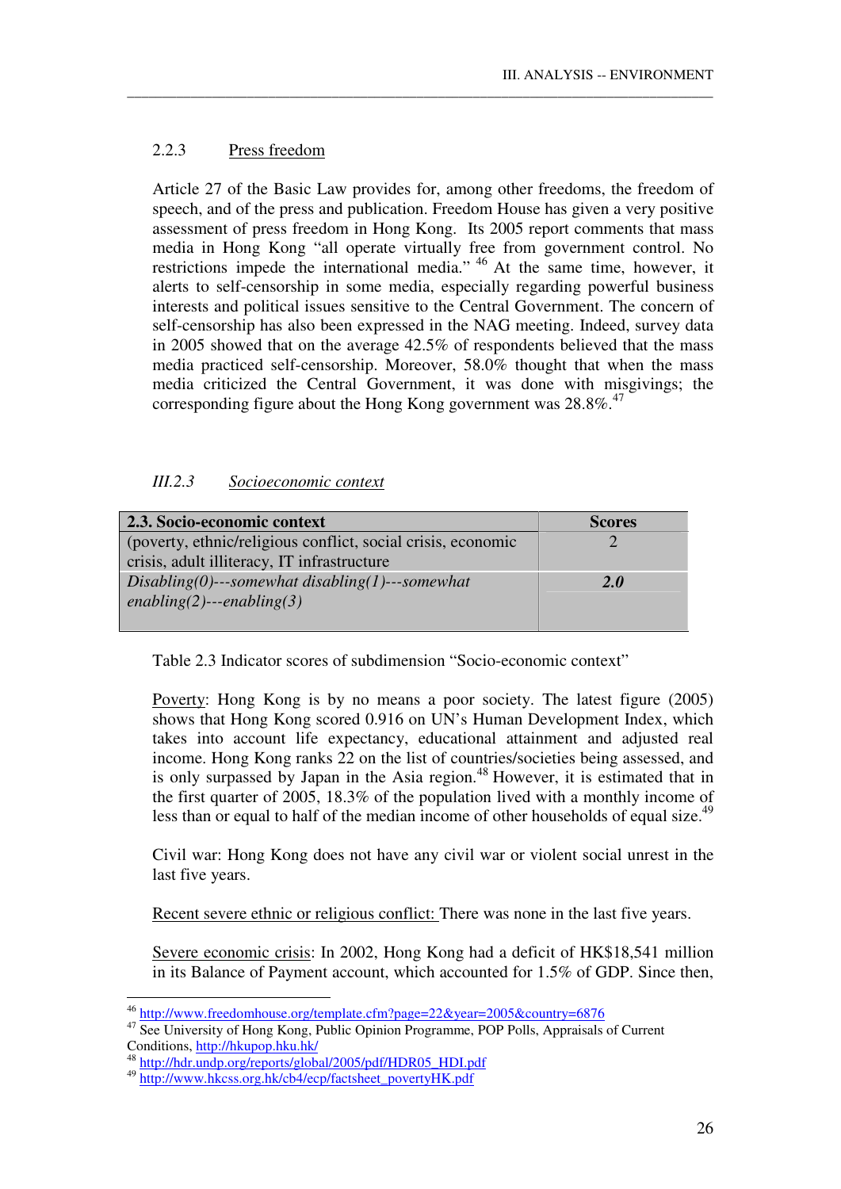### 2.2.3 Press freedom

Article 27 of the Basic Law provides for, among other freedoms, the freedom of speech, and of the press and publication. Freedom House has given a very positive assessment of press freedom in Hong Kong. Its 2005 report comments that mass media in Hong Kong "all operate virtually free from government control. No restrictions impede the international media." [46] At the same time, however, it alerts to self-censorship in some media, especially regarding powerful business interests and political issues sensitive to the Central Government. The concern of self-censorship has also been expressed in the NAG meeting. Indeed, survey data in 2005 showed that on the average 42.5% of respondents believed that the mass media practiced self-censorship. Moreover, 58.0% thought that when the mass media criticized the Central Government, it was done with misgivings; the corresponding figure about the Hong Kong government was 28.8%.[47]

### *III.2.3 Socioeconomic context*

| **2.3. Socio-economic context** | **Scores** |
|---|---|
| (poverty, ethnic/religious conflict, social crisis, economic crisis, adult illiteracy, IT infrastructure | 2 |
| *Disabling(0)---somewhat disabling(1)---somewhat enabling(2)---enabling(3)* | ***2.0*** |

Table 2.3 Indicator scores of subdimension "Socio-economic context"

Poverty: Hong Kong is by no means a poor society. The latest figure (2005) shows that Hong Kong scored 0.916 on UN's Human Development Index, which takes into account life expectancy, educational attainment and adjusted real income. Hong Kong ranks 22 on the list of countries/societies being assessed, and is only surpassed by Japan in the Asia region.[48] However, it is estimated that in the first quarter of 2005, 18.3% of the population lived with a monthly income of less than or equal to half of the median income of other households of equal size.[49]

Civil war: Hong Kong does not have any civil war or violent social unrest in the last five years.

Recent severe ethnic or religious conflict: There was none in the last five years.

Severe economic crisis: In 2002, Hong Kong had a deficit of HK$18,541 million in its Balance of Payment account, which accounted for 1.5% of GDP. Since then,

---

[46] http://www.freedomhouse.org/template.cfm?page=22&year=2005&country=6876

[47] See University of Hong Kong, Public Opinion Programme, POP Polls, Appraisals of Current Conditions, http://hkupop.hku.hk/

[48] http://hdr.undp.org/reports/global/2005/pdf/HDR05_HDI.pdf

[49] http://www.hkcss.org.hk/cb4/ecp/factsheet_povertyHK.pdf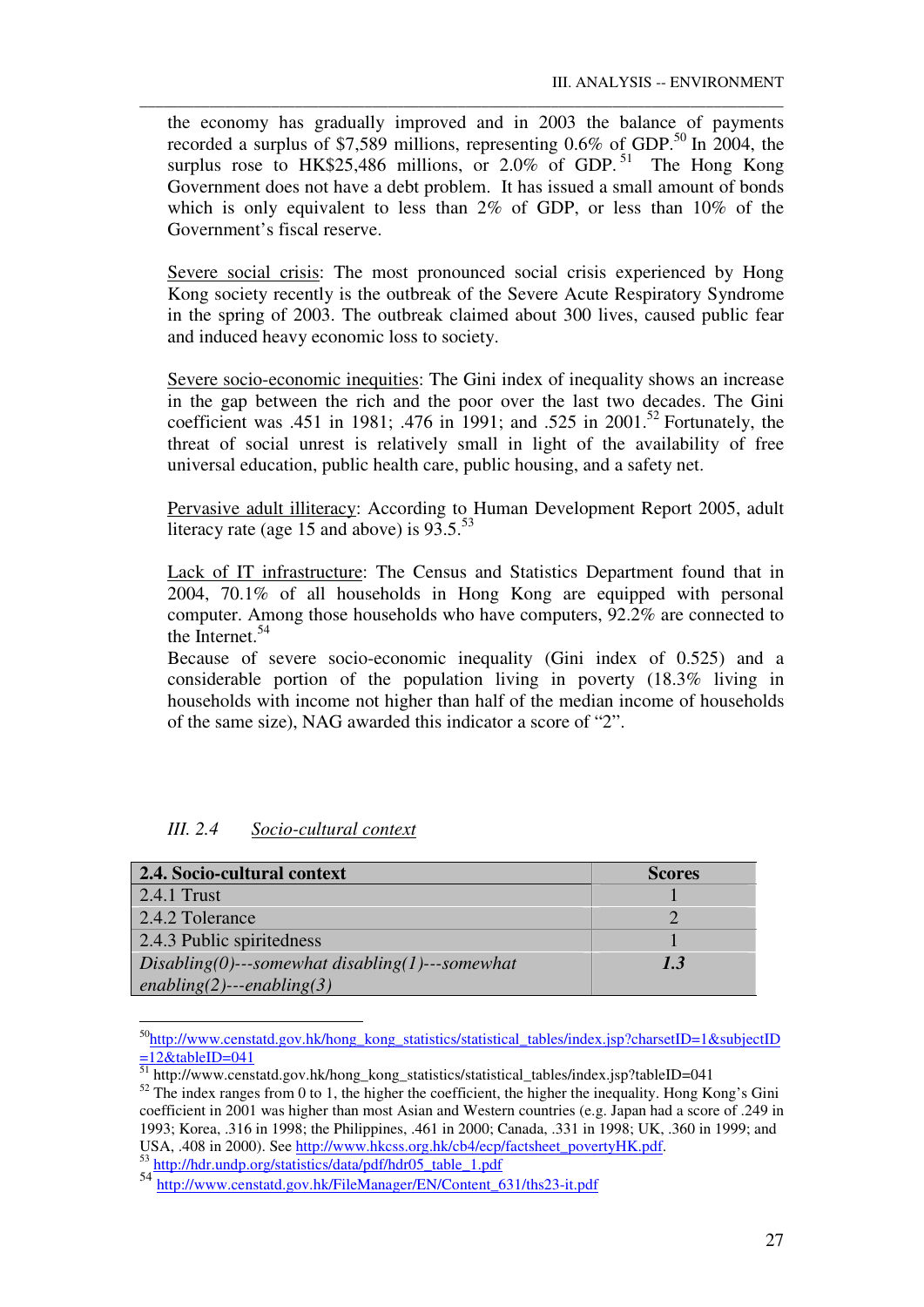the economy has gradually improved and in 2003 the balance of payments recorded a surplus of $7,589 millions, representing 0.6% of GDP.[50] In 2004, the surplus rose to HK$25,486 millions, or 2.0% of GDP.[51] The Hong Kong Government does not have a debt problem. It has issued a small amount of bonds which is only equivalent to less than 2% of GDP, or less than 10% of the Government's fiscal reserve.

Severe social crisis: The most pronounced social crisis experienced by Hong Kong society recently is the outbreak of the Severe Acute Respiratory Syndrome in the spring of 2003. The outbreak claimed about 300 lives, caused public fear and induced heavy economic loss to society.

Severe socio-economic inequities: The Gini index of inequality shows an increase in the gap between the rich and the poor over the last two decades. The Gini coefficient was .451 in 1981; .476 in 1991; and .525 in 2001.[52] Fortunately, the threat of social unrest is relatively small in light of the availability of free universal education, public health care, public housing, and a safety net.

Pervasive adult illiteracy: According to Human Development Report 2005, adult literacy rate (age 15 and above) is 93.5.[53]

Lack of IT infrastructure: The Census and Statistics Department found that in 2004, 70.1% of all households in Hong Kong are equipped with personal computer. Among those households who have computers, 92.2% are connected to the Internet.[54]

Because of severe socio-economic inequality (Gini index of 0.525) and a considerable portion of the population living in poverty (18.3% living in households with income not higher than half of the median income of households of the same size), NAG awarded this indicator a score of "2".

### *III. 2.4 Socio-cultural context*

| **2.4. Socio-cultural context** | **Scores** |
|---|---|
| 2.4.1 Trust | 1 |
| 2.4.2 Tolerance | 2 |
| 2.4.3 Public spiritedness | 1 |
| *Disabling(0)---somewhat disabling(1)---somewhat enabling(2)---enabling(3)* | ***1.3*** |

---

[50] http://www.censtatd.gov.hk/hong_kong_statistics/statistical_tables/index.jsp?charsetID=1&subjectID=12&tableID=041

[51] http://www.censtatd.gov.hk/hong_kong_statistics/statistical_tables/index.jsp?tableID=041

[52] The index ranges from 0 to 1, the higher the coefficient, the higher the inequality. Hong Kong's Gini coefficient in 2001 was higher than most Asian and Western countries (e.g. Japan had a score of .249 in 1993; Korea, .316 in 1998; the Philippines, .461 in 2000; Canada, .331 in 1998; UK, .360 in 1999; and USA, .408 in 2000). See http://www.hkcss.org.hk/cb4/ecp/factsheet_povertyHK.pdf.

[53] http://hdr.undp.org/statistics/data/pdf/hdr05_table_1.pdf

[54] http://www.censtatd.gov.hk/FileManager/EN/Content_631/ths23-it.pdf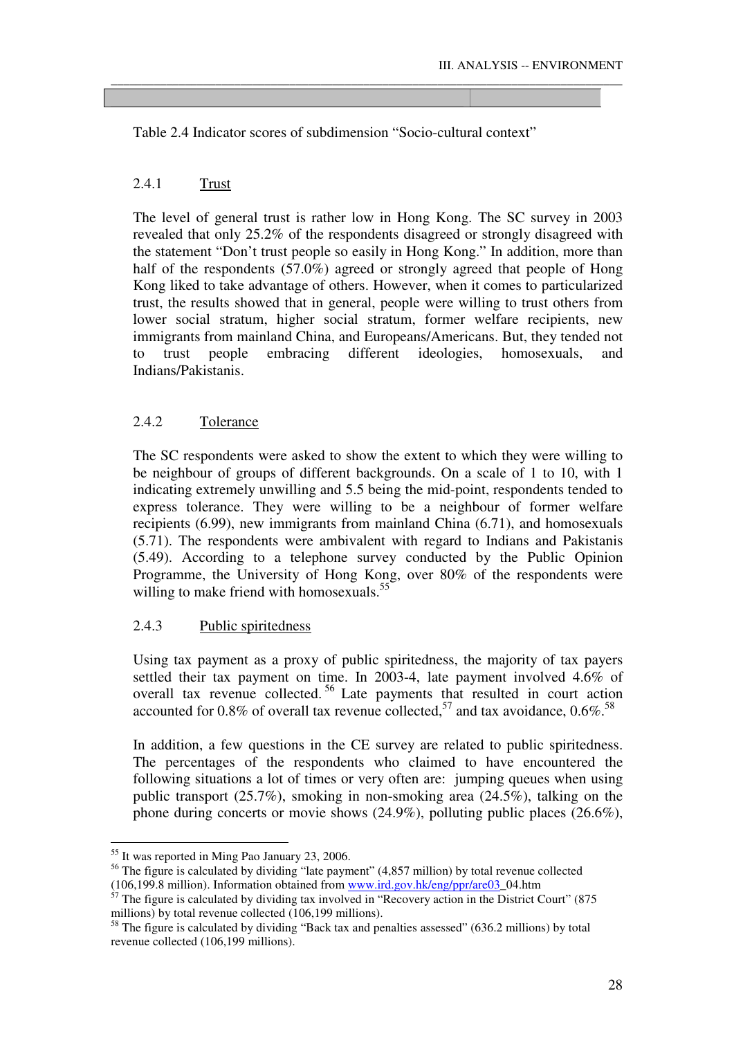Table 2.4 Indicator scores of subdimension “Socio-cultural context”

### 2.4.1 Trust

The level of general trust is rather low in Hong Kong. The SC survey in 2003 revealed that only 25.2% of the respondents disagreed or strongly disagreed with the statement “Don’t trust people so easily in Hong Kong.” In addition, more than half of the respondents (57.0%) agreed or strongly agreed that people of Hong Kong liked to take advantage of others. However, when it comes to particularized trust, the results showed that in general, people were willing to trust others from lower social stratum, higher social stratum, former welfare recipients, new immigrants from mainland China, and Europeans/Americans. But, they tended not to trust people embracing different ideologies, homosexuals, and Indians/Pakistanis.

### 2.4.2 Tolerance

The SC respondents were asked to show the extent to which they were willing to be neighbour of groups of different backgrounds. On a scale of 1 to 10, with 1 indicating extremely unwilling and 5.5 being the mid-point, respondents tended to express tolerance. They were willing to be a neighbour of former welfare recipients (6.99), new immigrants from mainland China (6.71), and homosexuals (5.71). The respondents were ambivalent with regard to Indians and Pakistanis (5.49). According to a telephone survey conducted by the Public Opinion Programme, the University of Hong Kong, over 80% of the respondents were willing to make friend with homosexuals.[55]

### 2.4.3 Public spiritedness

Using tax payment as a proxy of public spiritedness, the majority of tax payers settled their tax payment on time. In 2003-4, late payment involved 4.6% of overall tax revenue collected.[56] Late payments that resulted in court action accounted for 0.8% of overall tax revenue collected,[57] and tax avoidance, 0.6%.[58]

In addition, a few questions in the CE survey are related to public spiritedness. The percentages of the respondents who claimed to have encountered the following situations a lot of times or very often are: jumping queues when using public transport (25.7%), smoking in non-smoking area (24.5%), talking on the phone during concerts or movie shows (24.9%), polluting public places (26.6%),

---

[55] It was reported in Ming Pao January 23, 2006.

[56] The figure is calculated by dividing “late payment” (4,857 million) by total revenue collected (106,199.8 million). Information obtained from www.ird.gov.hk/eng/ppr/are03_04.htm

[57] The figure is calculated by dividing tax involved in “Recovery action in the District Court” (875 millions) by total revenue collected (106,199 millions).

[58] The figure is calculated by dividing “Back tax and penalties assessed” (636.2 millions) by total revenue collected (106,199 millions).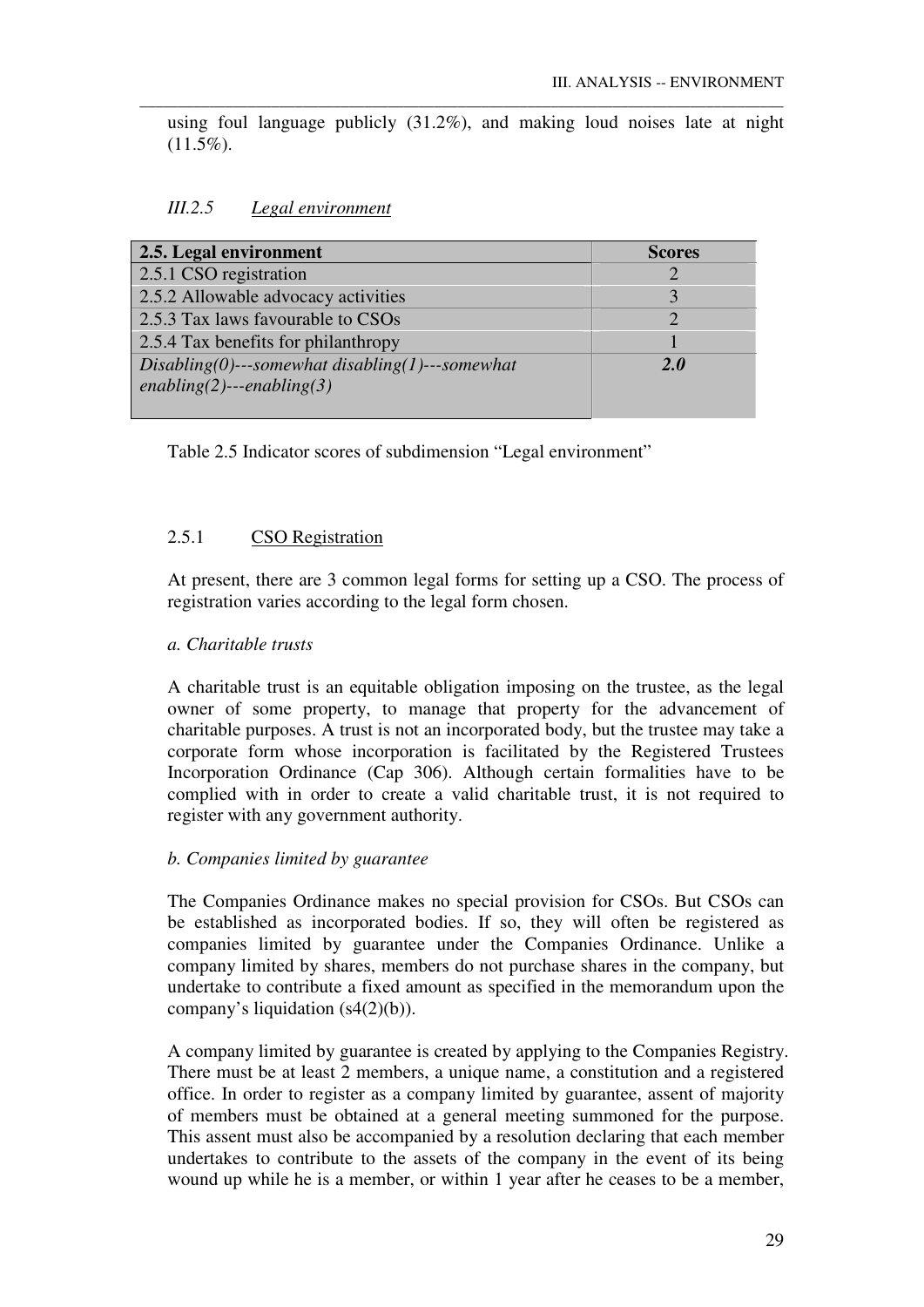using foul language publicly (31.2%), and making loud noises late at night (11.5%).

### *III.2.5 Legal environment*

| **2.5. Legal environment** | **Scores** |
|---|---|
| 2.5.1 CSO registration | 2 |
| 2.5.2 Allowable advocacy activities | 3 |
| 2.5.3 Tax laws favourable to CSOs | 2 |
| 2.5.4 Tax benefits for philanthropy | 1 |
| *Disabling(0)---somewhat disabling(1)---somewhat enabling(2)---enabling(3)* | ***2.0*** |

Table 2.5 Indicator scores of subdimension "Legal environment"

#### 2.5.1 CSO Registration

At present, there are 3 common legal forms for setting up a CSO. The process of registration varies according to the legal form chosen.

*a. Charitable trusts*

A charitable trust is an equitable obligation imposing on the trustee, as the legal owner of some property, to manage that property for the advancement of charitable purposes. A trust is not an incorporated body, but the trustee may take a corporate form whose incorporation is facilitated by the Registered Trustees Incorporation Ordinance (Cap 306). Although certain formalities have to be complied with in order to create a valid charitable trust, it is not required to register with any government authority.

*b. Companies limited by guarantee*

The Companies Ordinance makes no special provision for CSOs. But CSOs can be established as incorporated bodies. If so, they will often be registered as companies limited by guarantee under the Companies Ordinance. Unlike a company limited by shares, members do not purchase shares in the company, but undertake to contribute a fixed amount as specified in the memorandum upon the company's liquidation (s4(2)(b)).

A company limited by guarantee is created by applying to the Companies Registry. There must be at least 2 members, a unique name, a constitution and a registered office. In order to register as a company limited by guarantee, assent of majority of members must be obtained at a general meeting summoned for the purpose. This assent must also be accompanied by a resolution declaring that each member undertakes to contribute to the assets of the company in the event of its being wound up while he is a member, or within 1 year after he ceases to be a member,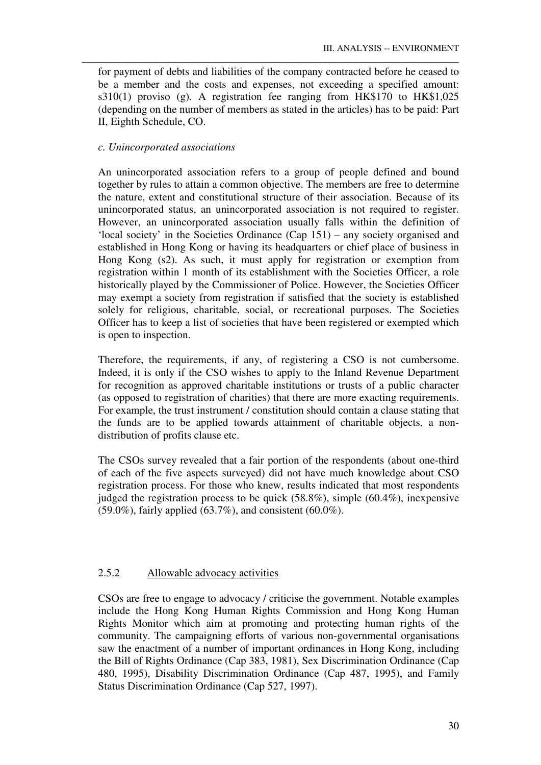for payment of debts and liabilities of the company contracted before he ceased to be a member and the costs and expenses, not exceeding a specified amount: s310(1) proviso (g). A registration fee ranging from HK$170 to HK$1,025 (depending on the number of members as stated in the articles) has to be paid: Part II, Eighth Schedule, CO.

*c. Unincorporated associations*

An unincorporated association refers to a group of people defined and bound together by rules to attain a common objective. The members are free to determine the nature, extent and constitutional structure of their association. Because of its unincorporated status, an unincorporated association is not required to register. However, an unincorporated association usually falls within the definition of 'local society' in the Societies Ordinance (Cap 151) – any society organised and established in Hong Kong or having its headquarters or chief place of business in Hong Kong (s2). As such, it must apply for registration or exemption from registration within 1 month of its establishment with the Societies Officer, a role historically played by the Commissioner of Police. However, the Societies Officer may exempt a society from registration if satisfied that the society is established solely for religious, charitable, social, or recreational purposes. The Societies Officer has to keep a list of societies that have been registered or exempted which is open to inspection.

Therefore, the requirements, if any, of registering a CSO is not cumbersome. Indeed, it is only if the CSO wishes to apply to the Inland Revenue Department for recognition as approved charitable institutions or trusts of a public character (as opposed to registration of charities) that there are more exacting requirements. For example, the trust instrument / constitution should contain a clause stating that the funds are to be applied towards attainment of charitable objects, a non-distribution of profits clause etc.

The CSOs survey revealed that a fair portion of the respondents (about one-third of each of the five aspects surveyed) did not have much knowledge about CSO registration process. For those who knew, results indicated that most respondents judged the registration process to be quick (58.8%), simple (60.4%), inexpensive (59.0%), fairly applied (63.7%), and consistent (60.0%).

### 2.5.2 Allowable advocacy activities

CSOs are free to engage to advocacy / criticise the government. Notable examples include the Hong Kong Human Rights Commission and Hong Kong Human Rights Monitor which aim at promoting and protecting human rights of the community. The campaigning efforts of various non-governmental organisations saw the enactment of a number of important ordinances in Hong Kong, including the Bill of Rights Ordinance (Cap 383, 1981), Sex Discrimination Ordinance (Cap 480, 1995), Disability Discrimination Ordinance (Cap 487, 1995), and Family Status Discrimination Ordinance (Cap 527, 1997).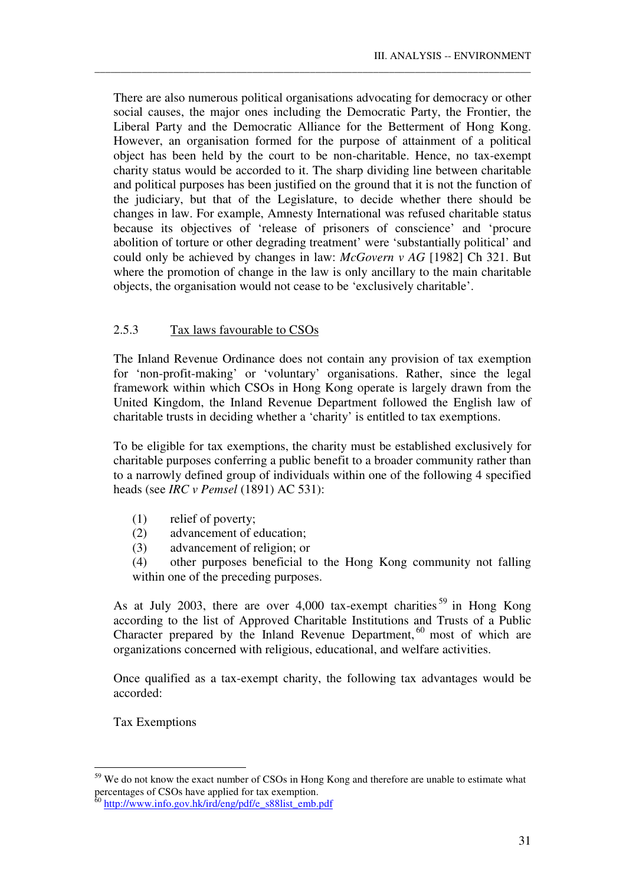There are also numerous political organisations advocating for democracy or other social causes, the major ones including the Democratic Party, the Frontier, the Liberal Party and the Democratic Alliance for the Betterment of Hong Kong. However, an organisation formed for the purpose of attainment of a political object has been held by the court to be non-charitable. Hence, no tax-exempt charity status would be accorded to it. The sharp dividing line between charitable and political purposes has been justified on the ground that it is not the function of the judiciary, but that of the Legislature, to decide whether there should be changes in law. For example, Amnesty International was refused charitable status because its objectives of 'release of prisoners of conscience' and 'procure abolition of torture or other degrading treatment' were 'substantially political' and could only be achieved by changes in law: *McGovern v AG* [1982] Ch 321. But where the promotion of change in the law is only ancillary to the main charitable objects, the organisation would not cease to be 'exclusively charitable'.

### 2.5.3 Tax laws favourable to CSOs

The Inland Revenue Ordinance does not contain any provision of tax exemption for 'non-profit-making' or 'voluntary' organisations. Rather, since the legal framework within which CSOs in Hong Kong operate is largely drawn from the United Kingdom, the Inland Revenue Department followed the English law of charitable trusts in deciding whether a 'charity' is entitled to tax exemptions.

To be eligible for tax exemptions, the charity must be established exclusively for charitable purposes conferring a public benefit to a broader community rather than to a narrowly defined group of individuals within one of the following 4 specified heads (see *IRC v Pemsel* (1891) AC 531):

(1) relief of poverty;
(2) advancement of education;
(3) advancement of religion; or
(4) other purposes beneficial to the Hong Kong community not falling within one of the preceding purposes.

As at July 2003, there are over 4,000 tax-exempt charities[59] in Hong Kong according to the list of Approved Charitable Institutions and Trusts of a Public Character prepared by the Inland Revenue Department,[60] most of which are organizations concerned with religious, educational, and welfare activities.

Once qualified as a tax-exempt charity, the following tax advantages would be accorded:

Tax Exemptions

---

[59] We do not know the exact number of CSOs in Hong Kong and therefore are unable to estimate what percentages of CSOs have applied for tax exemption.

[60] http://www.info.gov.hk/ird/eng/pdf/e_s88list_emb.pdf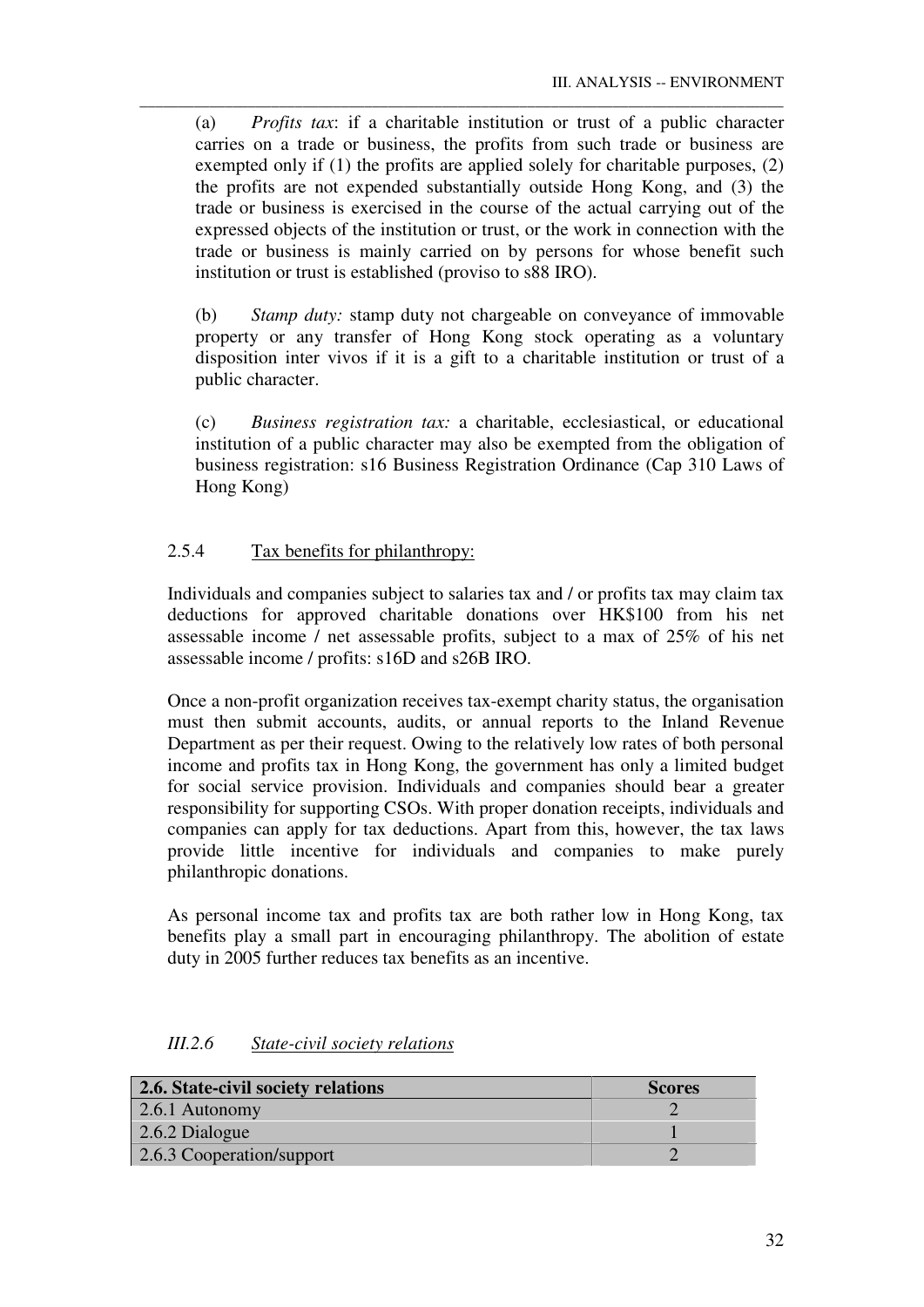(a) *Profits tax*: if a charitable institution or trust of a public character carries on a trade or business, the profits from such trade or business are exempted only if (1) the profits are applied solely for charitable purposes, (2) the profits are not expended substantially outside Hong Kong, and (3) the trade or business is exercised in the course of the actual carrying out of the expressed objects of the institution or trust, or the work in connection with the trade or business is mainly carried on by persons for whose benefit such institution or trust is established (proviso to s88 IRO).

(b) *Stamp duty:* stamp duty not chargeable on conveyance of immovable property or any transfer of Hong Kong stock operating as a voluntary disposition inter vivos if it is a gift to a charitable institution or trust of a public character.

(c) *Business registration tax:* a charitable, ecclesiastical, or educational institution of a public character may also be exempted from the obligation of business registration: s16 Business Registration Ordinance (Cap 310 Laws of Hong Kong)

2.5.4 Tax benefits for philanthropy:

Individuals and companies subject to salaries tax and / or profits tax may claim tax deductions for approved charitable donations over HK$100 from his net assessable income / net assessable profits, subject to a max of 25% of his net assessable income / profits: s16D and s26B IRO.

Once a non-profit organization receives tax-exempt charity status, the organisation must then submit accounts, audits, or annual reports to the Inland Revenue Department as per their request. Owing to the relatively low rates of both personal income and profits tax in Hong Kong, the government has only a limited budget for social service provision. Individuals and companies should bear a greater responsibility for supporting CSOs. With proper donation receipts, individuals and companies can apply for tax deductions. Apart from this, however, the tax laws provide little incentive for individuals and companies to make purely philanthropic donations.

As personal income tax and profits tax are both rather low in Hong Kong, tax benefits play a small part in encouraging philanthropy. The abolition of estate duty in 2005 further reduces tax benefits as an incentive.

### *III.2.6 State-civil society relations*

| **2.6. State-civil society relations** | **Scores** |
|---|---|
| 2.6.1 Autonomy | 2 |
| 2.6.2 Dialogue | 1 |
| 2.6.3 Cooperation/support | 2 |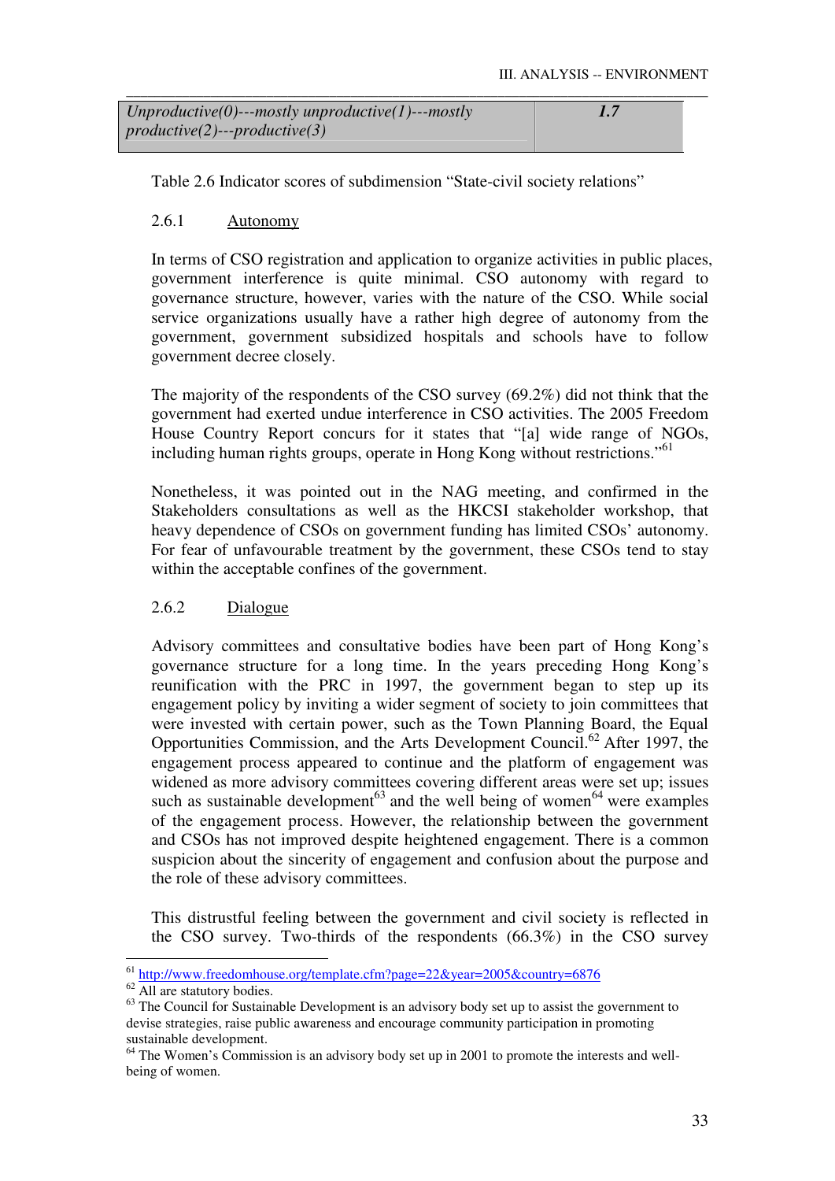| Unproductive(0)---mostly unproductive(1)---mostly productive(2)---productive(3) | 1.7 |
|---|---|

Table 2.6 Indicator scores of subdimension "State-civil society relations"

### 2.6.1 Autonomy

In terms of CSO registration and application to organize activities in public places, government interference is quite minimal. CSO autonomy with regard to governance structure, however, varies with the nature of the CSO. While social service organizations usually have a rather high degree of autonomy from the government, government subsidized hospitals and schools have to follow government decree closely.

The majority of the respondents of the CSO survey (69.2%) did not think that the government had exerted undue interference in CSO activities. The 2005 Freedom House Country Report concurs for it states that "[a] wide range of NGOs, including human rights groups, operate in Hong Kong without restrictions."[61]

Nonetheless, it was pointed out in the NAG meeting, and confirmed in the Stakeholders consultations as well as the HKCSI stakeholder workshop, that heavy dependence of CSOs on government funding has limited CSOs' autonomy. For fear of unfavourable treatment by the government, these CSOs tend to stay within the acceptable confines of the government.

### 2.6.2 Dialogue

Advisory committees and consultative bodies have been part of Hong Kong's governance structure for a long time. In the years preceding Hong Kong's reunification with the PRC in 1997, the government began to step up its engagement policy by inviting a wider segment of society to join committees that were invested with certain power, such as the Town Planning Board, the Equal Opportunities Commission, and the Arts Development Council.[62] After 1997, the engagement process appeared to continue and the platform of engagement was widened as more advisory committees covering different areas were set up; issues such as sustainable development[63] and the well being of women[64] were examples of the engagement process. However, the relationship between the government and CSOs has not improved despite heightened engagement. There is a common suspicion about the sincerity of engagement and confusion about the purpose and the role of these advisory committees.

This distrustful feeling between the government and civil society is reflected in the CSO survey. Two-thirds of the respondents (66.3%) in the CSO survey

---

[61] http://www.freedomhouse.org/template.cfm?page=22&year=2005&country=6876

[62] All are statutory bodies.

[63] The Council for Sustainable Development is an advisory body set up to assist the government to devise strategies, raise public awareness and encourage community participation in promoting sustainable development.

[64] The Women's Commission is an advisory body set up in 2001 to promote the interests and well-being of women.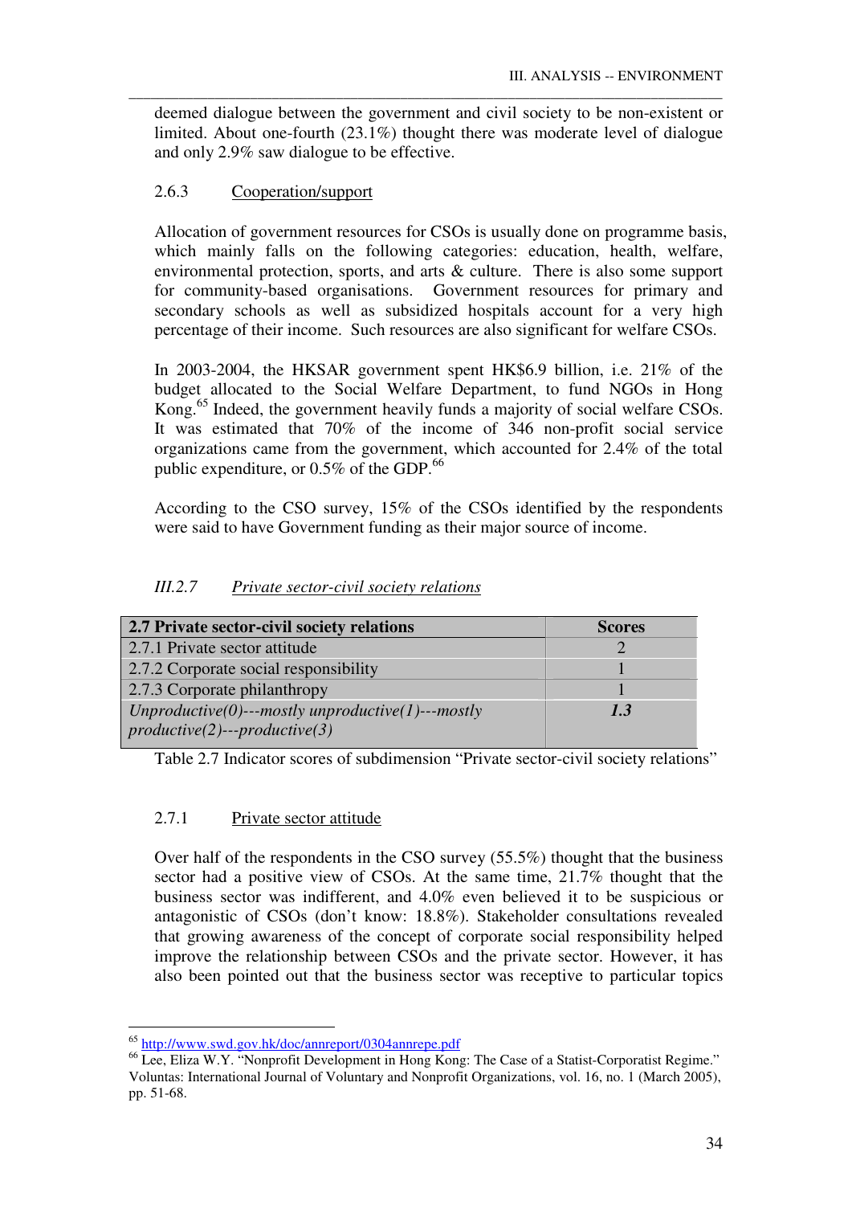deemed dialogue between the government and civil society to be non-existent or limited. About one-fourth (23.1%) thought there was moderate level of dialogue and only 2.9% saw dialogue to be effective.

#### 2.6.3 Cooperation/support

Allocation of government resources for CSOs is usually done on programme basis, which mainly falls on the following categories: education, health, welfare, environmental protection, sports, and arts & culture. There is also some support for community-based organisations. Government resources for primary and secondary schools as well as subsidized hospitals account for a very high percentage of their income. Such resources are also significant for welfare CSOs.

In 2003-2004, the HKSAR government spent HK$6.9 billion, i.e. 21% of the budget allocated to the Social Welfare Department, to fund NGOs in Hong Kong.[65] Indeed, the government heavily funds a majority of social welfare CSOs. It was estimated that 70% of the income of 346 non-profit social service organizations came from the government, which accounted for 2.4% of the total public expenditure, or 0.5% of the GDP.[66]

According to the CSO survey, 15% of the CSOs identified by the respondents were said to have Government funding as their major source of income.

### *III.2.7 Private sector-civil society relations*

| **2.7 Private sector-civil society relations** | **Scores** |
|---|---|
| 2.7.1 Private sector attitude | 2 |
| 2.7.2 Corporate social responsibility | 1 |
| 2.7.3 Corporate philanthropy | 1 |
| *Unproductive(0)---mostly unproductive(1)---mostly productive(2)---productive(3)* | ***1.3*** |

Table 2.7 Indicator scores of subdimension "Private sector-civil society relations"

#### 2.7.1 Private sector attitude

Over half of the respondents in the CSO survey (55.5%) thought that the business sector had a positive view of CSOs. At the same time, 21.7% thought that the business sector was indifferent, and 4.0% even believed it to be suspicious or antagonistic of CSOs (don't know: 18.8%). Stakeholder consultations revealed that growing awareness of the concept of corporate social responsibility helped improve the relationship between CSOs and the private sector. However, it has also been pointed out that the business sector was receptive to particular topics

---

[65] http://www.swd.gov.hk/doc/annreport/0304annrepe.pdf

[66] Lee, Eliza W.Y. "Nonprofit Development in Hong Kong: The Case of a Statist-Corporatist Regime." Voluntas: International Journal of Voluntary and Nonprofit Organizations, vol. 16, no. 1 (March 2005), pp. 51-68.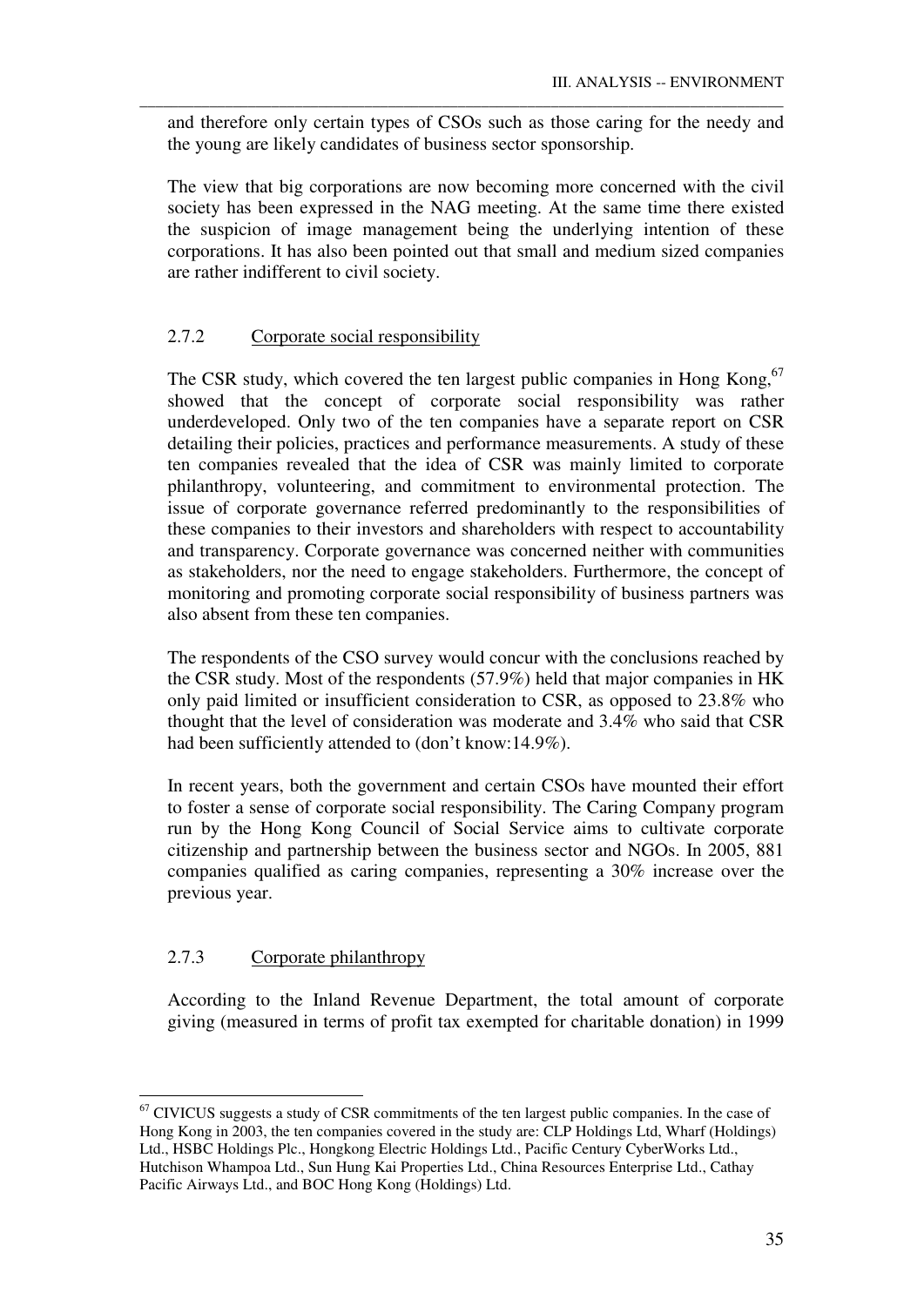and therefore only certain types of CSOs such as those caring for the needy and the young are likely candidates of business sector sponsorship.

The view that big corporations are now becoming more concerned with the civil society has been expressed in the NAG meeting. At the same time there existed the suspicion of image management being the underlying intention of these corporations. It has also been pointed out that small and medium sized companies are rather indifferent to civil society.

### 2.7.2 Corporate social responsibility

The CSR study, which covered the ten largest public companies in Hong Kong,[67] showed that the concept of corporate social responsibility was rather underdeveloped. Only two of the ten companies have a separate report on CSR detailing their policies, practices and performance measurements. A study of these ten companies revealed that the idea of CSR was mainly limited to corporate philanthropy, volunteering, and commitment to environmental protection. The issue of corporate governance referred predominantly to the responsibilities of these companies to their investors and shareholders with respect to accountability and transparency. Corporate governance was concerned neither with communities as stakeholders, nor the need to engage stakeholders. Furthermore, the concept of monitoring and promoting corporate social responsibility of business partners was also absent from these ten companies.

The respondents of the CSO survey would concur with the conclusions reached by the CSR study. Most of the respondents (57.9%) held that major companies in HK only paid limited or insufficient consideration to CSR, as opposed to 23.8% who thought that the level of consideration was moderate and 3.4% who said that CSR had been sufficiently attended to (don't know:14.9%).

In recent years, both the government and certain CSOs have mounted their effort to foster a sense of corporate social responsibility. The Caring Company program run by the Hong Kong Council of Social Service aims to cultivate corporate citizenship and partnership between the business sector and NGOs. In 2005, 881 companies qualified as caring companies, representing a 30% increase over the previous year.

### 2.7.3 Corporate philanthropy

According to the Inland Revenue Department, the total amount of corporate giving (measured in terms of profit tax exempted for charitable donation) in 1999

---

[67] CIVICUS suggests a study of CSR commitments of the ten largest public companies. In the case of Hong Kong in 2003, the ten companies covered in the study are: CLP Holdings Ltd, Wharf (Holdings) Ltd., HSBC Holdings Plc., Hongkong Electric Holdings Ltd., Pacific Century CyberWorks Ltd., Hutchison Whampoa Ltd., Sun Hung Kai Properties Ltd., China Resources Enterprise Ltd., Cathay Pacific Airways Ltd., and BOC Hong Kong (Holdings) Ltd.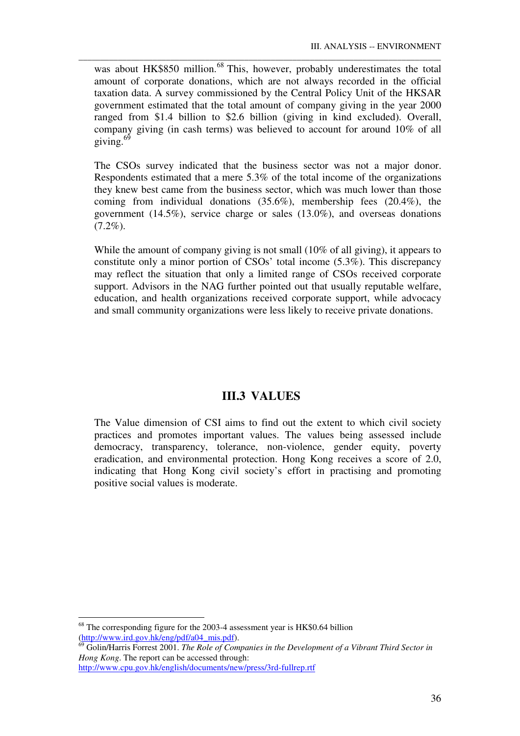was about HK$850 million.[68] This, however, probably underestimates the total amount of corporate donations, which are not always recorded in the official taxation data. A survey commissioned by the Central Policy Unit of the HKSAR government estimated that the total amount of company giving in the year 2000 ranged from $1.4 billion to $2.6 billion (giving in kind excluded). Overall, company giving (in cash terms) was believed to account for around 10% of all giving.[69]

The CSOs survey indicated that the business sector was not a major donor. Respondents estimated that a mere 5.3% of the total income of the organizations they knew best came from the business sector, which was much lower than those coming from individual donations (35.6%), membership fees (20.4%), the government (14.5%), service charge or sales (13.0%), and overseas donations (7.2%).

While the amount of company giving is not small (10% of all giving), it appears to constitute only a minor portion of CSOs' total income (5.3%). This discrepancy may reflect the situation that only a limited range of CSOs received corporate support. Advisors in the NAG further pointed out that usually reputable welfare, education, and health organizations received corporate support, while advocacy and small community organizations were less likely to receive private donations.

## III.3 VALUES

The Value dimension of CSI aims to find out the extent to which civil society practices and promotes important values. The values being assessed include democracy, transparency, tolerance, non-violence, gender equity, poverty eradication, and environmental protection. Hong Kong receives a score of 2.0, indicating that Hong Kong civil society's effort in practising and promoting positive social values is moderate.

---

[68] The corresponding figure for the 2003-4 assessment year is HK$0.64 billion (http://www.ird.gov.hk/eng/pdf/a04_mis.pdf).

[69] Golin/Harris Forrest 2001. *The Role of Companies in the Development of a Vibrant Third Sector in Hong Kong*. The report can be accessed through: http://www.cpu.gov.hk/english/documents/new/press/3rd-fullrep.rtf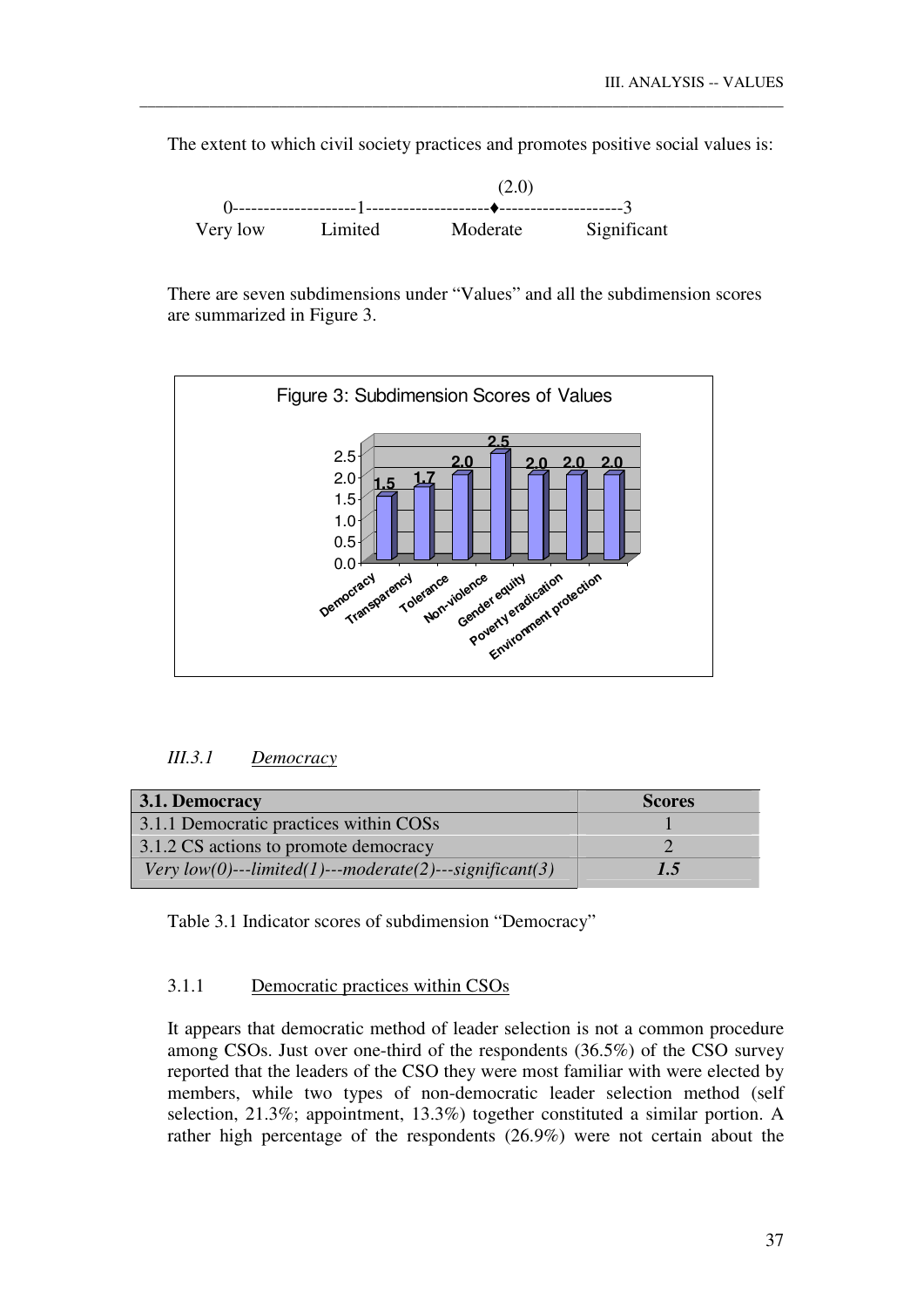The extent to which civil society practices and promotes positive social values is:

```
                                        (2.0)
0-------------------1------------------♦-------------------3
Very low          Limited           Moderate          Significant
```

There are seven subdimensions under "Values" and all the subdimension scores are summarized in Figure 3.

Figure 3: Subdimension Scores of Values

| Subdimension | Score |
|---|---|
| Democracy | 1.5 |
| Transparency | 1.7 |
| Tolerance | 2.0 |
| Non-violence | 2.5 |
| Gender equity | 2.0 |
| Poverty eradication | 2.0 |
| Environment protection | 2.0 |

*III.3.1 Democracy*

| 3.1. Democracy | Scores |
|---|---|
| 3.1.1 Democratic practices within COSs | 1 |
| 3.1.2 CS actions to promote democracy | 2 |
| *Very low(0)---limited(1)---moderate(2)---significant(3)* | ***1.5*** |

Table 3.1 Indicator scores of subdimension "Democracy"

3.1.1 Democratic practices within CSOs

It appears that democratic method of leader selection is not a common procedure among CSOs. Just over one-third of the respondents (36.5%) of the CSO survey reported that the leaders of the CSO they were most familiar with were elected by members, while two types of non-democratic leader selection method (self selection, 21.3%; appointment, 13.3%) together constituted a similar portion. A rather high percentage of the respondents (26.9%) were not certain about the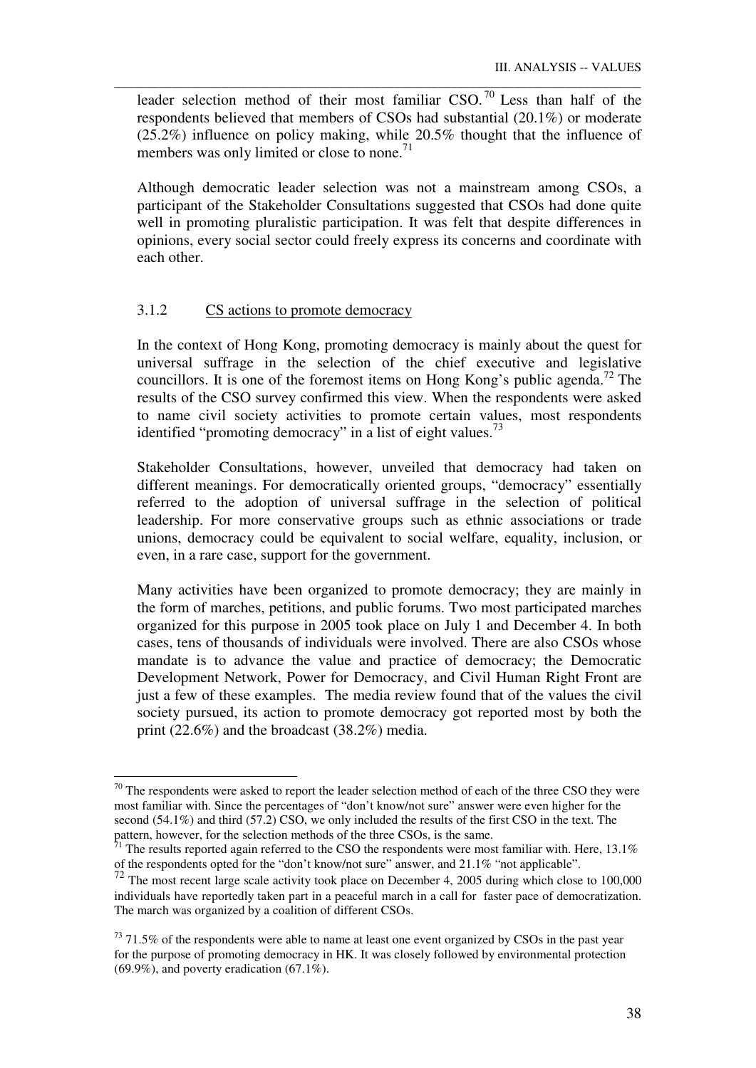leader selection method of their most familiar CSO.[70] Less than half of the respondents believed that members of CSOs had substantial (20.1%) or moderate (25.2%) influence on policy making, while 20.5% thought that the influence of members was only limited or close to none.[71]

Although democratic leader selection was not a mainstream among CSOs, a participant of the Stakeholder Consultations suggested that CSOs had done quite well in promoting pluralistic participation. It was felt that despite differences in opinions, every social sector could freely express its concerns and coordinate with each other.

### 3.1.2 CS actions to promote democracy

In the context of Hong Kong, promoting democracy is mainly about the quest for universal suffrage in the selection of the chief executive and legislative councillors. It is one of the foremost items on Hong Kong's public agenda.[72] The results of the CSO survey confirmed this view. When the respondents were asked to name civil society activities to promote certain values, most respondents identified "promoting democracy" in a list of eight values.[73]

Stakeholder Consultations, however, unveiled that democracy had taken on different meanings. For democratically oriented groups, "democracy" essentially referred to the adoption of universal suffrage in the selection of political leadership. For more conservative groups such as ethnic associations or trade unions, democracy could be equivalent to social welfare, equality, inclusion, or even, in a rare case, support for the government.

Many activities have been organized to promote democracy; they are mainly in the form of marches, petitions, and public forums. Two most participated marches organized for this purpose in 2005 took place on July 1 and December 4. In both cases, tens of thousands of individuals were involved. There are also CSOs whose mandate is to advance the value and practice of democracy; the Democratic Development Network, Power for Democracy, and Civil Human Right Front are just a few of these examples. The media review found that of the values the civil society pursued, its action to promote democracy got reported most by both the print (22.6%) and the broadcast (38.2%) media.

---

[70] The respondents were asked to report the leader selection method of each of the three CSO they were most familiar with. Since the percentages of "don't know/not sure" answer were even higher for the second (54.1%) and third (57.2) CSO, we only included the results of the first CSO in the text. The pattern, however, for the selection methods of the three CSOs, is the same.

[71] The results reported again referred to the CSO the respondents were most familiar with. Here, 13.1% of the respondents opted for the "don't know/not sure" answer, and 21.1% "not applicable".

[72] The most recent large scale activity took place on December 4, 2005 during which close to 100,000 individuals have reportedly taken part in a peaceful march in a call for faster pace of democratization. The march was organized by a coalition of different CSOs.

[73] 71.5% of the respondents were able to name at least one event organized by CSOs in the past year for the purpose of promoting democracy in HK. It was closely followed by environmental protection (69.9%), and poverty eradication (67.1%).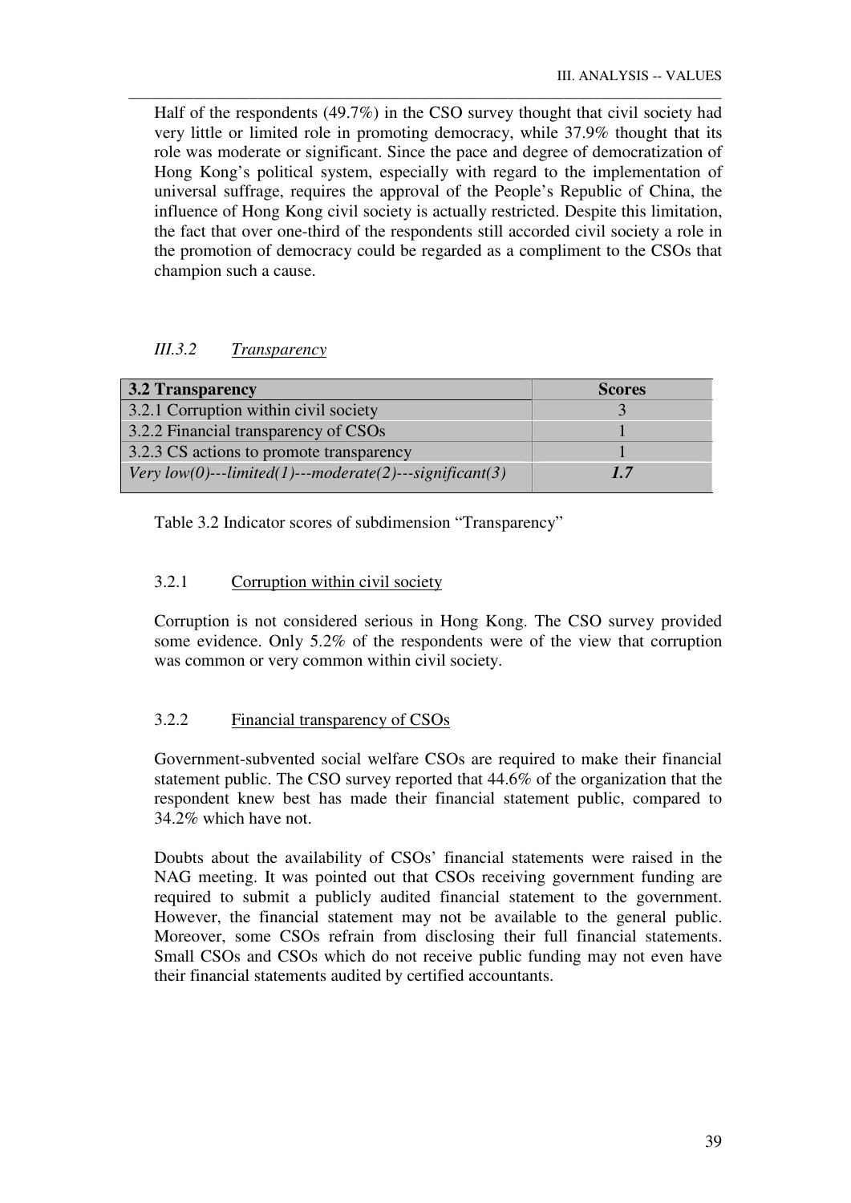Half of the respondents (49.7%) in the CSO survey thought that civil society had very little or limited role in promoting democracy, while 37.9% thought that its role was moderate or significant. Since the pace and degree of democratization of Hong Kong's political system, especially with regard to the implementation of universal suffrage, requires the approval of the People's Republic of China, the influence of Hong Kong civil society is actually restricted. Despite this limitation, the fact that over one-third of the respondents still accorded civil society a role in the promotion of democracy could be regarded as a compliment to the CSOs that champion such a cause.

### *III.3.2 Transparency*

| **3.2 Transparency** | **Scores** |
|---|---|
| 3.2.1 Corruption within civil society | 3 |
| 3.2.2 Financial transparency of CSOs | 1 |
| 3.2.3 CS actions to promote transparency | 1 |
| *Very low(0)---limited(1)---moderate(2)---significant(3)* | ***1.7*** |

Table 3.2 Indicator scores of subdimension "Transparency"

#### 3.2.1 Corruption within civil society

Corruption is not considered serious in Hong Kong. The CSO survey provided some evidence. Only 5.2% of the respondents were of the view that corruption was common or very common within civil society.

#### 3.2.2 Financial transparency of CSOs

Government-subvented social welfare CSOs are required to make their financial statement public. The CSO survey reported that 44.6% of the organization that the respondent knew best has made their financial statement public, compared to 34.2% which have not.

Doubts about the availability of CSOs' financial statements were raised in the NAG meeting. It was pointed out that CSOs receiving government funding are required to submit a publicly audited financial statement to the government. However, the financial statement may not be available to the general public. Moreover, some CSOs refrain from disclosing their full financial statements. Small CSOs and CSOs which do not receive public funding may not even have their financial statements audited by certified accountants.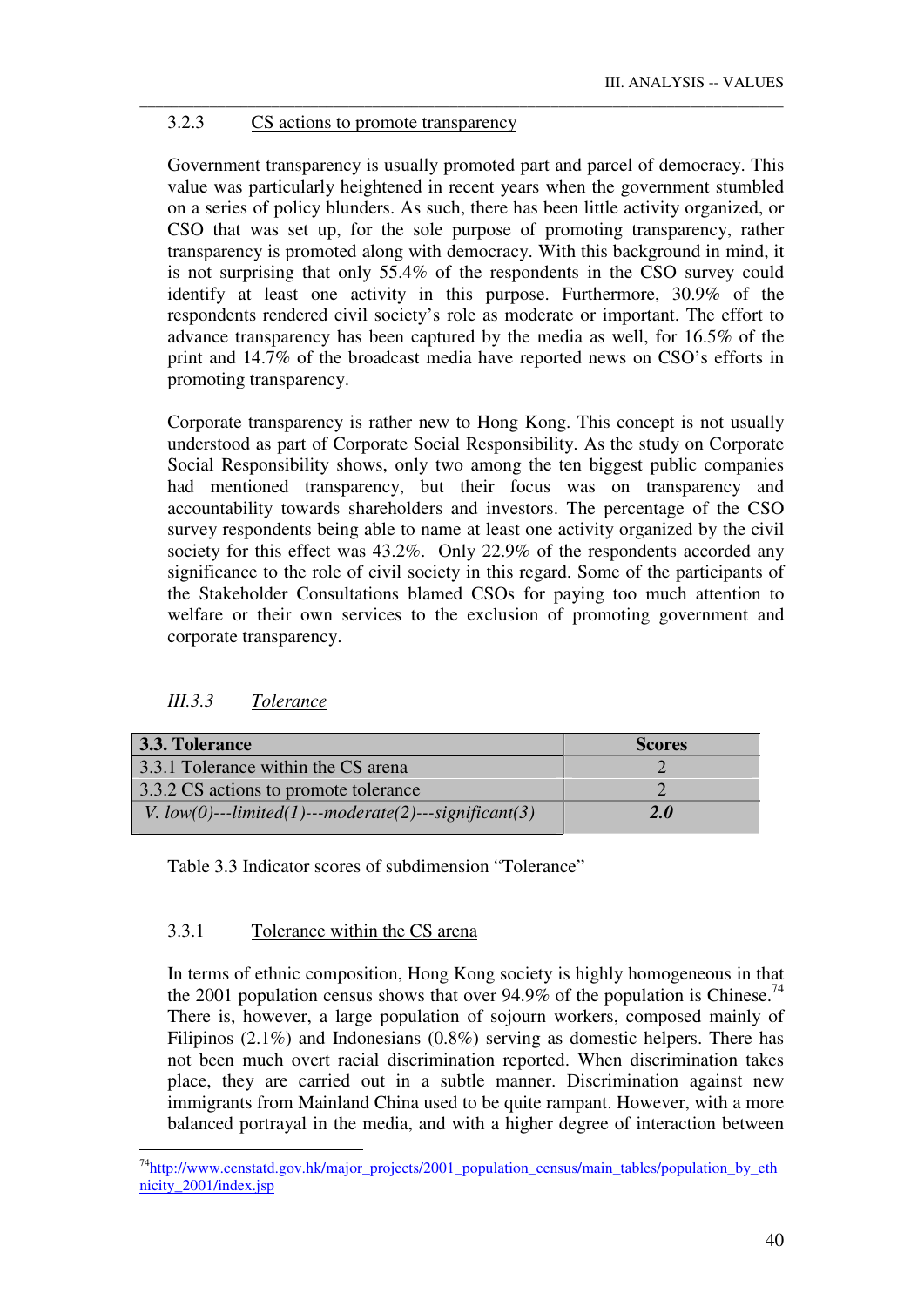### 3.2.3 CS actions to promote transparency

Government transparency is usually promoted part and parcel of democracy. This value was particularly heightened in recent years when the government stumbled on a series of policy blunders. As such, there has been little activity organized, or CSO that was set up, for the sole purpose of promoting transparency, rather transparency is promoted along with democracy. With this background in mind, it is not surprising that only 55.4% of the respondents in the CSO survey could identify at least one activity in this purpose. Furthermore, 30.9% of the respondents rendered civil society's role as moderate or important. The effort to advance transparency has been captured by the media as well, for 16.5% of the print and 14.7% of the broadcast media have reported news on CSO's efforts in promoting transparency.

Corporate transparency is rather new to Hong Kong. This concept is not usually understood as part of Corporate Social Responsibility. As the study on Corporate Social Responsibility shows, only two among the ten biggest public companies had mentioned transparency, but their focus was on transparency and accountability towards shareholders and investors. The percentage of the CSO survey respondents being able to name at least one activity organized by the civil society for this effect was 43.2%. Only 22.9% of the respondents accorded any significance to the role of civil society in this regard. Some of the participants of the Stakeholder Consultations blamed CSOs for paying too much attention to welfare or their own services to the exclusion of promoting government and corporate transparency.

## *III.3.3 Tolerance*

| **3.3. Tolerance** | **Scores** |
|---|---|
| 3.3.1 Tolerance within the CS arena | 2 |
| 3.3.2 CS actions to promote tolerance | 2 |
| *V. low(0)---limited(1)---moderate(2)---significant(3)* | ***2.0*** |

Table 3.3 Indicator scores of subdimension "Tolerance"

### 3.3.1 Tolerance within the CS arena

In terms of ethnic composition, Hong Kong society is highly homogeneous in that the 2001 population census shows that over 94.9% of the population is Chinese.[74] There is, however, a large population of sojourn workers, composed mainly of Filipinos (2.1%) and Indonesians (0.8%) serving as domestic helpers. There has not been much overt racial discrimination reported. When discrimination takes place, they are carried out in a subtle manner. Discrimination against new immigrants from Mainland China used to be quite rampant. However, with a more balanced portrayal in the media, and with a higher degree of interaction between

---

[74] http://www.censtatd.gov.hk/major_projects/2001_population_census/main_tables/population_by_ethnicity_2001/index.jsp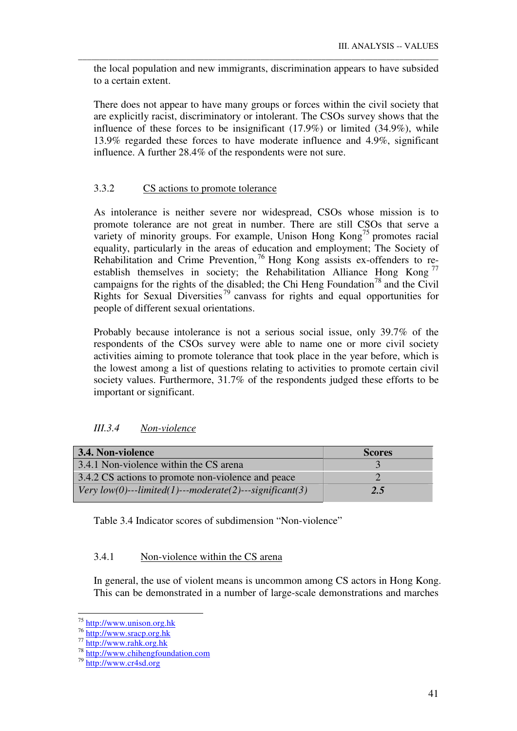the local population and new immigrants, discrimination appears to have subsided to a certain extent.

There does not appear to have many groups or forces within the civil society that are explicitly racist, discriminatory or intolerant. The CSOs survey shows that the influence of these forces to be insignificant (17.9%) or limited (34.9%), while 13.9% regarded these forces to have moderate influence and 4.9%, significant influence. A further 28.4% of the respondents were not sure.

#### 3.3.2 CS actions to promote tolerance

As intolerance is neither severe nor widespread, CSOs whose mission is to promote tolerance are not great in number. There are still CSOs that serve a variety of minority groups. For example, Unison Hong Kong[75] promotes racial equality, particularly in the areas of education and employment; The Society of Rehabilitation and Crime Prevention,[76] Hong Kong assists ex-offenders to re-establish themselves in society; the Rehabilitation Alliance Hong Kong[77] campaigns for the rights of the disabled; the Chi Heng Foundation[78] and the Civil Rights for Sexual Diversities[79] canvass for rights and equal opportunities for people of different sexual orientations.

Probably because intolerance is not a serious social issue, only 39.7% of the respondents of the CSOs survey were able to name one or more civil society activities aiming to promote tolerance that took place in the year before, which is the lowest among a list of questions relating to activities to promote certain civil society values. Furthermore, 31.7% of the respondents judged these efforts to be important or significant.

### *III.3.4 Non-violence*

| **3.4. Non-violence** | **Scores** |
|---|---|
| 3.4.1 Non-violence within the CS arena | 3 |
| 3.4.2 CS actions to promote non-violence and peace | 2 |
| *Very low(0)---limited(1)---moderate(2)---significant(3)* | ***2.5*** |

Table 3.4 Indicator scores of subdimension "Non-violence"

#### 3.4.1 Non-violence within the CS arena

In general, the use of violent means is uncommon among CS actors in Hong Kong. This can be demonstrated in a number of large-scale demonstrations and marches

---

[75] http://www.unison.org.hk

[76] http://www.sracp.org.hk

[77] http://www.rahk.org.hk

[78] http://www.chihengfoundation.com

[79] http://www.cr4sd.org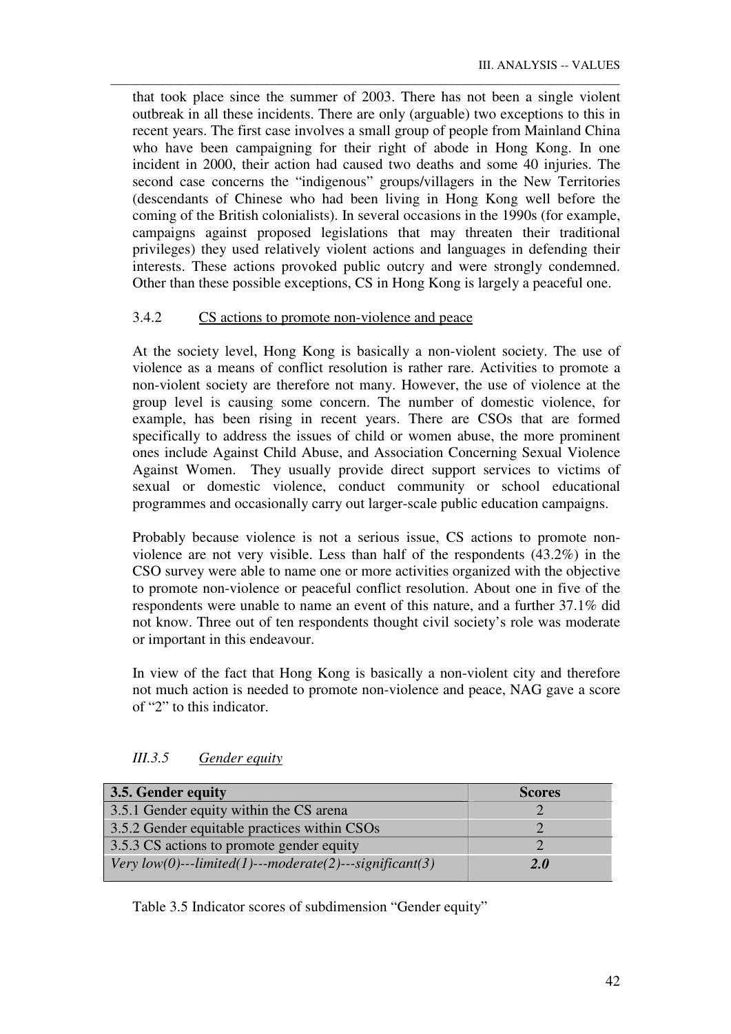that took place since the summer of 2003. There has not been a single violent outbreak in all these incidents. There are only (arguable) two exceptions to this in recent years. The first case involves a small group of people from Mainland China who have been campaigning for their right of abode in Hong Kong. In one incident in 2000, their action had caused two deaths and some 40 injuries. The second case concerns the "indigenous" groups/villagers in the New Territories (descendants of Chinese who had been living in Hong Kong well before the coming of the British colonialists). In several occasions in the 1990s (for example, campaigns against proposed legislations that may threaten their traditional privileges) they used relatively violent actions and languages in defending their interests. These actions provoked public outcry and were strongly condemned. Other than these possible exceptions, CS in Hong Kong is largely a peaceful one.

#### 3.4.2 CS actions to promote non-violence and peace

At the society level, Hong Kong is basically a non-violent society. The use of violence as a means of conflict resolution is rather rare. Activities to promote a non-violent society are therefore not many. However, the use of violence at the group level is causing some concern. The number of domestic violence, for example, has been rising in recent years. There are CSOs that are formed specifically to address the issues of child or women abuse, the more prominent ones include Against Child Abuse, and Association Concerning Sexual Violence Against Women. They usually provide direct support services to victims of sexual or domestic violence, conduct community or school educational programmes and occasionally carry out larger-scale public education campaigns.

Probably because violence is not a serious issue, CS actions to promote non-violence are not very visible. Less than half of the respondents (43.2%) in the CSO survey were able to name one or more activities organized with the objective to promote non-violence or peaceful conflict resolution. About one in five of the respondents were unable to name an event of this nature, and a further 37.1% did not know. Three out of ten respondents thought civil society's role was moderate or important in this endeavour.

In view of the fact that Hong Kong is basically a non-violent city and therefore not much action is needed to promote non-violence and peace, NAG gave a score of "2" to this indicator.

### *III.3.5 Gender equity*

| **3.5. Gender equity** | **Scores** |
|---|---|
| 3.5.1 Gender equity within the CS arena | 2 |
| 3.5.2 Gender equitable practices within CSOs | 2 |
| 3.5.3 CS actions to promote gender equity | 2 |
| *Very low(0)---limited(1)---moderate(2)---significant(3)* | ***2.0*** |

Table 3.5 Indicator scores of subdimension "Gender equity"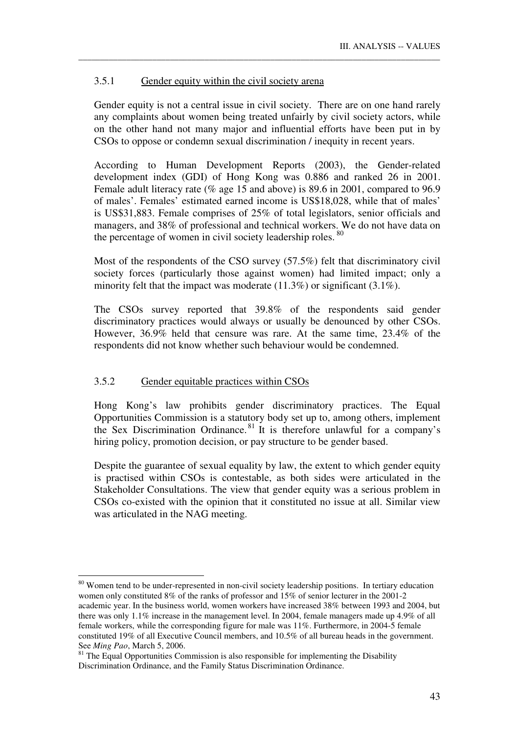### 3.5.1 Gender equity within the civil society arena

Gender equity is not a central issue in civil society. There are on one hand rarely any complaints about women being treated unfairly by civil society actors, while on the other hand not many major and influential efforts have been put in by CSOs to oppose or condemn sexual discrimination / inequity in recent years.

According to Human Development Reports (2003), the Gender-related development index (GDI) of Hong Kong was 0.886 and ranked 26 in 2001. Female adult literacy rate (% age 15 and above) is 89.6 in 2001, compared to 96.9 of males'. Females' estimated earned income is US$18,028, while that of males' is US$31,883. Female comprises of 25% of total legislators, senior officials and managers, and 38% of professional and technical workers. We do not have data on the percentage of women in civil society leadership roles. [80]

Most of the respondents of the CSO survey (57.5%) felt that discriminatory civil society forces (particularly those against women) had limited impact; only a minority felt that the impact was moderate (11.3%) or significant (3.1%).

The CSOs survey reported that 39.8% of the respondents said gender discriminatory practices would always or usually be denounced by other CSOs. However, 36.9% held that censure was rare. At the same time, 23.4% of the respondents did not know whether such behaviour would be condemned.

### 3.5.2 Gender equitable practices within CSOs

Hong Kong's law prohibits gender discriminatory practices. The Equal Opportunities Commission is a statutory body set up to, among others, implement the Sex Discrimination Ordinance. [81] It is therefore unlawful for a company's hiring policy, promotion decision, or pay structure to be gender based.

Despite the guarantee of sexual equality by law, the extent to which gender equity is practised within CSOs is contestable, as both sides were articulated in the Stakeholder Consultations. The view that gender equity was a serious problem in CSOs co-existed with the opinion that it constituted no issue at all. Similar view was articulated in the NAG meeting.

---

[80] Women tend to be under-represented in non-civil society leadership positions. In tertiary education women only constituted 8% of the ranks of professor and 15% of senior lecturer in the 2001-2 academic year. In the business world, women workers have increased 38% between 1993 and 2004, but there was only 1.1% increase in the management level. In 2004, female managers made up 4.9% of all female workers, while the corresponding figure for male was 11%. Furthermore, in 2004-5 female constituted 19% of all Executive Council members, and 10.5% of all bureau heads in the government. See *Ming Pao*, March 5, 2006.

[81] The Equal Opportunities Commission is also responsible for implementing the Disability Discrimination Ordinance, and the Family Status Discrimination Ordinance.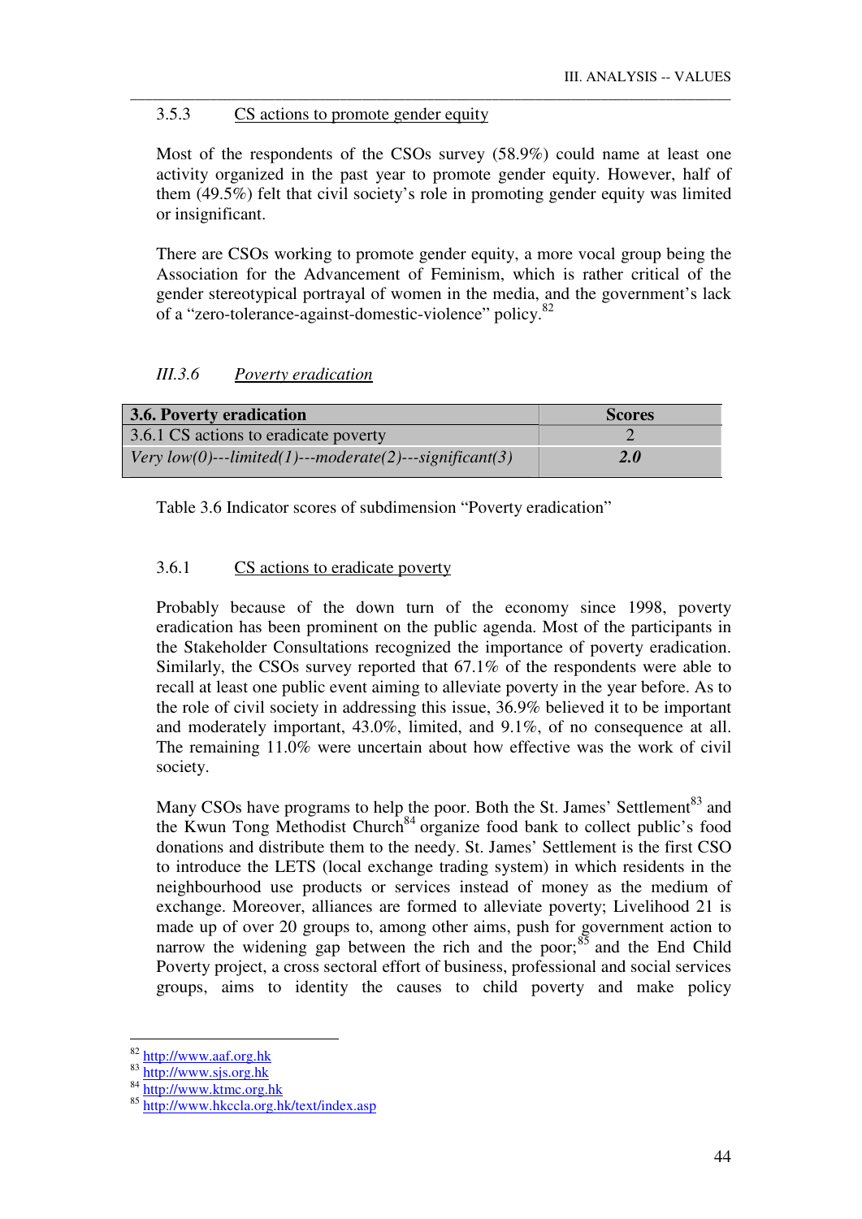#### 3.5.3 CS actions to promote gender equity

Most of the respondents of the CSOs survey (58.9%) could name at least one activity organized in the past year to promote gender equity. However, half of them (49.5%) felt that civil society's role in promoting gender equity was limited or insignificant.

There are CSOs working to promote gender equity, a more vocal group being the Association for the Advancement of Feminism, which is rather critical of the gender stereotypical portrayal of women in the media, and the government's lack of a "zero-tolerance-against-domestic-violence" policy.[82]

### *III.3.6 Poverty eradication*

| **3.6. Poverty eradication** | **Scores** |
|---|---|
| 3.6.1 CS actions to eradicate poverty | 2 |
| *Very low(0)---limited(1)---moderate(2)---significant(3)* | ***2.0*** |

Table 3.6 Indicator scores of subdimension "Poverty eradication"

#### 3.6.1 CS actions to eradicate poverty

Probably because of the down turn of the economy since 1998, poverty eradication has been prominent on the public agenda. Most of the participants in the Stakeholder Consultations recognized the importance of poverty eradication. Similarly, the CSOs survey reported that 67.1% of the respondents were able to recall at least one public event aiming to alleviate poverty in the year before. As to the role of civil society in addressing this issue, 36.9% believed it to be important and moderately important, 43.0%, limited, and 9.1%, of no consequence at all. The remaining 11.0% were uncertain about how effective was the work of civil society.

Many CSOs have programs to help the poor. Both the St. James' Settlement[83] and the Kwun Tong Methodist Church[84] organize food bank to collect public's food donations and distribute them to the needy. St. James' Settlement is the first CSO to introduce the LETS (local exchange trading system) in which residents in the neighbourhood use products or services instead of money as the medium of exchange. Moreover, alliances are formed to alleviate poverty; Livelihood 21 is made up of over 20 groups to, among other aims, push for government action to narrow the widening gap between the rich and the poor;[85] and the End Child Poverty project, a cross sectoral effort of business, professional and social services groups, aims to identity the causes to child poverty and make policy

---

[82] http://www.aaf.org.hk
[83] http://www.sjs.org.hk
[84] http://www.ktmc.org.hk
[85] http://www.hkccla.org.hk/text/index.asp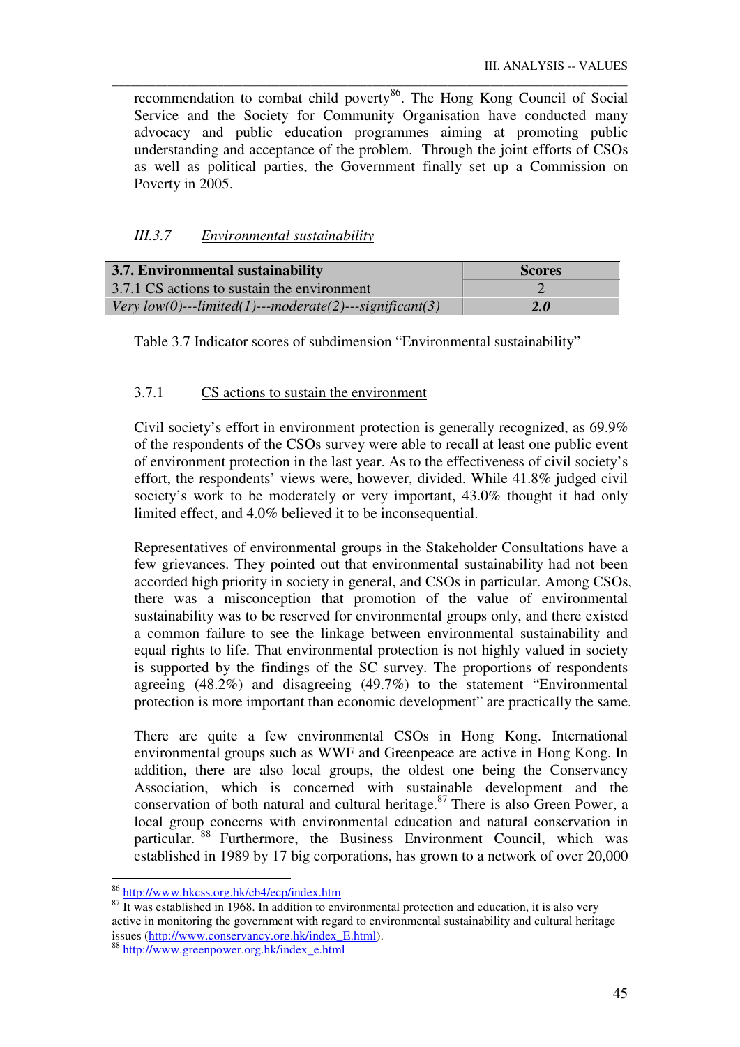recommendation to combat child poverty[86]. The Hong Kong Council of Social Service and the Society for Community Organisation have conducted many advocacy and public education programmes aiming at promoting public understanding and acceptance of the problem. Through the joint efforts of CSOs as well as political parties, the Government finally set up a Commission on Poverty in 2005.

### *III.3.7 Environmental sustainability*

| **3.7. Environmental sustainability** | **Scores** |
|---|---|
| 3.7.1 CS actions to sustain the environment | 2 |
| *Very low(0)---limited(1)---moderate(2)---significant(3)* | ***2.0*** |

Table 3.7 Indicator scores of subdimension "Environmental sustainability"

#### 3.7.1 CS actions to sustain the environment

Civil society's effort in environment protection is generally recognized, as 69.9% of the respondents of the CSOs survey were able to recall at least one public event of environment protection in the last year. As to the effectiveness of civil society's effort, the respondents' views were, however, divided. While 41.8% judged civil society's work to be moderately or very important, 43.0% thought it had only limited effect, and 4.0% believed it to be inconsequential.

Representatives of environmental groups in the Stakeholder Consultations have a few grievances. They pointed out that environmental sustainability had not been accorded high priority in society in general, and CSOs in particular. Among CSOs, there was a misconception that promotion of the value of environmental sustainability was to be reserved for environmental groups only, and there existed a common failure to see the linkage between environmental sustainability and equal rights to life. That environmental protection is not highly valued in society is supported by the findings of the SC survey. The proportions of respondents agreeing (48.2%) and disagreeing (49.7%) to the statement "Environmental protection is more important than economic development" are practically the same.

There are quite a few environmental CSOs in Hong Kong. International environmental groups such as WWF and Greenpeace are active in Hong Kong. In addition, there are also local groups, the oldest one being the Conservancy Association, which is concerned with sustainable development and the conservation of both natural and cultural heritage.[87] There is also Green Power, a local group concerns with environmental education and natural conservation in particular.[88] Furthermore, the Business Environment Council, which was established in 1989 by 17 big corporations, has grown to a network of over 20,000

---

[86] http://www.hkcss.org.hk/cb4/ecp/index.htm

[87] It was established in 1968. In addition to environmental protection and education, it is also very active in monitoring the government with regard to environmental sustainability and cultural heritage issues (http://www.conservancy.org.hk/index_E.html).

[88] http://www.greenpower.org.hk/index_e.html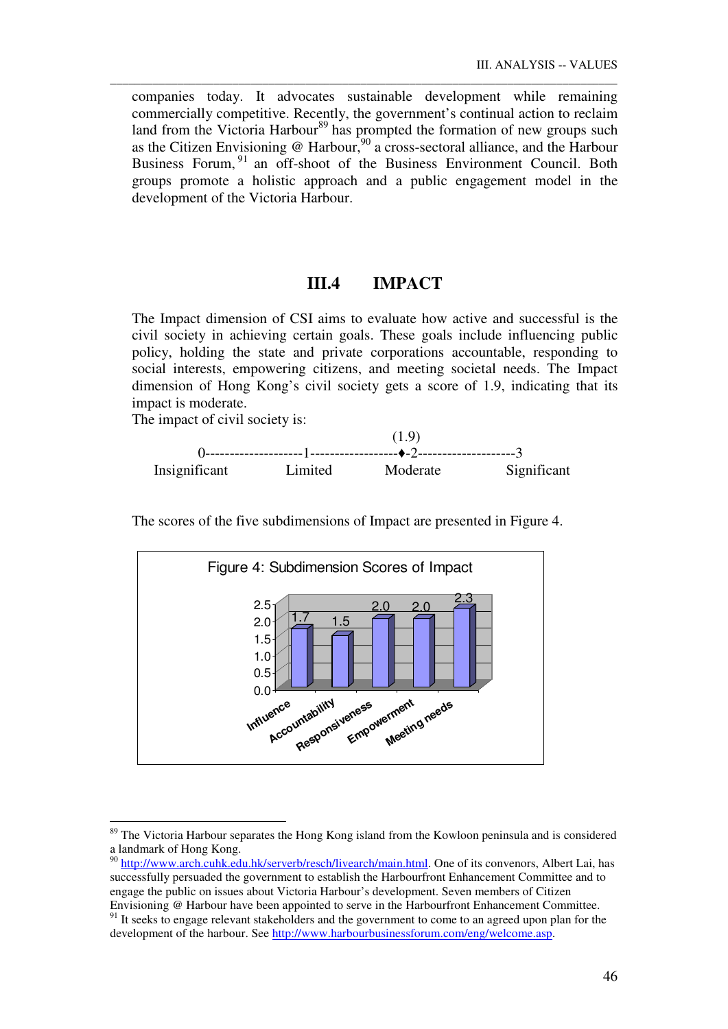companies today. It advocates sustainable development while remaining commercially competitive. Recently, the government's continual action to reclaim land from the Victoria Harbour[89] has prompted the formation of new groups such as the Citizen Envisioning @ Harbour,[90] a cross-sectoral alliance, and the Harbour Business Forum,[91] an off-shoot of the Business Environment Council. Both groups promote a holistic approach and a public engagement model in the development of the Victoria Harbour.

## III.4 IMPACT

The Impact dimension of CSI aims to evaluate how active and successful is the civil society in achieving certain goals. These goals include influencing public policy, holding the state and private corporations accountable, responding to social interests, empowering citizens, and meeting societal needs. The Impact dimension of Hong Kong's civil society gets a score of 1.9, indicating that its impact is moderate.

The impact of civil society is:

```
                                        (1.9)
0--------------------1------------------♦-2--------------------3
Insignificant         Limited          Moderate          Significant
```

The scores of the five subdimensions of Impact are presented in Figure 4.

Figure 4: Subdimension Scores of Impact

| Subdimension | Score |
|---|---|
| Influence | 1.7 |
| Accountability | 1.5 |
| Responsiveness | 2.0 |
| Empowerment | 2.0 |
| Meeting needs | 2.3 |

---

[89] The Victoria Harbour separates the Hong Kong island from the Kowloon peninsula and is considered a landmark of Hong Kong.

[90] http://www.arch.cuhk.edu.hk/serverb/resch/livearch/main.html. One of its convenors, Albert Lai, has successfully persuaded the government to establish the Harbourfront Enhancement Committee and to engage the public on issues about Victoria Harbour's development. Seven members of Citizen Envisioning @ Harbour have been appointed to serve in the Harbourfront Enhancement Committee.

[91] It seeks to engage relevant stakeholders and the government to come to an agreed upon plan for the development of the harbour. See http://www.harbourbusinessforum.com/eng/welcome.asp.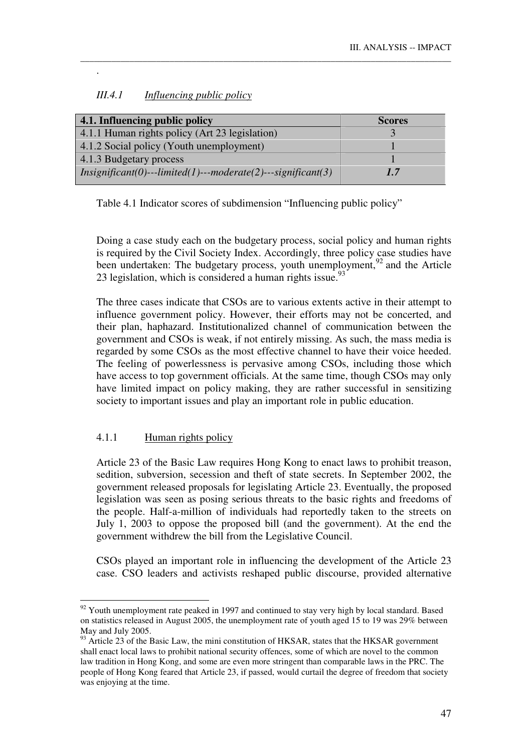.

### *III.4.1 Influencing public policy*

| 4.1. Influencing public policy | Scores |
|---|---|
| 4.1.1 Human rights policy (Art 23 legislation) | 3 |
| 4.1.2 Social policy (Youth unemployment) | 1 |
| 4.1.3 Budgetary process | 1 |
| *Insignificant(0)---limited(1)---moderate(2)---significant(3)* | ***1.7*** |

Table 4.1 Indicator scores of subdimension "Influencing public policy"

Doing a case study each on the budgetary process, social policy and human rights is required by the Civil Society Index. Accordingly, three policy case studies have been undertaken: The budgetary process, youth unemployment,[92] and the Article 23 legislation, which is considered a human rights issue.[93]

The three cases indicate that CSOs are to various extents active in their attempt to influence government policy. However, their efforts may not be concerted, and their plan, haphazard. Institutionalized channel of communication between the government and CSOs is weak, if not entirely missing. As such, the mass media is regarded by some CSOs as the most effective channel to have their voice heeded. The feeling of powerlessness is pervasive among CSOs, including those which have access to top government officials. At the same time, though CSOs may only have limited impact on policy making, they are rather successful in sensitizing society to important issues and play an important role in public education.

#### 4.1.1 Human rights policy

Article 23 of the Basic Law requires Hong Kong to enact laws to prohibit treason, sedition, subversion, secession and theft of state secrets. In September 2002, the government released proposals for legislating Article 23. Eventually, the proposed legislation was seen as posing serious threats to the basic rights and freedoms of the people. Half-a-million of individuals had reportedly taken to the streets on July 1, 2003 to oppose the proposed bill (and the government). At the end the government withdrew the bill from the Legislative Council.

CSOs played an important role in influencing the development of the Article 23 case. CSO leaders and activists reshaped public discourse, provided alternative

---

[92] Youth unemployment rate peaked in 1997 and continued to stay very high by local standard. Based on statistics released in August 2005, the unemployment rate of youth aged 15 to 19 was 29% between May and July 2005.

[93] Article 23 of the Basic Law, the mini constitution of HKSAR, states that the HKSAR government shall enact local laws to prohibit national security offences, some of which are novel to the common law tradition in Hong Kong, and some are even more stringent than comparable laws in the PRC. The people of Hong Kong feared that Article 23, if passed, would curtail the degree of freedom that society was enjoying at the time.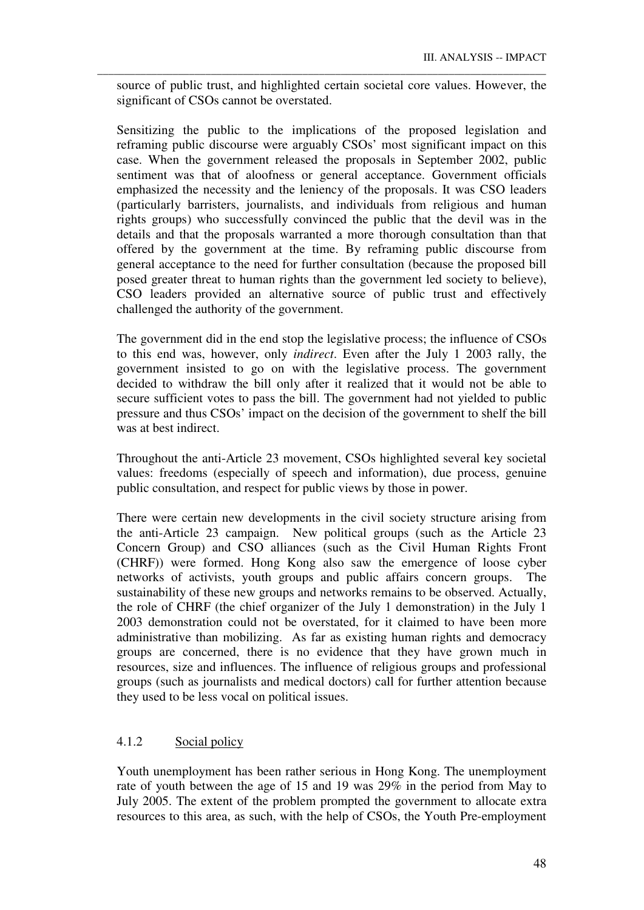source of public trust, and highlighted certain societal core values. However, the significant of CSOs cannot be overstated.

Sensitizing the public to the implications of the proposed legislation and reframing public discourse were arguably CSOs' most significant impact on this case. When the government released the proposals in September 2002, public sentiment was that of aloofness or general acceptance. Government officials emphasized the necessity and the leniency of the proposals. It was CSO leaders (particularly barristers, journalists, and individuals from religious and human rights groups) who successfully convinced the public that the devil was in the details and that the proposals warranted a more thorough consultation than that offered by the government at the time. By reframing public discourse from general acceptance to the need for further consultation (because the proposed bill posed greater threat to human rights than the government led society to believe), CSO leaders provided an alternative source of public trust and effectively challenged the authority of the government.

The government did in the end stop the legislative process; the influence of CSOs to this end was, however, only *indirect*. Even after the July 1 2003 rally, the government insisted to go on with the legislative process. The government decided to withdraw the bill only after it realized that it would not be able to secure sufficient votes to pass the bill. The government had not yielded to public pressure and thus CSOs' impact on the decision of the government to shelf the bill was at best indirect.

Throughout the anti-Article 23 movement, CSOs highlighted several key societal values: freedoms (especially of speech and information), due process, genuine public consultation, and respect for public views by those in power.

There were certain new developments in the civil society structure arising from the anti-Article 23 campaign. New political groups (such as the Article 23 Concern Group) and CSO alliances (such as the Civil Human Rights Front (CHRF)) were formed. Hong Kong also saw the emergence of loose cyber networks of activists, youth groups and public affairs concern groups. The sustainability of these new groups and networks remains to be observed. Actually, the role of CHRF (the chief organizer of the July 1 demonstration) in the July 1 2003 demonstration could not be overstated, for it claimed to have been more administrative than mobilizing. As far as existing human rights and democracy groups are concerned, there is no evidence that they have grown much in resources, size and influences. The influence of religious groups and professional groups (such as journalists and medical doctors) call for further attention because they used to be less vocal on political issues.

#### 4.1.2 Social policy

Youth unemployment has been rather serious in Hong Kong. The unemployment rate of youth between the age of 15 and 19 was 29% in the period from May to July 2005. The extent of the problem prompted the government to allocate extra resources to this area, as such, with the help of CSOs, the Youth Pre-employment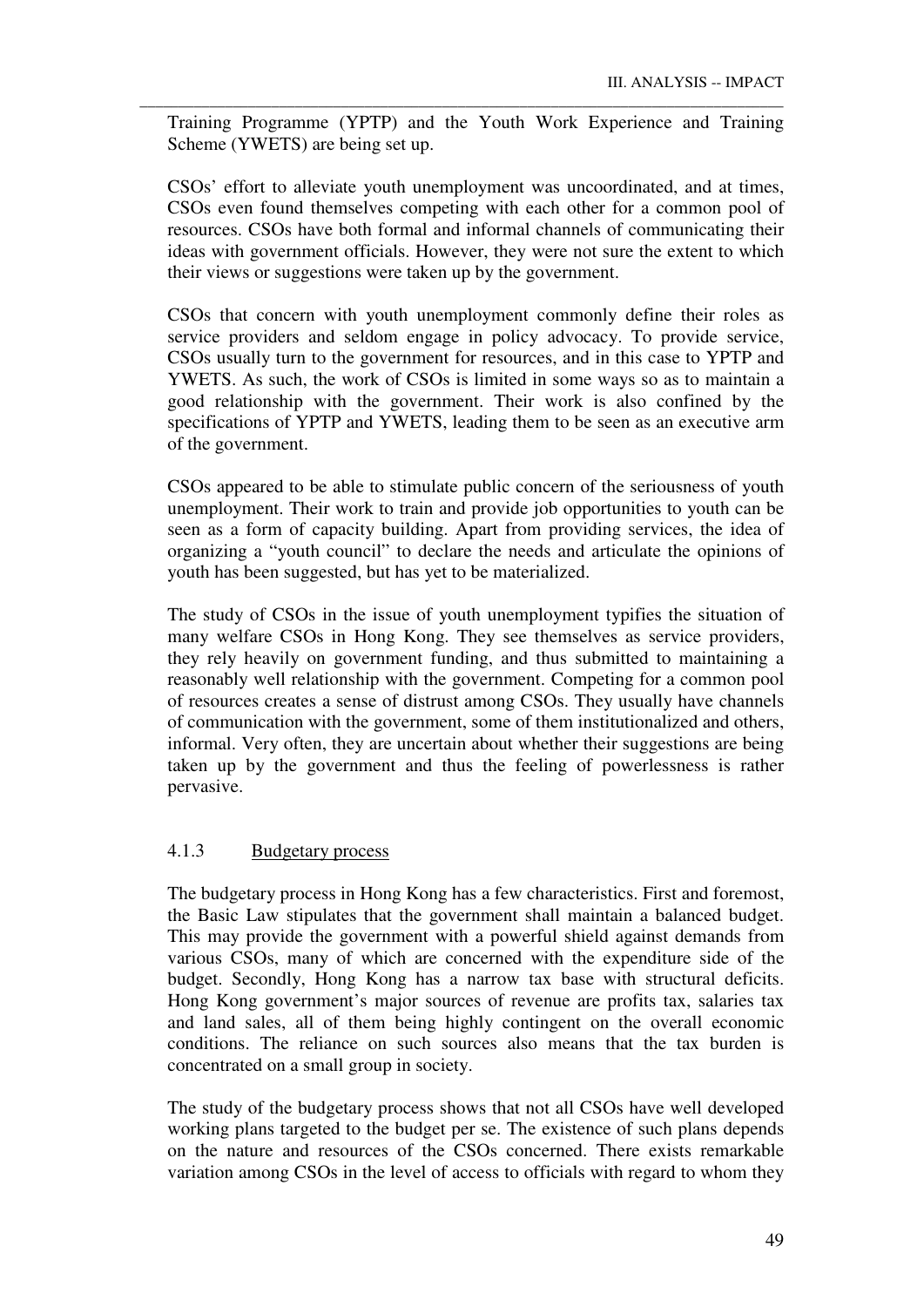Training Programme (YPTP) and the Youth Work Experience and Training Scheme (YWETS) are being set up.

CSOs' effort to alleviate youth unemployment was uncoordinated, and at times, CSOs even found themselves competing with each other for a common pool of resources. CSOs have both formal and informal channels of communicating their ideas with government officials. However, they were not sure the extent to which their views or suggestions were taken up by the government.

CSOs that concern with youth unemployment commonly define their roles as service providers and seldom engage in policy advocacy. To provide service, CSOs usually turn to the government for resources, and in this case to YPTP and YWETS. As such, the work of CSOs is limited in some ways so as to maintain a good relationship with the government. Their work is also confined by the specifications of YPTP and YWETS, leading them to be seen as an executive arm of the government.

CSOs appeared to be able to stimulate public concern of the seriousness of youth unemployment. Their work to train and provide job opportunities to youth can be seen as a form of capacity building. Apart from providing services, the idea of organizing a "youth council" to declare the needs and articulate the opinions of youth has been suggested, but has yet to be materialized.

The study of CSOs in the issue of youth unemployment typifies the situation of many welfare CSOs in Hong Kong. They see themselves as service providers, they rely heavily on government funding, and thus submitted to maintaining a reasonably well relationship with the government. Competing for a common pool of resources creates a sense of distrust among CSOs. They usually have channels of communication with the government, some of them institutionalized and others, informal. Very often, they are uncertain about whether their suggestions are being taken up by the government and thus the feeling of powerlessness is rather pervasive.

### 4.1.3 Budgetary process

The budgetary process in Hong Kong has a few characteristics. First and foremost, the Basic Law stipulates that the government shall maintain a balanced budget. This may provide the government with a powerful shield against demands from various CSOs, many of which are concerned with the expenditure side of the budget. Secondly, Hong Kong has a narrow tax base with structural deficits. Hong Kong government's major sources of revenue are profits tax, salaries tax and land sales, all of them being highly contingent on the overall economic conditions. The reliance on such sources also means that the tax burden is concentrated on a small group in society.

The study of the budgetary process shows that not all CSOs have well developed working plans targeted to the budget per se. The existence of such plans depends on the nature and resources of the CSOs concerned. There exists remarkable variation among CSOs in the level of access to officials with regard to whom they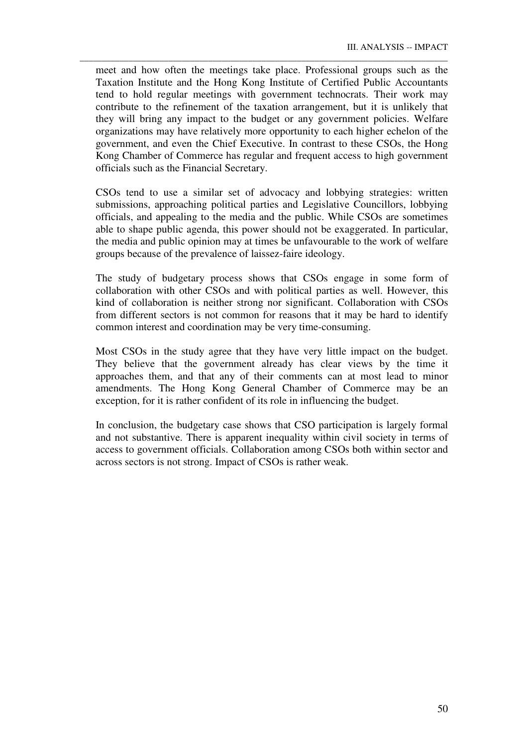meet and how often the meetings take place. Professional groups such as the Taxation Institute and the Hong Kong Institute of Certified Public Accountants tend to hold regular meetings with government technocrats. Their work may contribute to the refinement of the taxation arrangement, but it is unlikely that they will bring any impact to the budget or any government policies. Welfare organizations may have relatively more opportunity to each higher echelon of the government, and even the Chief Executive. In contrast to these CSOs, the Hong Kong Chamber of Commerce has regular and frequent access to high government officials such as the Financial Secretary.

CSOs tend to use a similar set of advocacy and lobbying strategies: written submissions, approaching political parties and Legislative Councillors, lobbying officials, and appealing to the media and the public. While CSOs are sometimes able to shape public agenda, this power should not be exaggerated. In particular, the media and public opinion may at times be unfavourable to the work of welfare groups because of the prevalence of laissez-faire ideology.

The study of budgetary process shows that CSOs engage in some form of collaboration with other CSOs and with political parties as well. However, this kind of collaboration is neither strong nor significant. Collaboration with CSOs from different sectors is not common for reasons that it may be hard to identify common interest and coordination may be very time-consuming.

Most CSOs in the study agree that they have very little impact on the budget. They believe that the government already has clear views by the time it approaches them, and that any of their comments can at most lead to minor amendments. The Hong Kong General Chamber of Commerce may be an exception, for it is rather confident of its role in influencing the budget.

In conclusion, the budgetary case shows that CSO participation is largely formal and not substantive. There is apparent inequality within civil society in terms of access to government officials. Collaboration among CSOs both within sector and across sectors is not strong. Impact of CSOs is rather weak.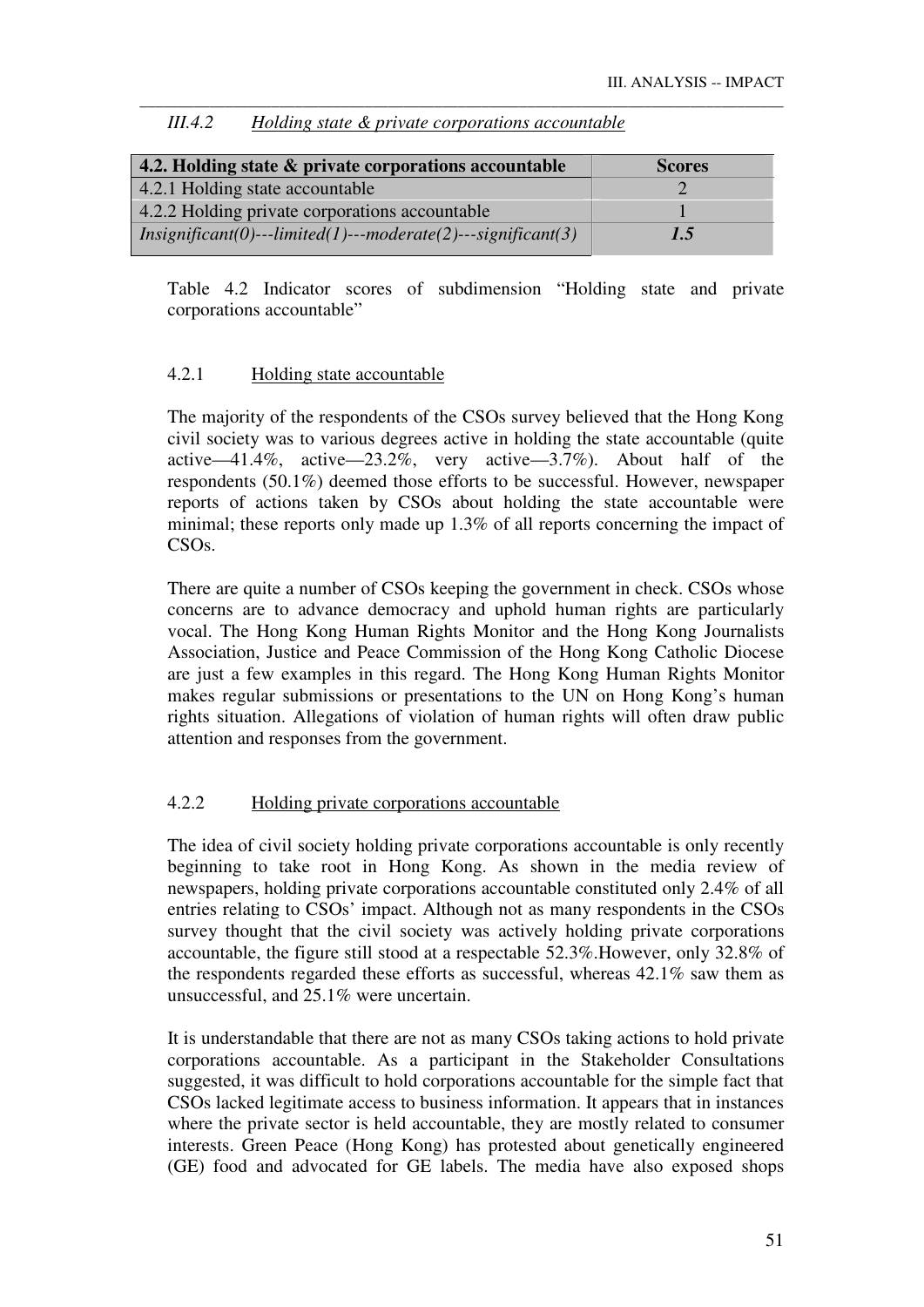### *III.4.2 Holding state & private corporations accountable*

| 4.2. Holding state & private corporations accountable | Scores |
|---|---|
| 4.2.1 Holding state accountable | 2 |
| 4.2.2 Holding private corporations accountable | 1 |
| *Insignificant(0)---limited(1)---moderate(2)---significant(3)* | ***1.5*** |

Table 4.2 Indicator scores of subdimension "Holding state and private corporations accountable"

#### 4.2.1 Holding state accountable

The majority of the respondents of the CSOs survey believed that the Hong Kong civil society was to various degrees active in holding the state accountable (quite active—41.4%, active—23.2%, very active—3.7%). About half of the respondents (50.1%) deemed those efforts to be successful. However, newspaper reports of actions taken by CSOs about holding the state accountable were minimal; these reports only made up 1.3% of all reports concerning the impact of CSOs.

There are quite a number of CSOs keeping the government in check. CSOs whose concerns are to advance democracy and uphold human rights are particularly vocal. The Hong Kong Human Rights Monitor and the Hong Kong Journalists Association, Justice and Peace Commission of the Hong Kong Catholic Diocese are just a few examples in this regard. The Hong Kong Human Rights Monitor makes regular submissions or presentations to the UN on Hong Kong's human rights situation. Allegations of violation of human rights will often draw public attention and responses from the government.

#### 4.2.2 Holding private corporations accountable

The idea of civil society holding private corporations accountable is only recently beginning to take root in Hong Kong. As shown in the media review of newspapers, holding private corporations accountable constituted only 2.4% of all entries relating to CSOs' impact. Although not as many respondents in the CSOs survey thought that the civil society was actively holding private corporations accountable, the figure still stood at a respectable 52.3%.However, only 32.8% of the respondents regarded these efforts as successful, whereas 42.1% saw them as unsuccessful, and 25.1% were uncertain.

It is understandable that there are not as many CSOs taking actions to hold private corporations accountable. As a participant in the Stakeholder Consultations suggested, it was difficult to hold corporations accountable for the simple fact that CSOs lacked legitimate access to business information. It appears that in instances where the private sector is held accountable, they are mostly related to consumer interests. Green Peace (Hong Kong) has protested about genetically engineered (GE) food and advocated for GE labels. The media have also exposed shops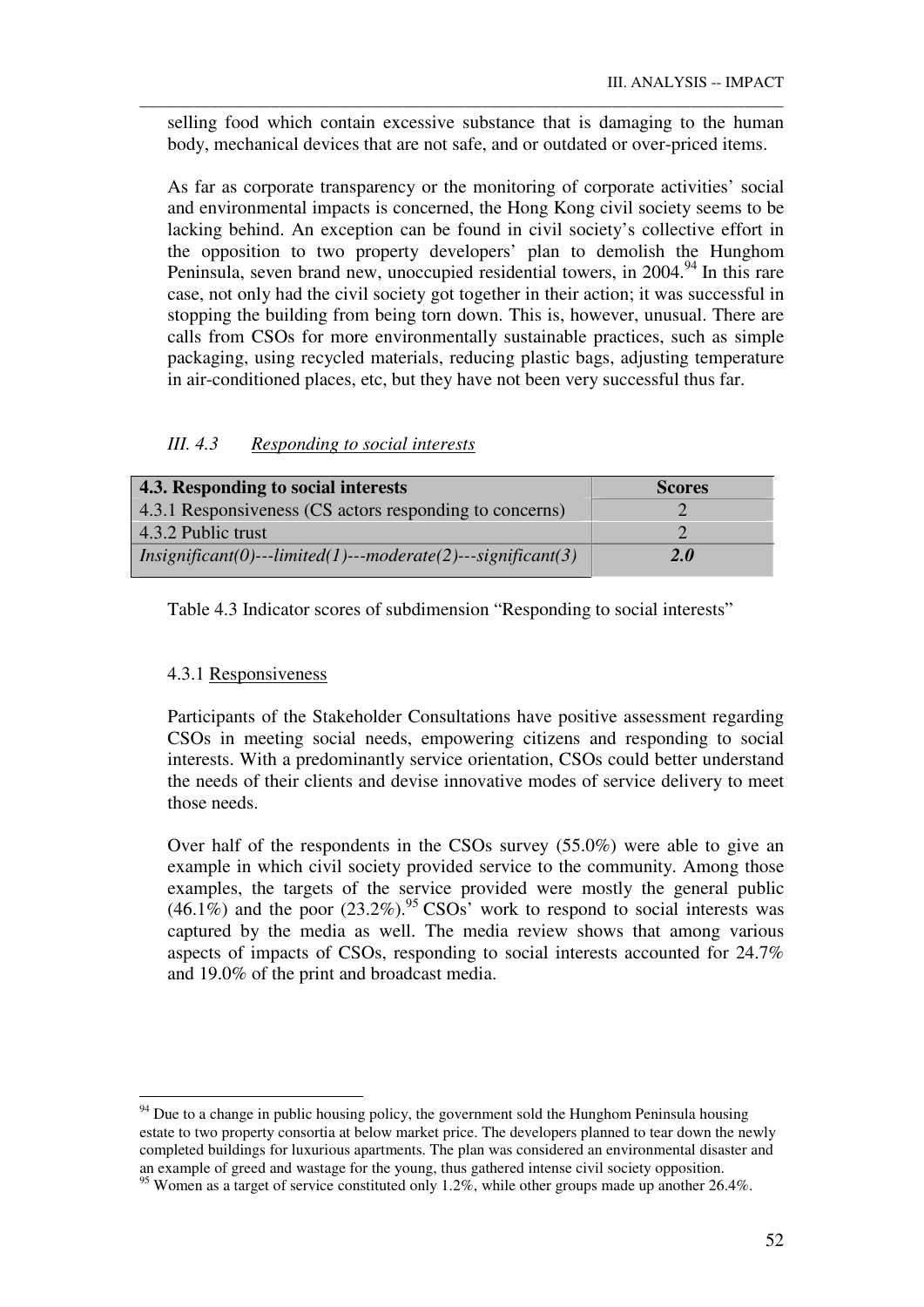selling food which contain excessive substance that is damaging to the human body, mechanical devices that are not safe, and or outdated or over-priced items.

As far as corporate transparency or the monitoring of corporate activities' social and environmental impacts is concerned, the Hong Kong civil society seems to be lacking behind. An exception can be found in civil society's collective effort in the opposition to two property developers' plan to demolish the Hunghom Peninsula, seven brand new, unoccupied residential towers, in 2004.[94] In this rare case, not only had the civil society got together in their action; it was successful in stopping the building from being torn down. This is, however, unusual. There are calls from CSOs for more environmentally sustainable practices, such as simple packaging, using recycled materials, reducing plastic bags, adjusting temperature in air-conditioned places, etc, but they have not been very successful thus far.

### *III. 4.3 Responding to social interests*

| **4.3. Responding to social interests** | **Scores** |
|---|---|
| 4.3.1 Responsiveness (CS actors responding to concerns) | 2 |
| 4.3.2 Public trust | 2 |
| *Insignificant(0)---limited(1)---moderate(2)---significant(3)* | ***2.0*** |

Table 4.3 Indicator scores of subdimension "Responding to social interests"

#### 4.3.1 Responsiveness

Participants of the Stakeholder Consultations have positive assessment regarding CSOs in meeting social needs, empowering citizens and responding to social interests. With a predominantly service orientation, CSOs could better understand the needs of their clients and devise innovative modes of service delivery to meet those needs.

Over half of the respondents in the CSOs survey (55.0%) were able to give an example in which civil society provided service to the community. Among those examples, the targets of the service provided were mostly the general public (46.1%) and the poor (23.2%).[95] CSOs' work to respond to social interests was captured by the media as well. The media review shows that among various aspects of impacts of CSOs, responding to social interests accounted for 24.7% and 19.0% of the print and broadcast media.

---

[94] Due to a change in public housing policy, the government sold the Hunghom Peninsula housing estate to two property consortia at below market price. The developers planned to tear down the newly completed buildings for luxurious apartments. The plan was considered an environmental disaster and an example of greed and wastage for the young, thus gathered intense civil society opposition.

[95] Women as a target of service constituted only 1.2%, while other groups made up another 26.4%.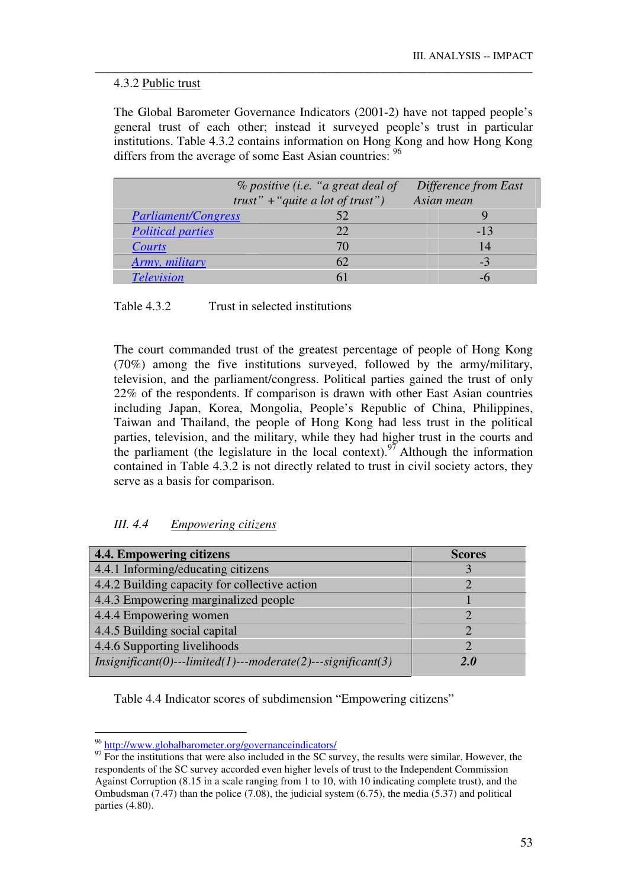4.3.2 Public trust

The Global Barometer Governance Indicators (2001-2) have not tapped people's general trust of each other; instead it surveyed people's trust in particular institutions. Table 4.3.2 contains information on Hong Kong and how Hong Kong differs from the average of some East Asian countries: [96]

| | *% positive (i.e. "a great deal of trust" + "quite a lot of trust")* | *Difference from East Asian mean* |
|---|---|---|
| *Parliament/Congress* | 52 | 9 |
| *Political parties* | 22 | -13 |
| *Courts* | 70 | 14 |
| *Army, military* | 62 | -3 |
| *Television* | 61 | -6 |

Table 4.3.2 Trust in selected institutions

The court commanded trust of the greatest percentage of people of Hong Kong (70%) among the five institutions surveyed, followed by the army/military, television, and the parliament/congress. Political parties gained the trust of only 22% of the respondents. If comparison is drawn with other East Asian countries including Japan, Korea, Mongolia, People's Republic of China, Philippines, Taiwan and Thailand, the people of Hong Kong had less trust in the political parties, television, and the military, while they had higher trust in the courts and the parliament (the legislature in the local context).[97] Although the information contained in Table 4.3.2 is not directly related to trust in civil society actors, they serve as a basis for comparison.

### *III. 4.4 Empowering citizens*

| **4.4. Empowering citizens** | **Scores** |
|---|---|
| 4.4.1 Informing/educating citizens | 3 |
| 4.4.2 Building capacity for collective action | 2 |
| 4.4.3 Empowering marginalized people | 1 |
| 4.4.4 Empowering women | 2 |
| 4.4.5 Building social capital | 2 |
| 4.4.6 Supporting livelihoods | 2 |
| *Insignificant(0)---limited(1)---moderate(2)---significant(3)* | ***2.0*** |

Table 4.4 Indicator scores of subdimension "Empowering citizens"

[96] http://www.globalbarometer.org/governanceindicators/

[97] For the institutions that were also included in the SC survey, the results were similar. However, the respondents of the SC survey accorded even higher levels of trust to the Independent Commission Against Corruption (8.15 in a scale ranging from 1 to 10, with 10 indicating complete trust), and the Ombudsman (7.47) than the police (7.08), the judicial system (6.75), the media (5.37) and political parties (4.80).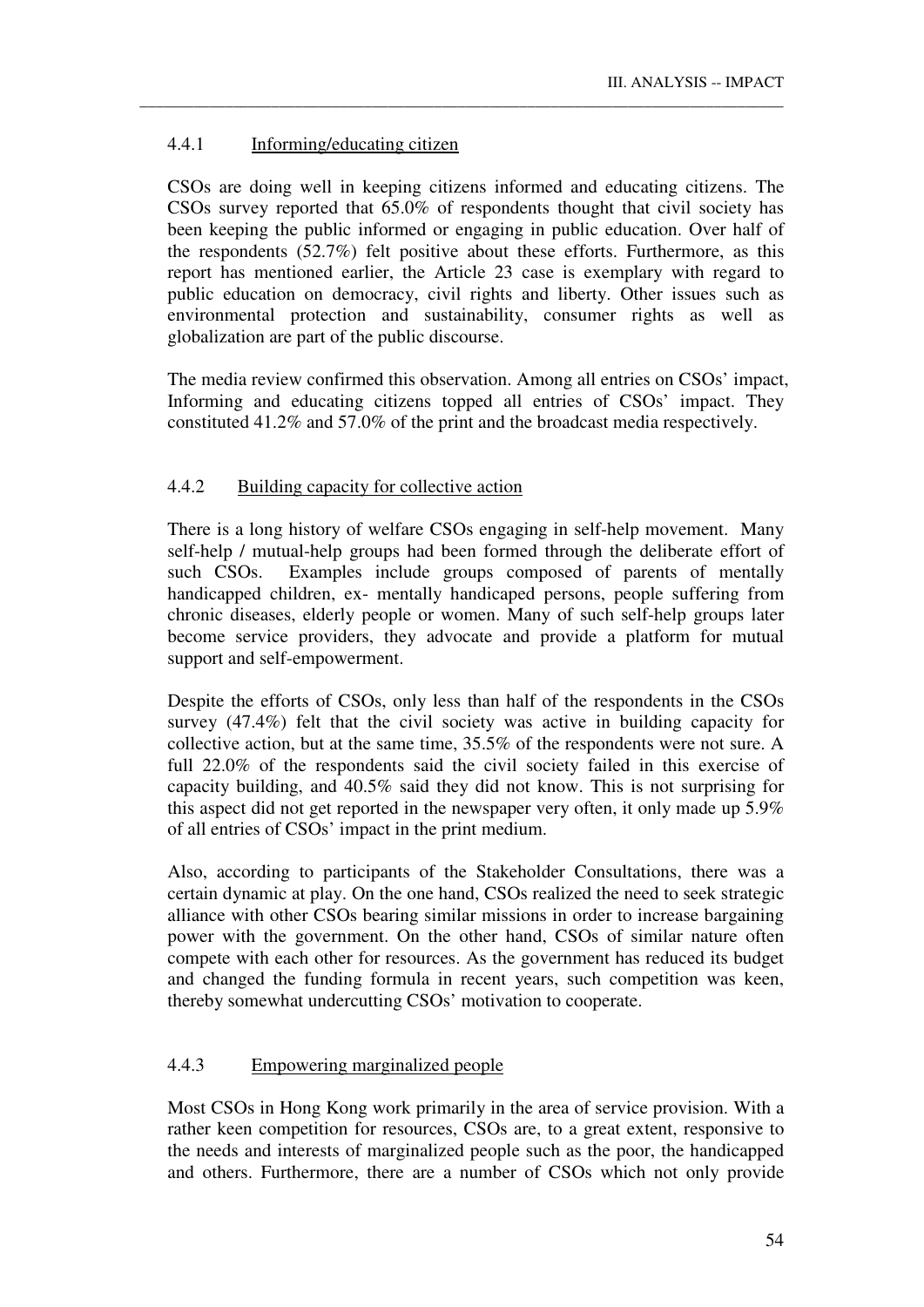#### 4.4.1 Informing/educating citizen

CSOs are doing well in keeping citizens informed and educating citizens. The CSOs survey reported that 65.0% of respondents thought that civil society has been keeping the public informed or engaging in public education. Over half of the respondents (52.7%) felt positive about these efforts. Furthermore, as this report has mentioned earlier, the Article 23 case is exemplary with regard to public education on democracy, civil rights and liberty. Other issues such as environmental protection and sustainability, consumer rights as well as globalization are part of the public discourse.

The media review confirmed this observation. Among all entries on CSOs' impact, Informing and educating citizens topped all entries of CSOs' impact. They constituted 41.2% and 57.0% of the print and the broadcast media respectively.

#### 4.4.2 Building capacity for collective action

There is a long history of welfare CSOs engaging in self-help movement. Many self-help / mutual-help groups had been formed through the deliberate effort of such CSOs. Examples include groups composed of parents of mentally handicapped children, ex- mentally handicaped persons, people suffering from chronic diseases, elderly people or women. Many of such self-help groups later become service providers, they advocate and provide a platform for mutual support and self-empowerment.

Despite the efforts of CSOs, only less than half of the respondents in the CSOs survey (47.4%) felt that the civil society was active in building capacity for collective action, but at the same time, 35.5% of the respondents were not sure. A full 22.0% of the respondents said the civil society failed in this exercise of capacity building, and 40.5% said they did not know. This is not surprising for this aspect did not get reported in the newspaper very often, it only made up 5.9% of all entries of CSOs' impact in the print medium.

Also, according to participants of the Stakeholder Consultations, there was a certain dynamic at play. On the one hand, CSOs realized the need to seek strategic alliance with other CSOs bearing similar missions in order to increase bargaining power with the government. On the other hand, CSOs of similar nature often compete with each other for resources. As the government has reduced its budget and changed the funding formula in recent years, such competition was keen, thereby somewhat undercutting CSOs' motivation to cooperate.

#### 4.4.3 Empowering marginalized people

Most CSOs in Hong Kong work primarily in the area of service provision. With a rather keen competition for resources, CSOs are, to a great extent, responsive to the needs and interests of marginalized people such as the poor, the handicapped and others. Furthermore, there are a number of CSOs which not only provide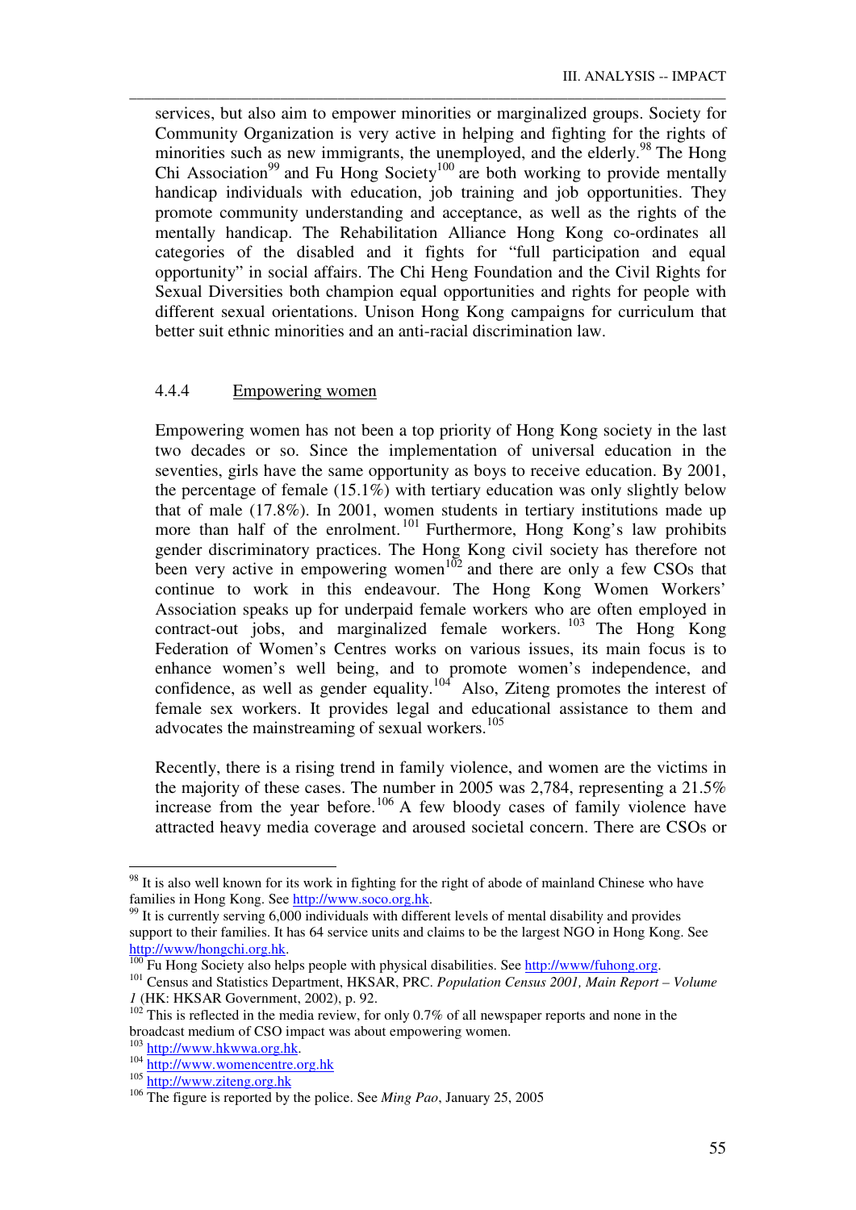services, but also aim to empower minorities or marginalized groups. Society for Community Organization is very active in helping and fighting for the rights of minorities such as new immigrants, the unemployed, and the elderly.[98] The Hong Chi Association[99] and Fu Hong Society[100] are both working to provide mentally handicap individuals with education, job training and job opportunities. They promote community understanding and acceptance, as well as the rights of the mentally handicap. The Rehabilitation Alliance Hong Kong co-ordinates all categories of the disabled and it fights for "full participation and equal opportunity" in social affairs. The Chi Heng Foundation and the Civil Rights for Sexual Diversities both champion equal opportunities and rights for people with different sexual orientations. Unison Hong Kong campaigns for curriculum that better suit ethnic minorities and an anti-racial discrimination law.

#### 4.4.4 Empowering women

Empowering women has not been a top priority of Hong Kong society in the last two decades or so. Since the implementation of universal education in the seventies, girls have the same opportunity as boys to receive education. By 2001, the percentage of female (15.1%) with tertiary education was only slightly below that of male (17.8%). In 2001, women students in tertiary institutions made up more than half of the enrolment.[101] Furthermore, Hong Kong's law prohibits gender discriminatory practices. The Hong Kong civil society has therefore not been very active in empowering women[102] and there are only a few CSOs that continue to work in this endeavour. The Hong Kong Women Workers' Association speaks up for underpaid female workers who are often employed in contract-out jobs, and marginalized female workers.[103] The Hong Kong Federation of Women's Centres works on various issues, its main focus is to enhance women's well being, and to promote women's independence, and confidence, as well as gender equality.[104] Also, Ziteng promotes the interest of female sex workers. It provides legal and educational assistance to them and advocates the mainstreaming of sexual workers.[105]

Recently, there is a rising trend in family violence, and women are the victims in the majority of these cases. The number in 2005 was 2,784, representing a 21.5% increase from the year before.[106] A few bloody cases of family violence have attracted heavy media coverage and aroused societal concern. There are CSOs or

---

[98] It is also well known for its work in fighting for the right of abode of mainland Chinese who have families in Hong Kong. See http://www.soco.org.hk.

[99] It is currently serving 6,000 individuals with different levels of mental disability and provides support to their families. It has 64 service units and claims to be the largest NGO in Hong Kong. See http://www/hongchi.org.hk.

[100] Fu Hong Society also helps people with physical disabilities. See http://www/fuhong.org.

[101] Census and Statistics Department, HKSAR, PRC. *Population Census 2001, Main Report – Volume 1* (HK: HKSAR Government, 2002), p. 92.

[102] This is reflected in the media review, for only 0.7% of all newspaper reports and none in the broadcast medium of CSO impact was about empowering women.

[103] http://www.hkwwa.org.hk.

[104] http://www.womencentre.org.hk

[105] http://www.ziteng.org.hk

[106] The figure is reported by the police. See *Ming Pao*, January 25, 2005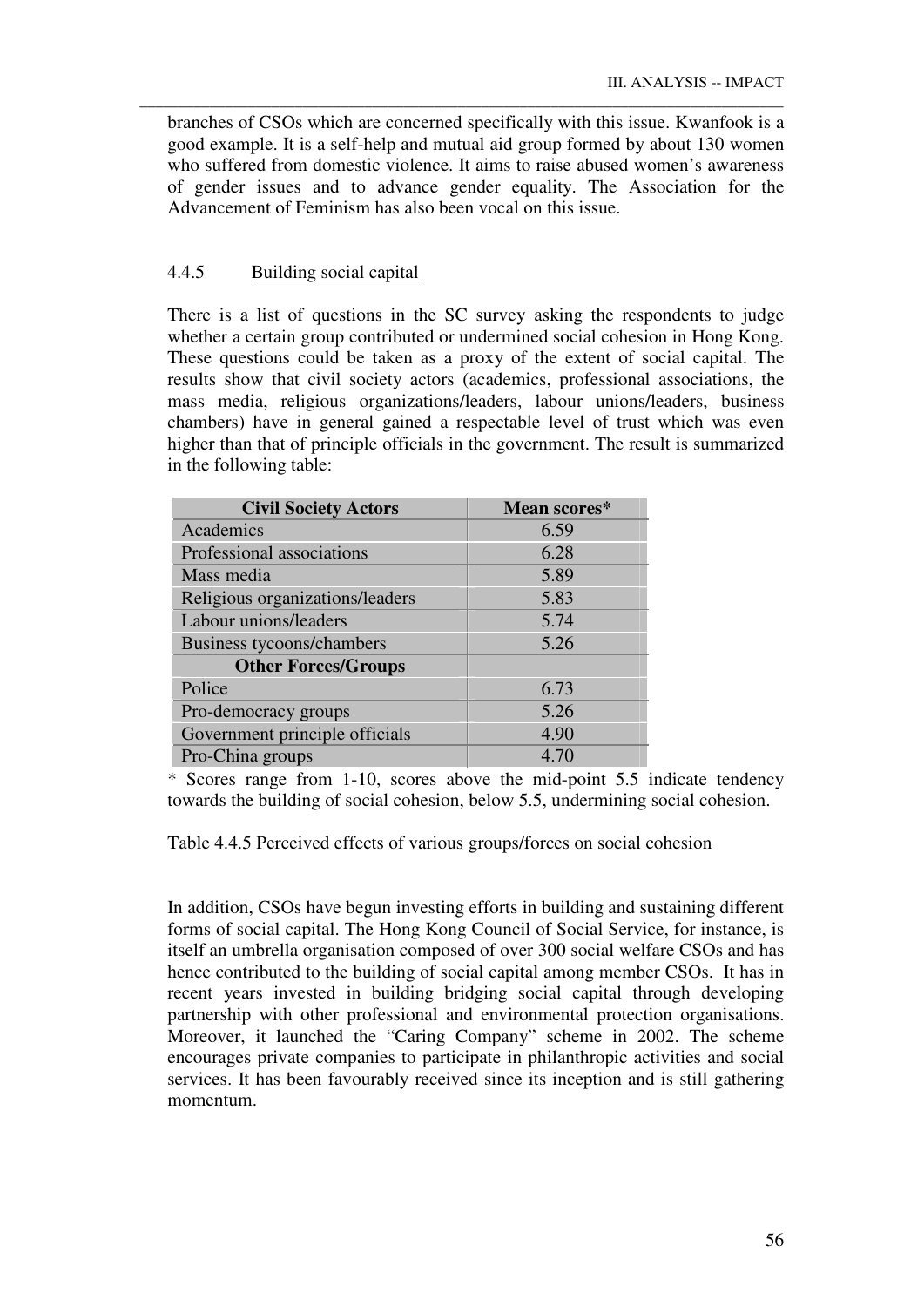branches of CSOs which are concerned specifically with this issue. Kwanfook is a good example. It is a self-help and mutual aid group formed by about 130 women who suffered from domestic violence. It aims to raise abused women's awareness of gender issues and to advance gender equality. The Association for the Advancement of Feminism has also been vocal on this issue.

#### 4.4.5 Building social capital

There is a list of questions in the SC survey asking the respondents to judge whether a certain group contributed or undermined social cohesion in Hong Kong. These questions could be taken as a proxy of the extent of social capital. The results show that civil society actors (academics, professional associations, the mass media, religious organizations/leaders, labour unions/leaders, business chambers) have in general gained a respectable level of trust which was even higher than that of principle officials in the government. The result is summarized in the following table:

| Civil Society Actors | Mean scores* |
|---|---|
| Academics | 6.59 |
| Professional associations | 6.28 |
| Mass media | 5.89 |
| Religious organizations/leaders | 5.83 |
| Labour unions/leaders | 5.74 |
| Business tycoons/chambers | 5.26 |
| **Other Forces/Groups** | |
| Police | 6.73 |
| Pro-democracy groups | 5.26 |
| Government principle officials | 4.90 |
| Pro-China groups | 4.70 |

* Scores range from 1-10, scores above the mid-point 5.5 indicate tendency towards the building of social cohesion, below 5.5, undermining social cohesion.

Table 4.4.5 Perceived effects of various groups/forces on social cohesion

In addition, CSOs have begun investing efforts in building and sustaining different forms of social capital. The Hong Kong Council of Social Service, for instance, is itself an umbrella organisation composed of over 300 social welfare CSOs and has hence contributed to the building of social capital among member CSOs. It has in recent years invested in building bridging social capital through developing partnership with other professional and environmental protection organisations. Moreover, it launched the "Caring Company" scheme in 2002. The scheme encourages private companies to participate in philanthropic activities and social services. It has been favourably received since its inception and is still gathering momentum.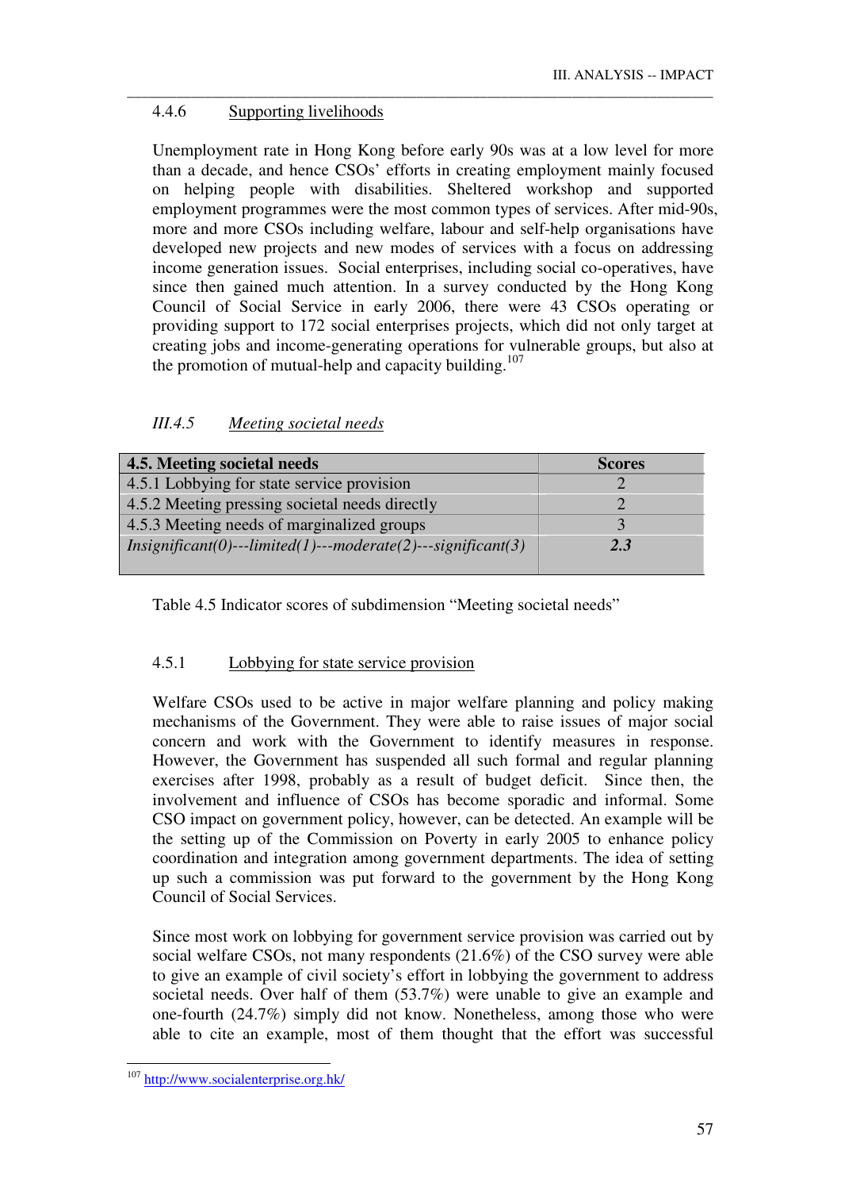#### 4.4.6 Supporting livelihoods

Unemployment rate in Hong Kong before early 90s was at a low level for more than a decade, and hence CSOs' efforts in creating employment mainly focused on helping people with disabilities. Sheltered workshop and supported employment programmes were the most common types of services. After mid-90s, more and more CSOs including welfare, labour and self-help organisations have developed new projects and new modes of services with a focus on addressing income generation issues. Social enterprises, including social co-operatives, have since then gained much attention. In a survey conducted by the Hong Kong Council of Social Service in early 2006, there were 43 CSOs operating or providing support to 172 social enterprises projects, which did not only target at creating jobs and income-generating operations for vulnerable groups, but also at the promotion of mutual-help and capacity building.[107]

### *III.4.5 Meeting societal needs*

| 4.5. Meeting societal needs | Scores |
|---|---|
| 4.5.1 Lobbying for state service provision | 2 |
| 4.5.2 Meeting pressing societal needs directly | 2 |
| 4.5.3 Meeting needs of marginalized groups | 3 |
| *Insignificant(0)---limited(1)---moderate(2)---significant(3)* | ***2.3*** |

Table 4.5 Indicator scores of subdimension "Meeting societal needs"

#### 4.5.1 Lobbying for state service provision

Welfare CSOs used to be active in major welfare planning and policy making mechanisms of the Government. They were able to raise issues of major social concern and work with the Government to identify measures in response. However, the Government has suspended all such formal and regular planning exercises after 1998, probably as a result of budget deficit. Since then, the involvement and influence of CSOs has become sporadic and informal. Some CSO impact on government policy, however, can be detected. An example will be the setting up of the Commission on Poverty in early 2005 to enhance policy coordination and integration among government departments. The idea of setting up such a commission was put forward to the government by the Hong Kong Council of Social Services.

Since most work on lobbying for government service provision was carried out by social welfare CSOs, not many respondents (21.6%) of the CSO survey were able to give an example of civil society's effort in lobbying the government to address societal needs. Over half of them (53.7%) were unable to give an example and one-fourth (24.7%) simply did not know. Nonetheless, among those who were able to cite an example, most of them thought that the effort was successful

---

[107] http://www.socialenterprise.org.hk/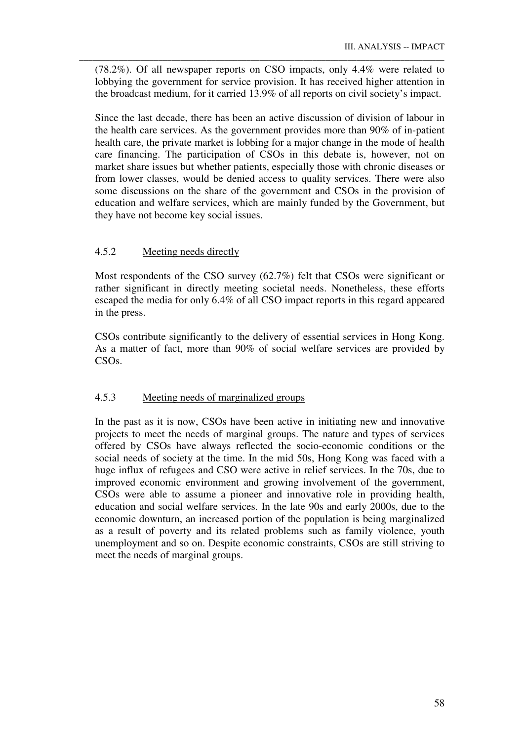(78.2%). Of all newspaper reports on CSO impacts, only 4.4% were related to lobbying the government for service provision. It has received higher attention in the broadcast medium, for it carried 13.9% of all reports on civil society's impact.

Since the last decade, there has been an active discussion of division of labour in the health care services. As the government provides more than 90% of in-patient health care, the private market is lobbing for a major change in the mode of health care financing. The participation of CSOs in this debate is, however, not on market share issues but whether patients, especially those with chronic diseases or from lower classes, would be denied access to quality services. There were also some discussions on the share of the government and CSOs in the provision of education and welfare services, which are mainly funded by the Government, but they have not become key social issues.

### 4.5.2 Meeting needs directly

Most respondents of the CSO survey (62.7%) felt that CSOs were significant or rather significant in directly meeting societal needs. Nonetheless, these efforts escaped the media for only 6.4% of all CSO impact reports in this regard appeared in the press.

CSOs contribute significantly to the delivery of essential services in Hong Kong. As a matter of fact, more than 90% of social welfare services are provided by CSOs.

### 4.5.3 Meeting needs of marginalized groups

In the past as it is now, CSOs have been active in initiating new and innovative projects to meet the needs of marginal groups. The nature and types of services offered by CSOs have always reflected the socio-economic conditions or the social needs of society at the time. In the mid 50s, Hong Kong was faced with a huge influx of refugees and CSO were active in relief services. In the 70s, due to improved economic environment and growing involvement of the government, CSOs were able to assume a pioneer and innovative role in providing health, education and social welfare services. In the late 90s and early 2000s, due to the economic downturn, an increased portion of the population is being marginalized as a result of poverty and its related problems such as family violence, youth unemployment and so on. Despite economic constraints, CSOs are still striving to meet the needs of marginal groups.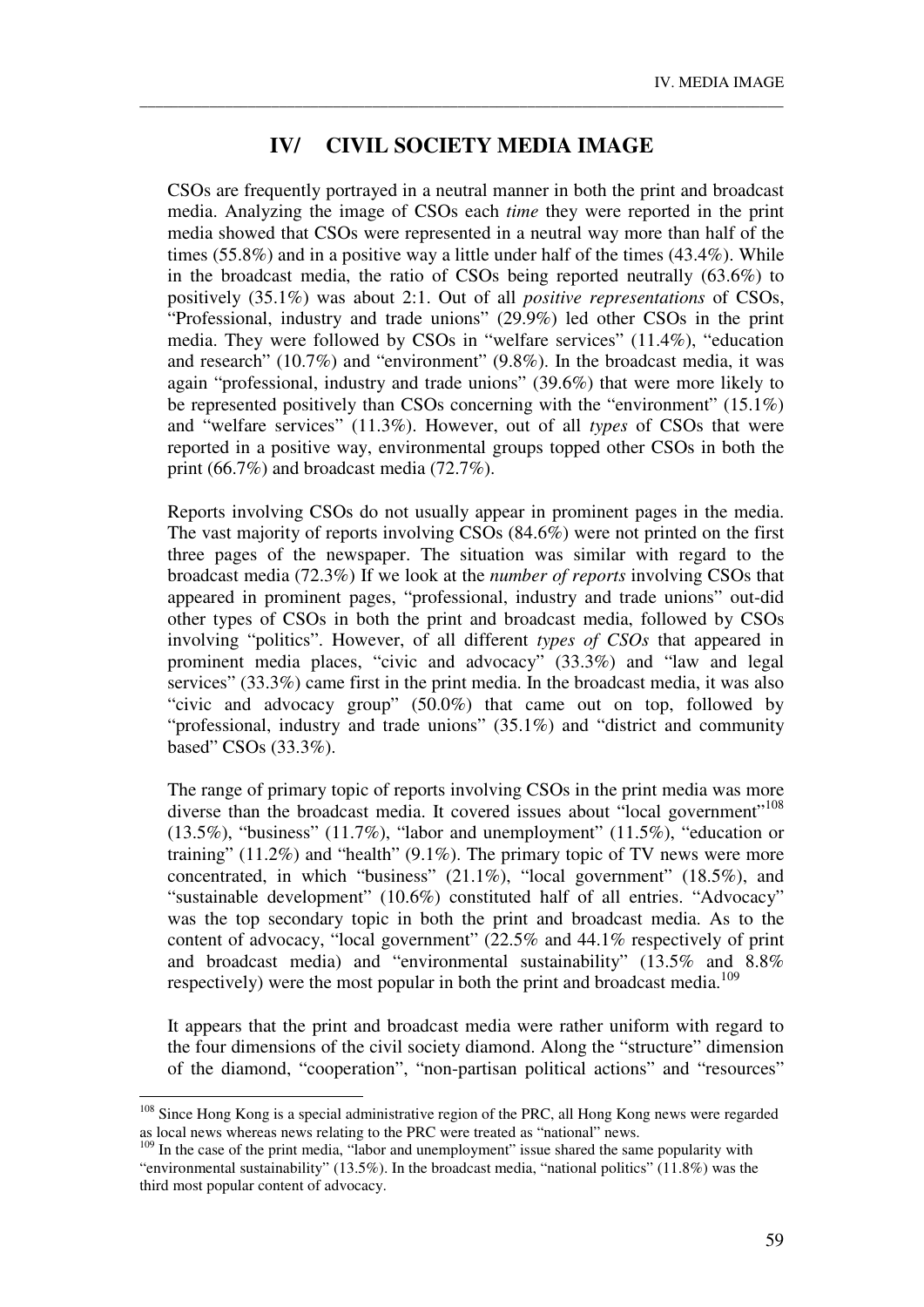# IV/ CIVIL SOCIETY MEDIA IMAGE

CSOs are frequently portrayed in a neutral manner in both the print and broadcast media. Analyzing the image of CSOs each *time* they were reported in the print media showed that CSOs were represented in a neutral way more than half of the times (55.8%) and in a positive way a little under half of the times (43.4%). While in the broadcast media, the ratio of CSOs being reported neutrally (63.6%) to positively (35.1%) was about 2:1. Out of all *positive representations* of CSOs, "Professional, industry and trade unions" (29.9%) led other CSOs in the print media. They were followed by CSOs in "welfare services" (11.4%), "education and research" (10.7%) and "environment" (9.8%). In the broadcast media, it was again "professional, industry and trade unions" (39.6%) that were more likely to be represented positively than CSOs concerning with the "environment" (15.1%) and "welfare services" (11.3%). However, out of all *types* of CSOs that were reported in a positive way, environmental groups topped other CSOs in both the print (66.7%) and broadcast media (72.7%).

Reports involving CSOs do not usually appear in prominent pages in the media. The vast majority of reports involving CSOs (84.6%) were not printed on the first three pages of the newspaper. The situation was similar with regard to the broadcast media (72.3%) If we look at the *number of reports* involving CSOs that appeared in prominent pages, "professional, industry and trade unions" out-did other types of CSOs in both the print and broadcast media, followed by CSOs involving "politics". However, of all different *types of CSOs* that appeared in prominent media places, "civic and advocacy" (33.3%) and "law and legal services" (33.3%) came first in the print media. In the broadcast media, it was also "civic and advocacy group" (50.0%) that came out on top, followed by "professional, industry and trade unions" (35.1%) and "district and community based" CSOs (33.3%).

The range of primary topic of reports involving CSOs in the print media was more diverse than the broadcast media. It covered issues about "local government"[108] (13.5%), "business" (11.7%), "labor and unemployment" (11.5%), "education or training" (11.2%) and "health" (9.1%). The primary topic of TV news were more concentrated, in which "business" (21.1%), "local government" (18.5%), and "sustainable development" (10.6%) constituted half of all entries. "Advocacy" was the top secondary topic in both the print and broadcast media. As to the content of advocacy, "local government" (22.5% and 44.1% respectively of print and broadcast media) and "environmental sustainability" (13.5% and 8.8% respectively) were the most popular in both the print and broadcast media.[109]

It appears that the print and broadcast media were rather uniform with regard to the four dimensions of the civil society diamond. Along the "structure" dimension of the diamond, "cooperation", "non-partisan political actions" and "resources"

---

[108] Since Hong Kong is a special administrative region of the PRC, all Hong Kong news were regarded as local news whereas news relating to the PRC were treated as "national" news.

[109] In the case of the print media, "labor and unemployment" issue shared the same popularity with "environmental sustainability" (13.5%). In the broadcast media, "national politics" (11.8%) was the third most popular content of advocacy.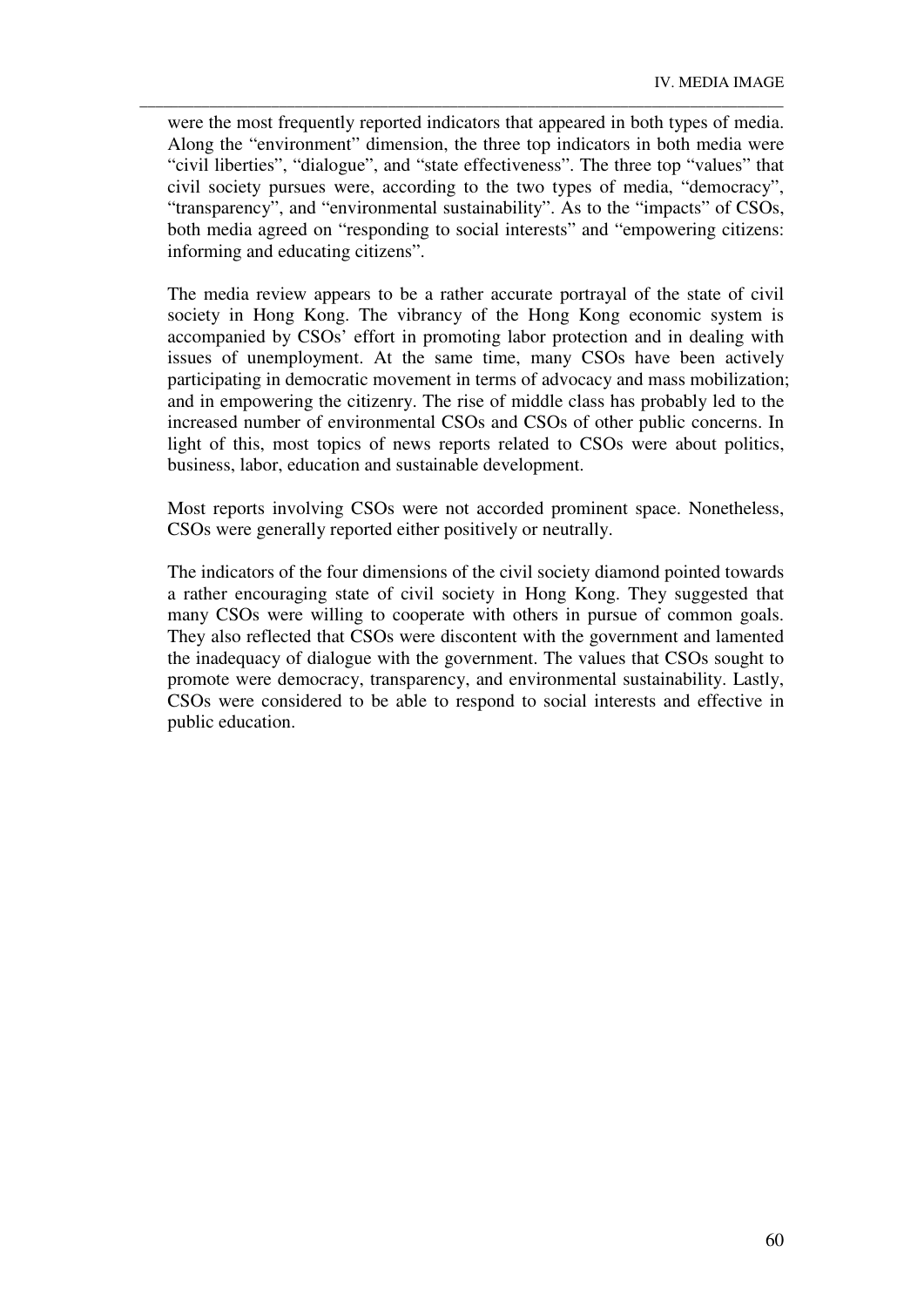were the most frequently reported indicators that appeared in both types of media. Along the "environment" dimension, the three top indicators in both media were "civil liberties", "dialogue", and "state effectiveness". The three top "values" that civil society pursues were, according to the two types of media, "democracy", "transparency", and "environmental sustainability". As to the "impacts" of CSOs, both media agreed on "responding to social interests" and "empowering citizens: informing and educating citizens".

The media review appears to be a rather accurate portrayal of the state of civil society in Hong Kong. The vibrancy of the Hong Kong economic system is accompanied by CSOs' effort in promoting labor protection and in dealing with issues of unemployment. At the same time, many CSOs have been actively participating in democratic movement in terms of advocacy and mass mobilization; and in empowering the citizenry. The rise of middle class has probably led to the increased number of environmental CSOs and CSOs of other public concerns. In light of this, most topics of news reports related to CSOs were about politics, business, labor, education and sustainable development.

Most reports involving CSOs were not accorded prominent space. Nonetheless, CSOs were generally reported either positively or neutrally.

The indicators of the four dimensions of the civil society diamond pointed towards a rather encouraging state of civil society in Hong Kong. They suggested that many CSOs were willing to cooperate with others in pursue of common goals. They also reflected that CSOs were discontent with the government and lamented the inadequacy of dialogue with the government. The values that CSOs sought to promote were democracy, transparency, and environmental sustainability. Lastly, CSOs were considered to be able to respond to social interests and effective in public education.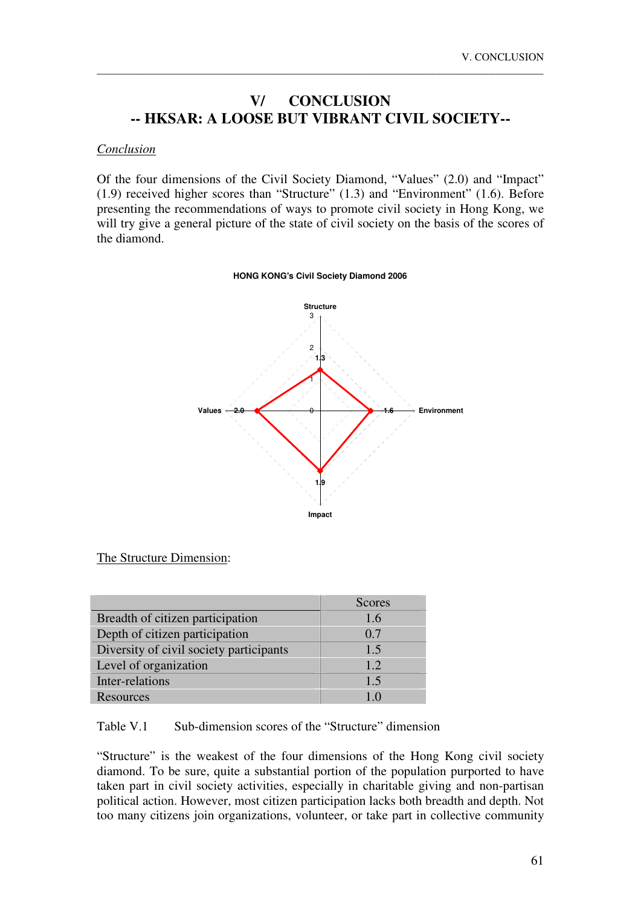# V/ CONCLUSION
## -- HKSAR: A LOOSE BUT VIBRANT CIVIL SOCIETY--

*Conclusion*

Of the four dimensions of the Civil Society Diamond, "Values" (2.0) and "Impact" (1.9) received higher scores than "Structure" (1.3) and "Environment" (1.6). Before presenting the recommendations of ways to promote civil society in Hong Kong, we will try give a general picture of the state of civil society on the basis of the scores of the diamond.

**HONG KONG's Civil Society Diamond 2006**

Structure 1.3, Environment 1.6, Impact 1.9, Values 2.0

The Structure Dimension:

| | Scores |
|---|---|
| Breadth of citizen participation | 1.6 |
| Depth of citizen participation | 0.7 |
| Diversity of civil society participants | 1.5 |
| Level of organization | 1.2 |
| Inter-relations | 1.5 |
| Resources | 1.0 |

Table V.1 Sub-dimension scores of the "Structure" dimension

"Structure" is the weakest of the four dimensions of the Hong Kong civil society diamond. To be sure, quite a substantial portion of the population purported to have taken part in civil society activities, especially in charitable giving and non-partisan political action. However, most citizen participation lacks both breadth and depth. Not too many citizens join organizations, volunteer, or take part in collective community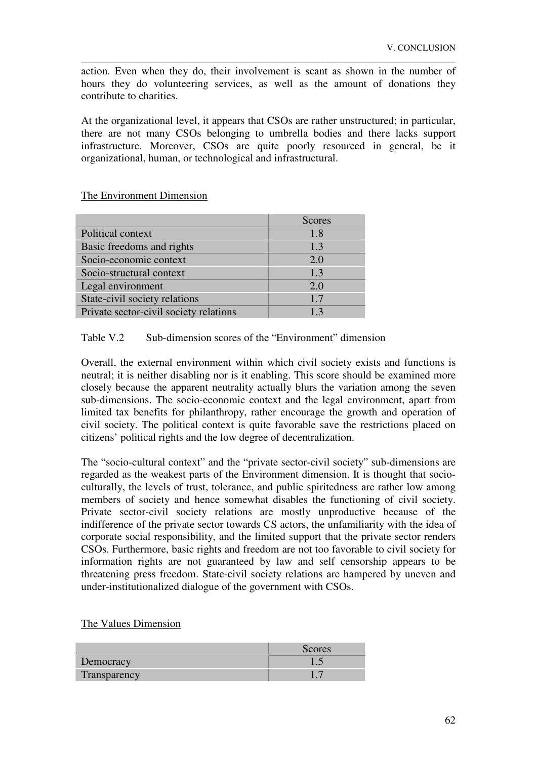action. Even when they do, their involvement is scant as shown in the number of hours they do volunteering services, as well as the amount of donations they contribute to charities.

At the organizational level, it appears that CSOs are rather unstructured; in particular, there are not many CSOs belonging to umbrella bodies and there lacks support infrastructure. Moreover, CSOs are quite poorly resourced in general, be it organizational, human, or technological and infrastructural.

The Environment Dimension

| | Scores |
|---|---|
| Political context | 1.8 |
| Basic freedoms and rights | 1.3 |
| Socio-economic context | 2.0 |
| Socio-structural context | 1.3 |
| Legal environment | 2.0 |
| State-civil society relations | 1.7 |
| Private sector-civil society relations | 1.3 |

Table V.2 Sub-dimension scores of the "Environment" dimension

Overall, the external environment within which civil society exists and functions is neutral; it is neither disabling nor is it enabling. This score should be examined more closely because the apparent neutrality actually blurs the variation among the seven sub-dimensions. The socio-economic context and the legal environment, apart from limited tax benefits for philanthropy, rather encourage the growth and operation of civil society. The political context is quite favorable save the restrictions placed on citizens' political rights and the low degree of decentralization.

The "socio-cultural context" and the "private sector-civil society" sub-dimensions are regarded as the weakest parts of the Environment dimension. It is thought that socio-culturally, the levels of trust, tolerance, and public spiritedness are rather low among members of society and hence somewhat disables the functioning of civil society. Private sector-civil society relations are mostly unproductive because of the indifference of the private sector towards CS actors, the unfamiliarity with the idea of corporate social responsibility, and the limited support that the private sector renders CSOs. Furthermore, basic rights and freedom are not too favorable to civil society for information rights are not guaranteed by law and self censorship appears to be threatening press freedom. State-civil society relations are hampered by uneven and under-institutionalized dialogue of the government with CSOs.

The Values Dimension

| | Scores |
|---|---|
| Democracy | 1.5 |
| Transparency | 1.7 |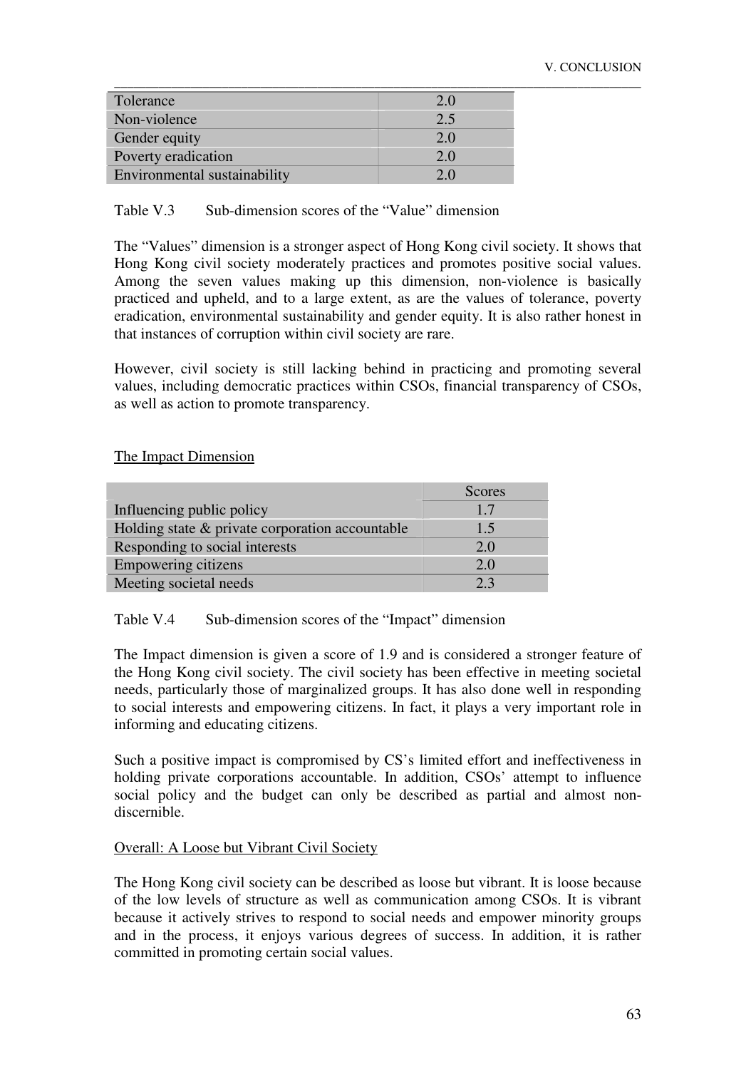| | |
|---|---|
| Tolerance | 2.0 |
| Non-violence | 2.5 |
| Gender equity | 2.0 |
| Poverty eradication | 2.0 |
| Environmental sustainability | 2.0 |

Table V.3 Sub-dimension scores of the "Value" dimension

The "Values" dimension is a stronger aspect of Hong Kong civil society. It shows that Hong Kong civil society moderately practices and promotes positive social values. Among the seven values making up this dimension, non-violence is basically practiced and upheld, and to a large extent, as are the values of tolerance, poverty eradication, environmental sustainability and gender equity. It is also rather honest in that instances of corruption within civil society are rare.

However, civil society is still lacking behind in practicing and promoting several values, including democratic practices within CSOs, financial transparency of CSOs, as well as action to promote transparency.

The Impact Dimension

| | Scores |
|---|---|
| Influencing public policy | 1.7 |
| Holding state & private corporation accountable | 1.5 |
| Responding to social interests | 2.0 |
| Empowering citizens | 2.0 |
| Meeting societal needs | 2.3 |

Table V.4 Sub-dimension scores of the "Impact" dimension

The Impact dimension is given a score of 1.9 and is considered a stronger feature of the Hong Kong civil society. The civil society has been effective in meeting societal needs, particularly those of marginalized groups. It has also done well in responding to social interests and empowering citizens. In fact, it plays a very important role in informing and educating citizens.

Such a positive impact is compromised by CS's limited effort and ineffectiveness in holding private corporations accountable. In addition, CSOs' attempt to influence social policy and the budget can only be described as partial and almost non-discernible.

Overall: A Loose but Vibrant Civil Society

The Hong Kong civil society can be described as loose but vibrant. It is loose because of the low levels of structure as well as communication among CSOs. It is vibrant because it actively strives to respond to social needs and empower minority groups and in the process, it enjoys various degrees of success. In addition, it is rather committed in promoting certain social values.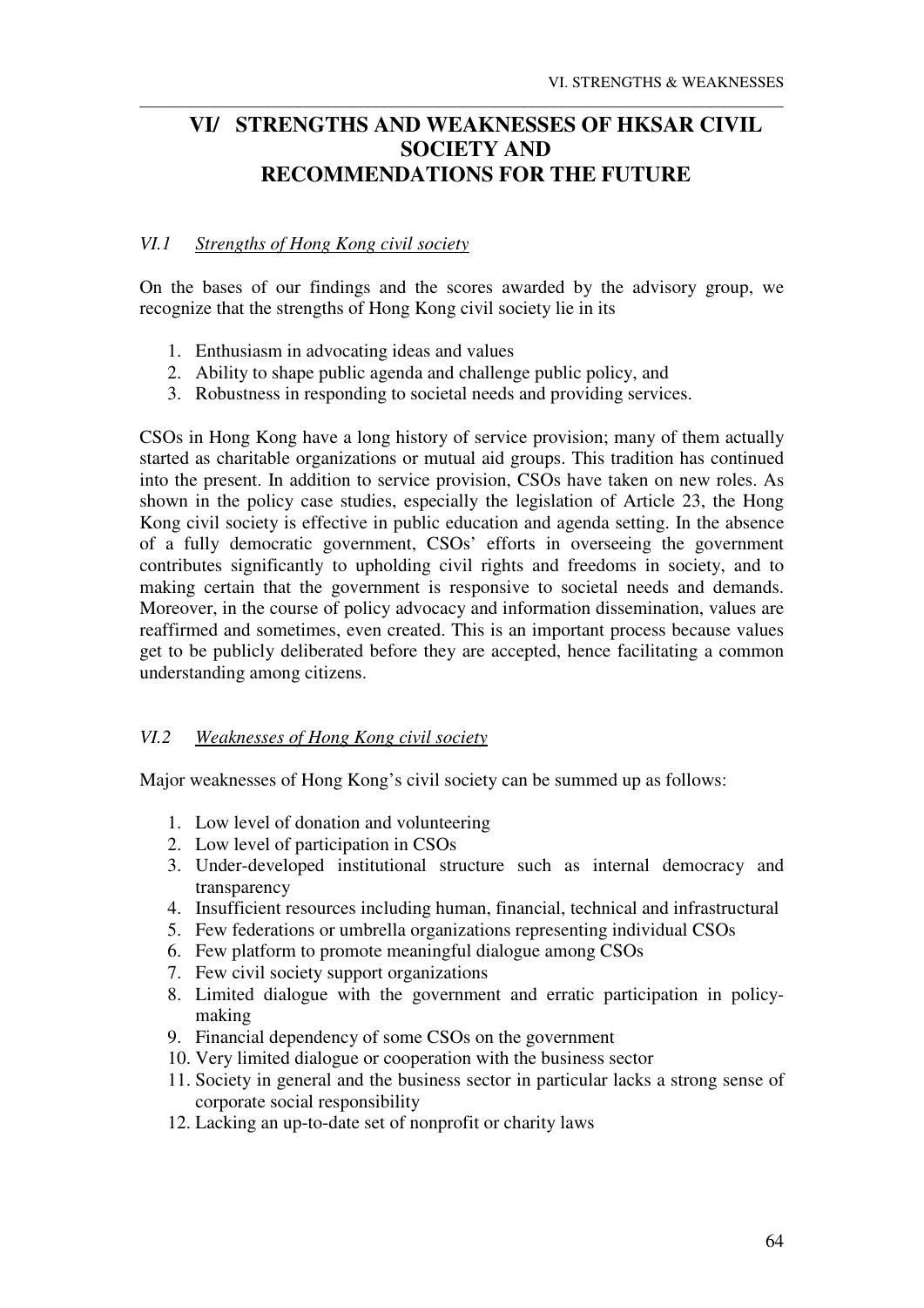# VI/ STRENGTHS AND WEAKNESSES OF HKSAR CIVIL SOCIETY AND RECOMMENDATIONS FOR THE FUTURE

## *VI.1 Strengths of Hong Kong civil society*

On the bases of our findings and the scores awarded by the advisory group, we recognize that the strengths of Hong Kong civil society lie in its

1. Enthusiasm in advocating ideas and values
2. Ability to shape public agenda and challenge public policy, and
3. Robustness in responding to societal needs and providing services.

CSOs in Hong Kong have a long history of service provision; many of them actually started as charitable organizations or mutual aid groups. This tradition has continued into the present. In addition to service provision, CSOs have taken on new roles. As shown in the policy case studies, especially the legislation of Article 23, the Hong Kong civil society is effective in public education and agenda setting. In the absence of a fully democratic government, CSOs' efforts in overseeing the government contributes significantly to upholding civil rights and freedoms in society, and to making certain that the government is responsive to societal needs and demands. Moreover, in the course of policy advocacy and information dissemination, values are reaffirmed and sometimes, even created. This is an important process because values get to be publicly deliberated before they are accepted, hence facilitating a common understanding among citizens.

## *VI.2 Weaknesses of Hong Kong civil society*

Major weaknesses of Hong Kong's civil society can be summed up as follows:

1. Low level of donation and volunteering
2. Low level of participation in CSOs
3. Under-developed institutional structure such as internal democracy and transparency
4. Insufficient resources including human, financial, technical and infrastructural
5. Few federations or umbrella organizations representing individual CSOs
6. Few platform to promote meaningful dialogue among CSOs
7. Few civil society support organizations
8. Limited dialogue with the government and erratic participation in policy-making
9. Financial dependency of some CSOs on the government
10. Very limited dialogue or cooperation with the business sector
11. Society in general and the business sector in particular lacks a strong sense of corporate social responsibility
12. Lacking an up-to-date set of nonprofit or charity laws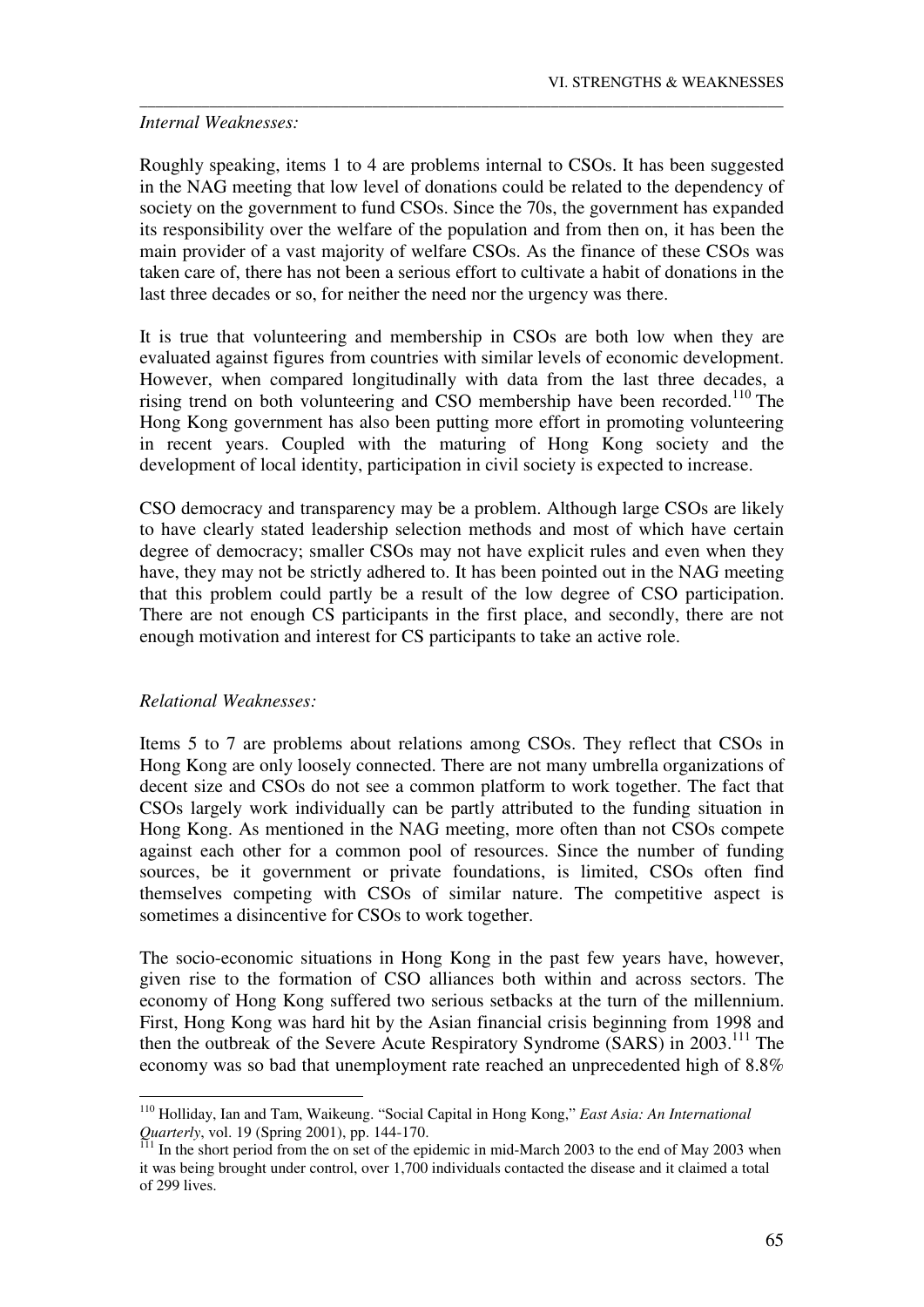*Internal Weaknesses:*

Roughly speaking, items 1 to 4 are problems internal to CSOs. It has been suggested in the NAG meeting that low level of donations could be related to the dependency of society on the government to fund CSOs. Since the 70s, the government has expanded its responsibility over the welfare of the population and from then on, it has been the main provider of a vast majority of welfare CSOs. As the finance of these CSOs was taken care of, there has not been a serious effort to cultivate a habit of donations in the last three decades or so, for neither the need nor the urgency was there.

It is true that volunteering and membership in CSOs are both low when they are evaluated against figures from countries with similar levels of economic development. However, when compared longitudinally with data from the last three decades, a rising trend on both volunteering and CSO membership have been recorded.[110] The Hong Kong government has also been putting more effort in promoting volunteering in recent years. Coupled with the maturing of Hong Kong society and the development of local identity, participation in civil society is expected to increase.

CSO democracy and transparency may be a problem. Although large CSOs are likely to have clearly stated leadership selection methods and most of which have certain degree of democracy; smaller CSOs may not have explicit rules and even when they have, they may not be strictly adhered to. It has been pointed out in the NAG meeting that this problem could partly be a result of the low degree of CSO participation. There are not enough CS participants in the first place, and secondly, there are not enough motivation and interest for CS participants to take an active role.

*Relational Weaknesses:*

Items 5 to 7 are problems about relations among CSOs. They reflect that CSOs in Hong Kong are only loosely connected. There are not many umbrella organizations of decent size and CSOs do not see a common platform to work together. The fact that CSOs largely work individually can be partly attributed to the funding situation in Hong Kong. As mentioned in the NAG meeting, more often than not CSOs compete against each other for a common pool of resources. Since the number of funding sources, be it government or private foundations, is limited, CSOs often find themselves competing with CSOs of similar nature. The competitive aspect is sometimes a disincentive for CSOs to work together.

The socio-economic situations in Hong Kong in the past few years have, however, given rise to the formation of CSO alliances both within and across sectors. The economy of Hong Kong suffered two serious setbacks at the turn of the millennium. First, Hong Kong was hard hit by the Asian financial crisis beginning from 1998 and then the outbreak of the Severe Acute Respiratory Syndrome (SARS) in 2003.[111] The economy was so bad that unemployment rate reached an unprecedented high of 8.8%

---

[110] Holliday, Ian and Tam, Waikeung. "Social Capital in Hong Kong," *East Asia: An International Quarterly*, vol. 19 (Spring 2001), pp. 144-170.

[111] In the short period from the on set of the epidemic in mid-March 2003 to the end of May 2003 when it was being brought under control, over 1,700 individuals contacted the disease and it claimed a total of 299 lives.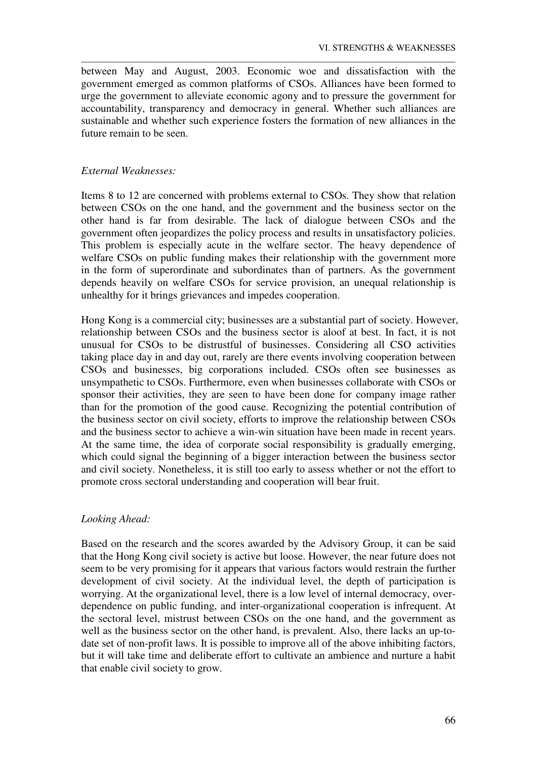between May and August, 2003. Economic woe and dissatisfaction with the government emerged as common platforms of CSOs. Alliances have been formed to urge the government to alleviate economic agony and to pressure the government for accountability, transparency and democracy in general. Whether such alliances are sustainable and whether such experience fosters the formation of new alliances in the future remain to be seen.

*External Weaknesses:*

Items 8 to 12 are concerned with problems external to CSOs. They show that relation between CSOs on the one hand, and the government and the business sector on the other hand is far from desirable. The lack of dialogue between CSOs and the government often jeopardizes the policy process and results in unsatisfactory policies. This problem is especially acute in the welfare sector. The heavy dependence of welfare CSOs on public funding makes their relationship with the government more in the form of superordinate and subordinates than of partners. As the government depends heavily on welfare CSOs for service provision, an unequal relationship is unhealthy for it brings grievances and impedes cooperation.

Hong Kong is a commercial city; businesses are a substantial part of society. However, relationship between CSOs and the business sector is aloof at best. In fact, it is not unusual for CSOs to be distrustful of businesses. Considering all CSO activities taking place day in and day out, rarely are there events involving cooperation between CSOs and businesses, big corporations included. CSOs often see businesses as unsympathetic to CSOs. Furthermore, even when businesses collaborate with CSOs or sponsor their activities, they are seen to have been done for company image rather than for the promotion of the good cause. Recognizing the potential contribution of the business sector on civil society, efforts to improve the relationship between CSOs and the business sector to achieve a win-win situation have been made in recent years. At the same time, the idea of corporate social responsibility is gradually emerging, which could signal the beginning of a bigger interaction between the business sector and civil society. Nonetheless, it is still too early to assess whether or not the effort to promote cross sectoral understanding and cooperation will bear fruit.

*Looking Ahead:*

Based on the research and the scores awarded by the Advisory Group, it can be said that the Hong Kong civil society is active but loose. However, the near future does not seem to be very promising for it appears that various factors would restrain the further development of civil society. At the individual level, the depth of participation is worrying. At the organizational level, there is a low level of internal democracy, over-dependence on public funding, and inter-organizational cooperation is infrequent. At the sectoral level, mistrust between CSOs on the one hand, and the government as well as the business sector on the other hand, is prevalent. Also, there lacks an up-to-date set of non-profit laws. It is possible to improve all of the above inhibiting factors, but it will take time and deliberate effort to cultivate an ambience and nurture a habit that enable civil society to grow.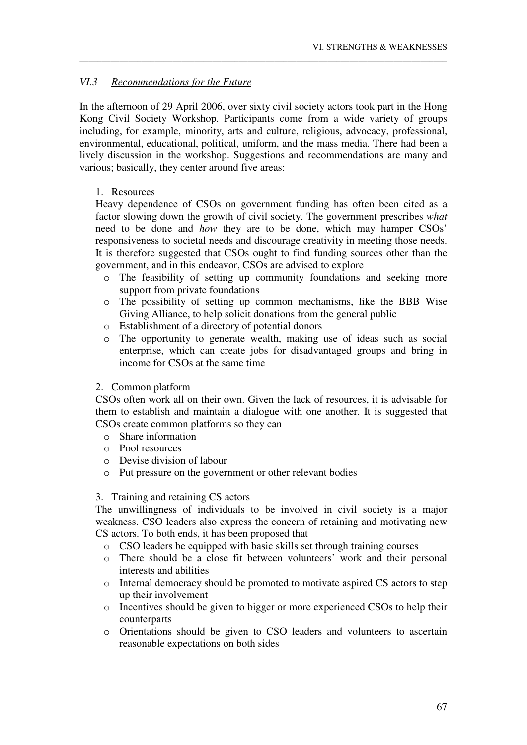### *VI.3 Recommendations for the Future*

In the afternoon of 29 April 2006, over sixty civil society actors took part in the Hong Kong Civil Society Workshop. Participants come from a wide variety of groups including, for example, minority, arts and culture, religious, advocacy, professional, environmental, educational, political, uniform, and the mass media. There had been a lively discussion in the workshop. Suggestions and recommendations are many and various; basically, they center around five areas:

1. Resources

   Heavy dependence of CSOs on government funding has often been cited as a factor slowing down the growth of civil society. The government prescribes *what* need to be done and *how* they are to be done, which may hamper CSOs' responsiveness to societal needs and discourage creativity in meeting those needs. It is therefore suggested that CSOs ought to find funding sources other than the government, and in this endeavor, CSOs are advised to explore

   - The feasibility of setting up community foundations and seeking more support from private foundations
   - The possibility of setting up common mechanisms, like the BBB Wise Giving Alliance, to help solicit donations from the general public
   - Establishment of a directory of potential donors
   - The opportunity to generate wealth, making use of ideas such as social enterprise, which can create jobs for disadvantaged groups and bring in income for CSOs at the same time

2. Common platform

   CSOs often work all on their own. Given the lack of resources, it is advisable for them to establish and maintain a dialogue with one another. It is suggested that CSOs create common platforms so they can

   - Share information
   - Pool resources
   - Devise division of labour
   - Put pressure on the government or other relevant bodies

3. Training and retaining CS actors

   The unwillingness of individuals to be involved in civil society is a major weakness. CSO leaders also express the concern of retaining and motivating new CS actors. To both ends, it has been proposed that

   - CSO leaders be equipped with basic skills set through training courses
   - There should be a close fit between volunteers' work and their personal interests and abilities
   - Internal democracy should be promoted to motivate aspired CS actors to step up their involvement
   - Incentives should be given to bigger or more experienced CSOs to help their counterparts
   - Orientations should be given to CSO leaders and volunteers to ascertain reasonable expectations on both sides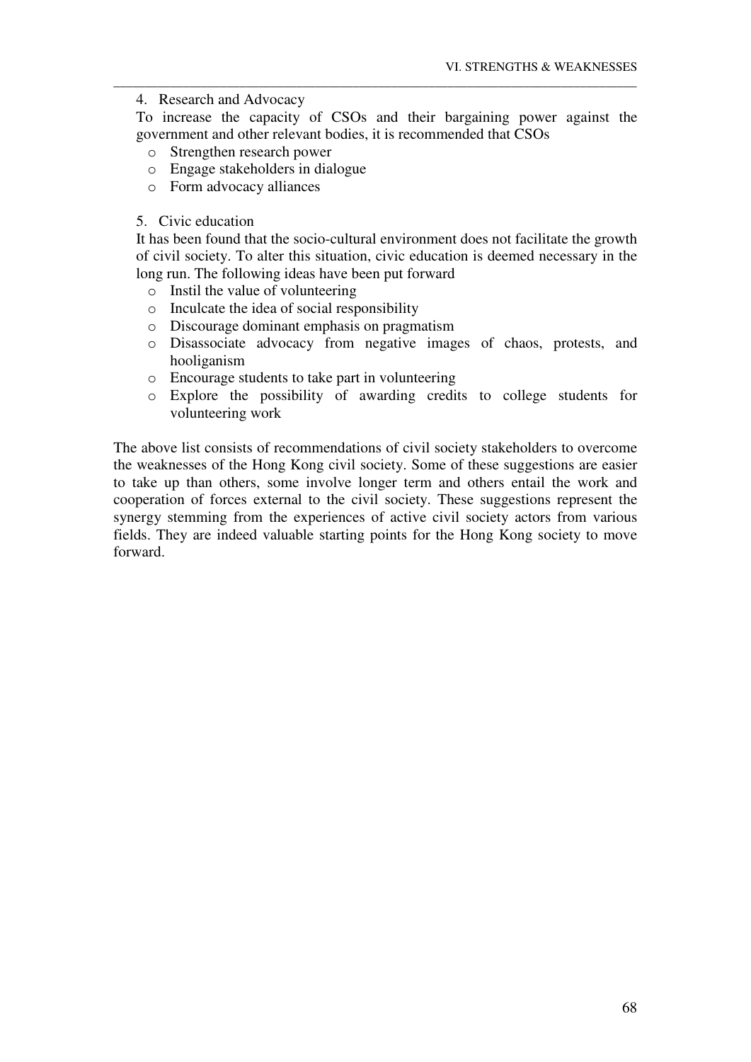4. Research and Advocacy

To increase the capacity of CSOs and their bargaining power against the government and other relevant bodies, it is recommended that CSOs

- Strengthen research power
- Engage stakeholders in dialogue
- Form advocacy alliances

5. Civic education

It has been found that the socio-cultural environment does not facilitate the growth of civil society. To alter this situation, civic education is deemed necessary in the long run. The following ideas have been put forward

- Instil the value of volunteering
- Inculcate the idea of social responsibility
- Discourage dominant emphasis on pragmatism
- Disassociate advocacy from negative images of chaos, protests, and hooliganism
- Encourage students to take part in volunteering
- Explore the possibility of awarding credits to college students for volunteering work

The above list consists of recommendations of civil society stakeholders to overcome the weaknesses of the Hong Kong civil society. Some of these suggestions are easier to take up than others, some involve longer term and others entail the work and cooperation of forces external to the civil society. These suggestions represent the synergy stemming from the experiences of active civil society actors from various fields. They are indeed valuable starting points for the Hong Kong society to move forward.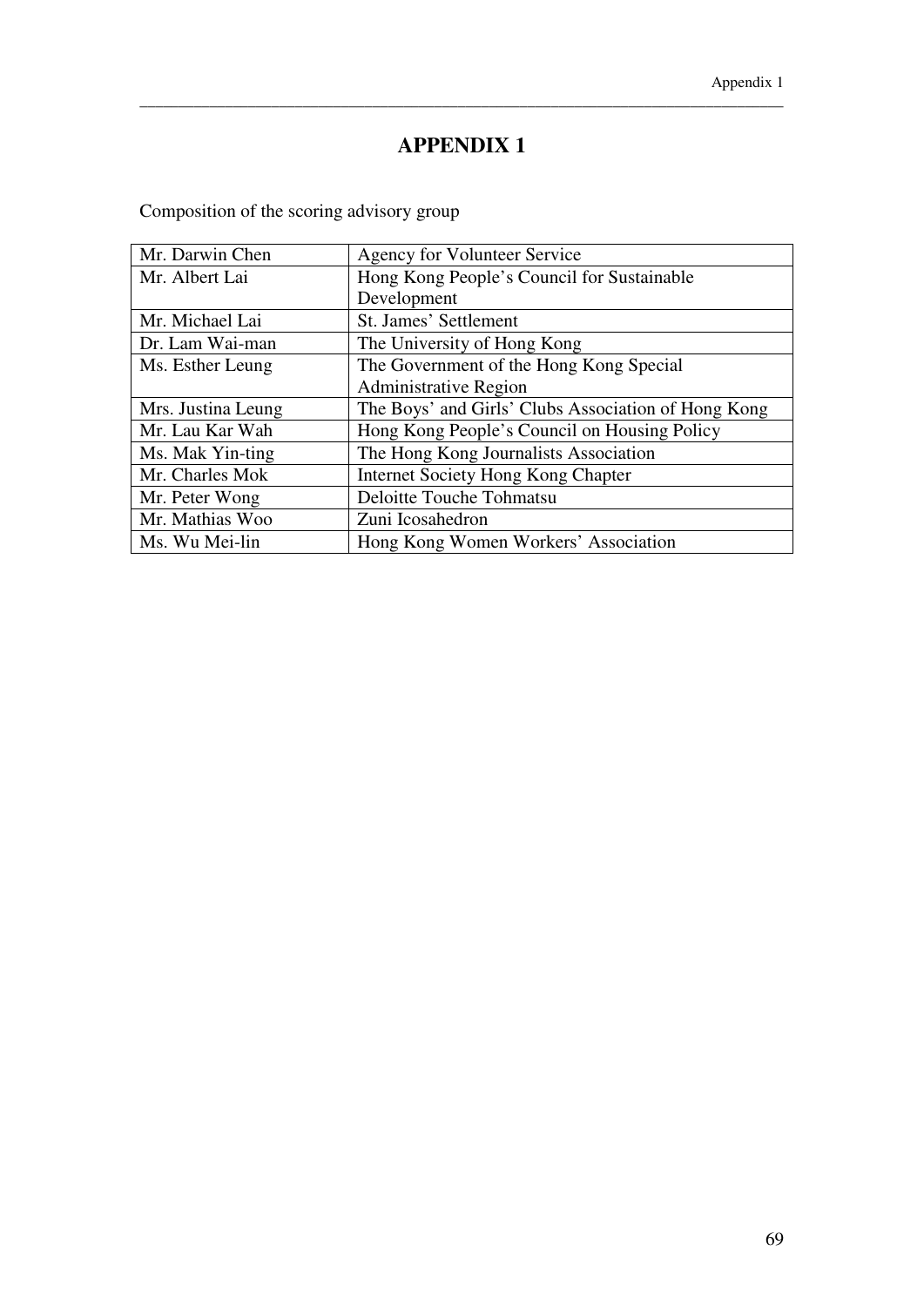# APPENDIX 1

Composition of the scoring advisory group

| | |
|---|---|
| Mr. Darwin Chen | Agency for Volunteer Service |
| Mr. Albert Lai | Hong Kong People's Council for Sustainable Development |
| Mr. Michael Lai | St. James' Settlement |
| Dr. Lam Wai-man | The University of Hong Kong |
| Ms. Esther Leung | The Government of the Hong Kong Special Administrative Region |
| Mrs. Justina Leung | The Boys' and Girls' Clubs Association of Hong Kong |
| Mr. Lau Kar Wah | Hong Kong People's Council on Housing Policy |
| Ms. Mak Yin-ting | The Hong Kong Journalists Association |
| Mr. Charles Mok | Internet Society Hong Kong Chapter |
| Mr. Peter Wong | Deloitte Touche Tohmatsu |
| Mr. Mathias Woo | Zuni Icosahedron |
| Ms. Wu Mei-lin | Hong Kong Women Workers' Association |